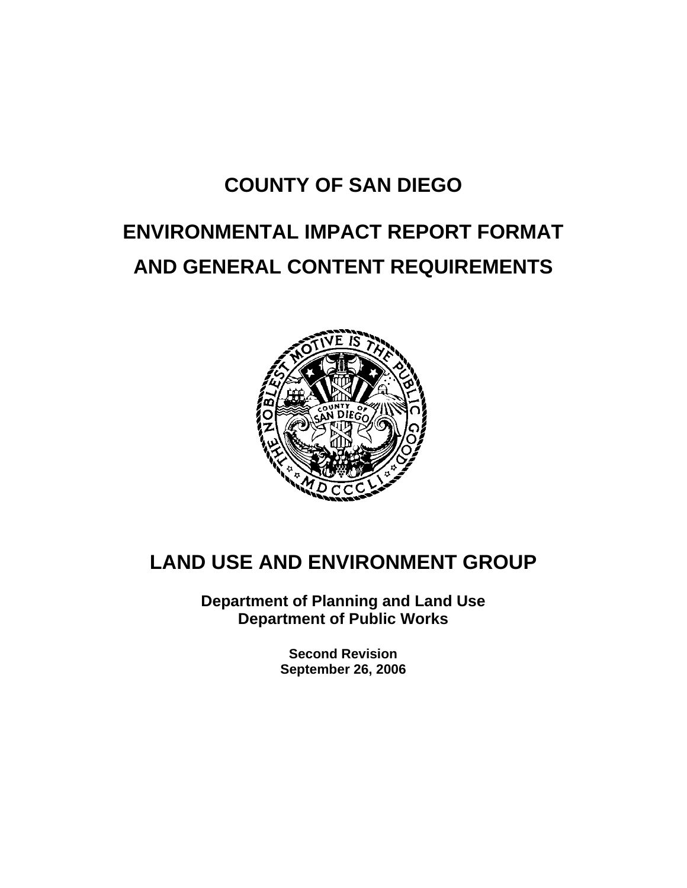# COUNTY OF SAN DIEGO

# ENVIRONMENTAL IMPACT REPORT FORMAT AND GENERAL CONTENT REQUIREMENTS

## LAND USE AND ENVIRONMENT GROUP

**Department of Planning and Land Use**
**Department of Public Works**

**Second Revision**
**September 26, 2006**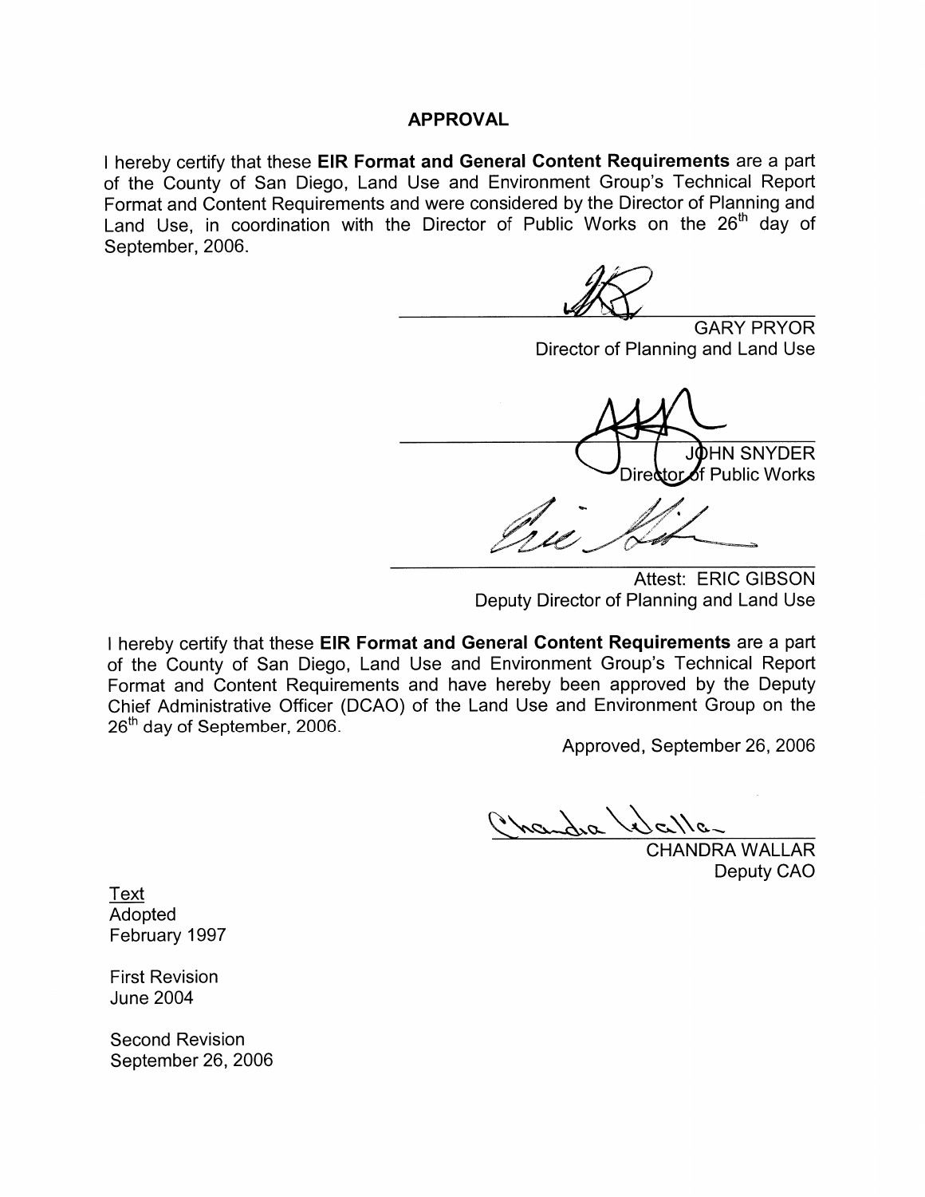# APPROVAL

I hereby certify that these **EIR Format and General Content Requirements** are a part of the County of San Diego, Land Use and Environment Group's Technical Report Format and Content Requirements and were considered by the Director of Planning and Land Use, in coordination with the Director of Public Works on the 26th day of September, 2006.

GARY PRYOR
Director of Planning and Land Use

JOHN SNYDER
Director of Public Works

Attest: ERIC GIBSON
Deputy Director of Planning and Land Use

I hereby certify that these **EIR Format and General Content Requirements** are a part of the County of San Diego, Land Use and Environment Group's Technical Report Format and Content Requirements and have hereby been approved by the Deputy Chief Administrative Officer (DCAO) of the Land Use and Environment Group on the 26th day of September, 2006.

Approved, September 26, 2006

CHANDRA WALLAR
Deputy CAO

Text
Adopted
February 1997

First Revision
June 2004

Second Revision
September 26, 2006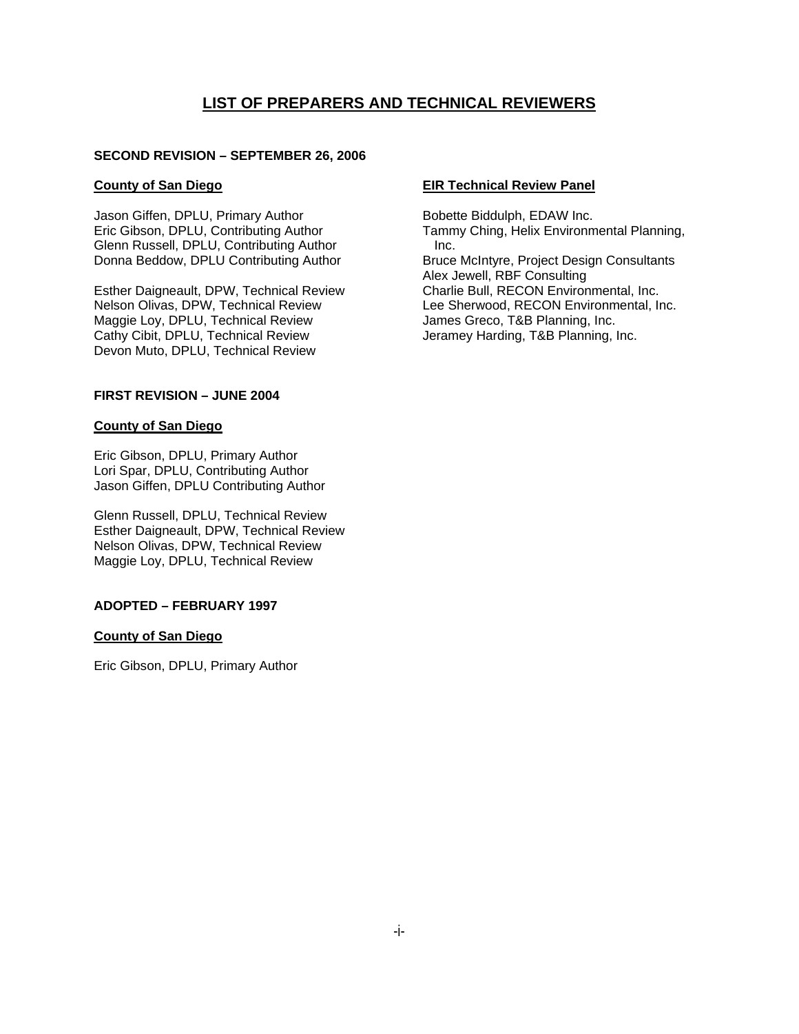# LIST OF PREPARERS AND TECHNICAL REVIEWERS

## SECOND REVISION – SEPTEMBER 26, 2006

### County of San Diego

Jason Giffen, DPLU, Primary Author
Eric Gibson, DPLU, Contributing Author
Glenn Russell, DPLU, Contributing Author
Donna Beddow, DPLU Contributing Author

Esther Daigneault, DPW, Technical Review
Nelson Olivas, DPW, Technical Review
Maggie Loy, DPLU, Technical Review
Cathy Cibit, DPLU, Technical Review
Devon Muto, DPLU, Technical Review

### EIR Technical Review Panel

Bobette Biddulph, EDAW Inc.
Tammy Ching, Helix Environmental Planning, Inc.
Bruce McIntyre, Project Design Consultants
Alex Jewell, RBF Consulting
Charlie Bull, RECON Environmental, Inc.
Lee Sherwood, RECON Environmental, Inc.
James Greco, T&B Planning, Inc.
Jeramey Harding, T&B Planning, Inc.

## FIRST REVISION – JUNE 2004

### County of San Diego

Eric Gibson, DPLU, Primary Author
Lori Spar, DPLU, Contributing Author
Jason Giffen, DPLU Contributing Author

Glenn Russell, DPLU, Technical Review
Esther Daigneault, DPW, Technical Review
Nelson Olivas, DPW, Technical Review
Maggie Loy, DPLU, Technical Review

## ADOPTED – FEBRUARY 1997

### County of San Diego

Eric Gibson, DPLU, Primary Author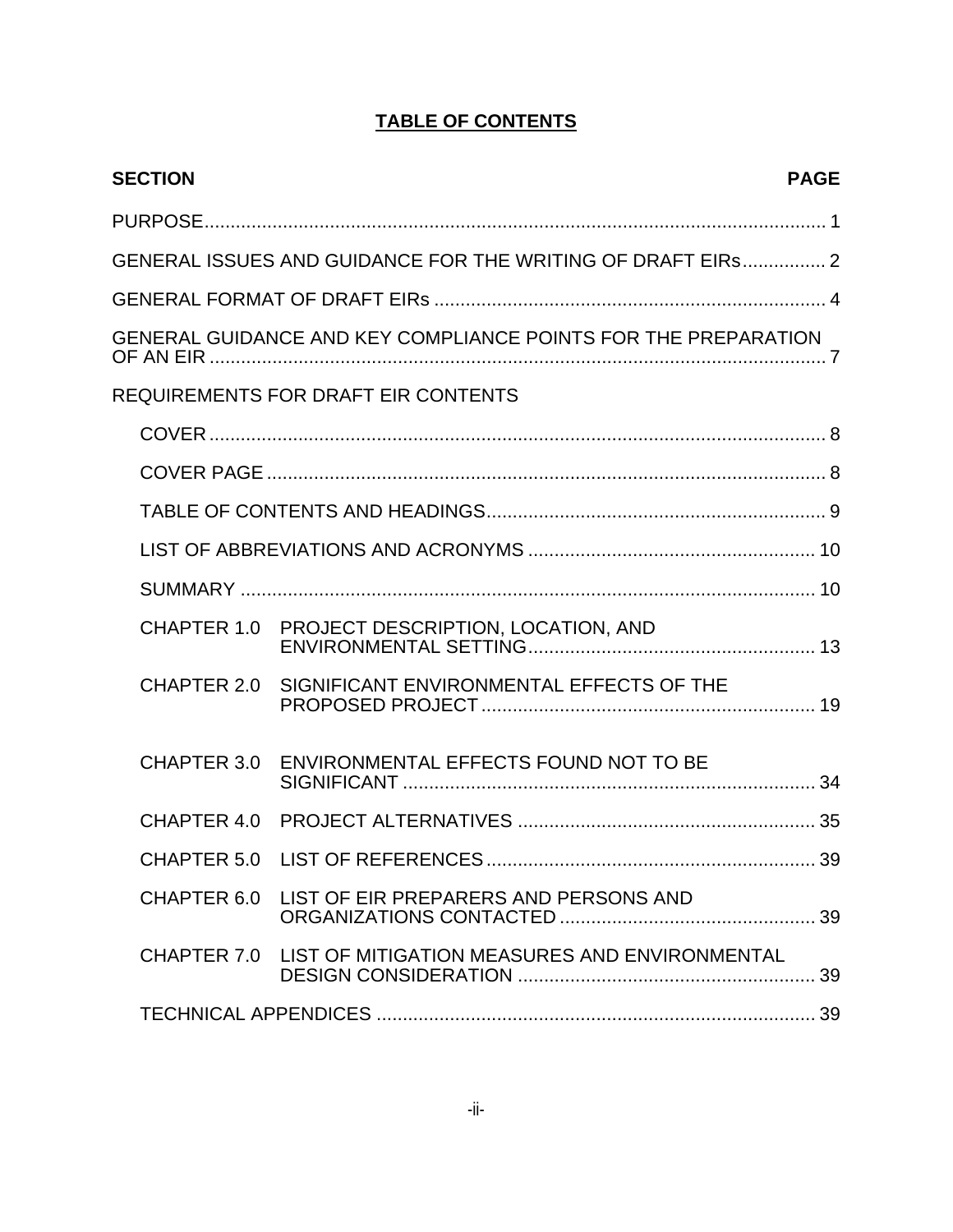# TABLE OF CONTENTS

| SECTION | PAGE |
|---|---|
| PURPOSE | 1 |
| GENERAL ISSUES AND GUIDANCE FOR THE WRITING OF DRAFT EIRs | 2 |
| GENERAL FORMAT OF DRAFT EIRs | 4 |
| GENERAL GUIDANCE AND KEY COMPLIANCE POINTS FOR THE PREPARATION OF AN EIR | 7 |
| REQUIREMENTS FOR DRAFT EIR CONTENTS | |
| COVER | 8 |
| COVER PAGE | 8 |
| TABLE OF CONTENTS AND HEADINGS | 9 |
| LIST OF ABBREVIATIONS AND ACRONYMS | 10 |
| SUMMARY | 10 |
| CHAPTER 1.0 PROJECT DESCRIPTION, LOCATION, AND ENVIRONMENTAL SETTING | 13 |
| CHAPTER 2.0 SIGNIFICANT ENVIRONMENTAL EFFECTS OF THE PROPOSED PROJECT | 19 |
| CHAPTER 3.0 ENVIRONMENTAL EFFECTS FOUND NOT TO BE SIGNIFICANT | 34 |
| CHAPTER 4.0 PROJECT ALTERNATIVES | 35 |
| CHAPTER 5.0 LIST OF REFERENCES | 39 |
| CHAPTER 6.0 LIST OF EIR PREPARERS AND PERSONS AND ORGANIZATIONS CONTACTED | 39 |
| CHAPTER 7.0 LIST OF MITIGATION MEASURES AND ENVIRONMENTAL DESIGN CONSIDERATION | 39 |
| TECHNICAL APPENDICES | 39 |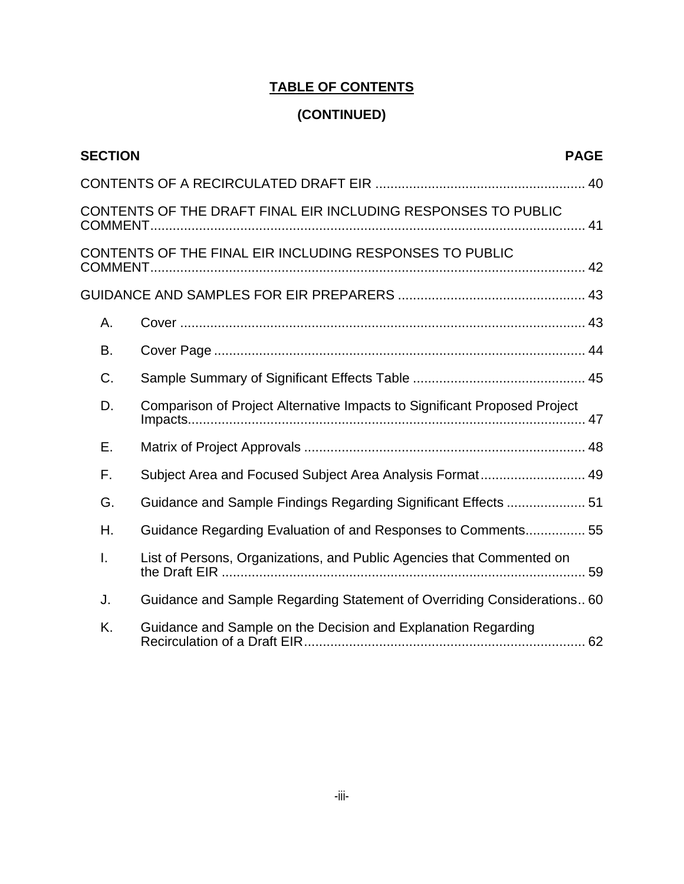# TABLE OF CONTENTS

## (CONTINUED)

| SECTION | | PAGE |
|---|---|---|
| CONTENTS OF A RECIRCULATED DRAFT EIR | | 40 |
| CONTENTS OF THE DRAFT FINAL EIR INCLUDING RESPONSES TO PUBLIC COMMENT | | 41 |
| CONTENTS OF THE FINAL EIR INCLUDING RESPONSES TO PUBLIC COMMENT | | 42 |
| GUIDANCE AND SAMPLES FOR EIR PREPARERS | | 43 |
| A. | Cover | 43 |
| B. | Cover Page | 44 |
| C. | Sample Summary of Significant Effects Table | 45 |
| D. | Comparison of Project Alternative Impacts to Significant Proposed Project Impacts | 47 |
| E. | Matrix of Project Approvals | 48 |
| F. | Subject Area and Focused Subject Area Analysis Format | 49 |
| G. | Guidance and Sample Findings Regarding Significant Effects | 51 |
| H. | Guidance Regarding Evaluation of and Responses to Comments | 55 |
| I. | List of Persons, Organizations, and Public Agencies that Commented on the Draft EIR | 59 |
| J. | Guidance and Sample Regarding Statement of Overriding Considerations | 60 |
| K. | Guidance and Sample on the Decision and Explanation Regarding Recirculation of a Draft EIR | 62 |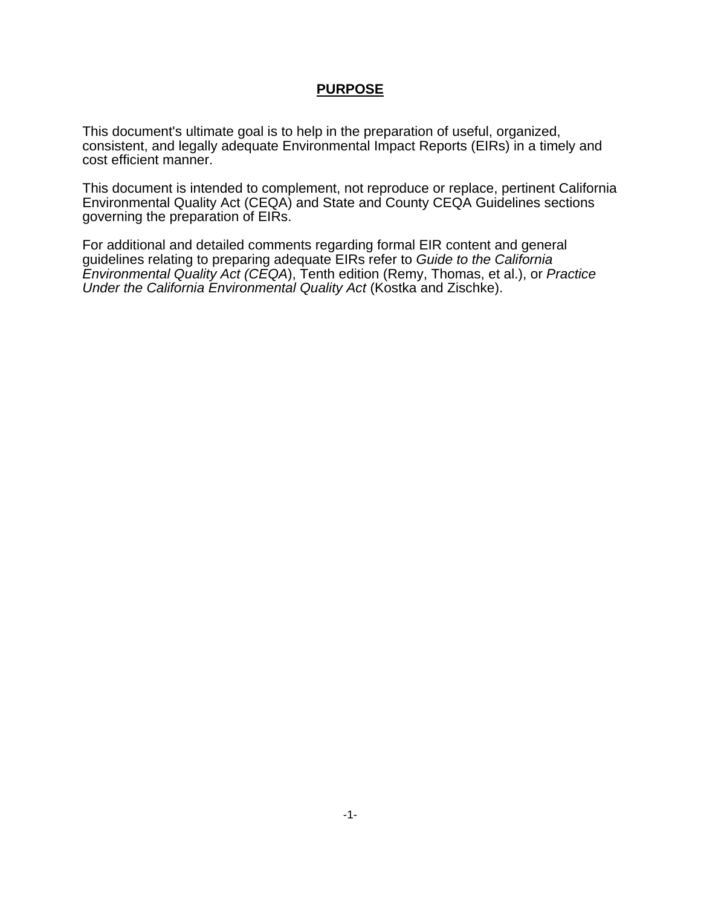## **PURPOSE**

This document's ultimate goal is to help in the preparation of useful, organized, consistent, and legally adequate Environmental Impact Reports (EIRs) in a timely and cost efficient manner.

This document is intended to complement, not reproduce or replace, pertinent California Environmental Quality Act (CEQA) and State and County CEQA Guidelines sections governing the preparation of EIRs.

For additional and detailed comments regarding formal EIR content and general guidelines relating to preparing adequate EIRs refer to *Guide to the California Environmental Quality Act (CEQA*), Tenth edition (Remy, Thomas, et al.), or *Practice Under the California Environmental Quality Act* (Kostka and Zischke).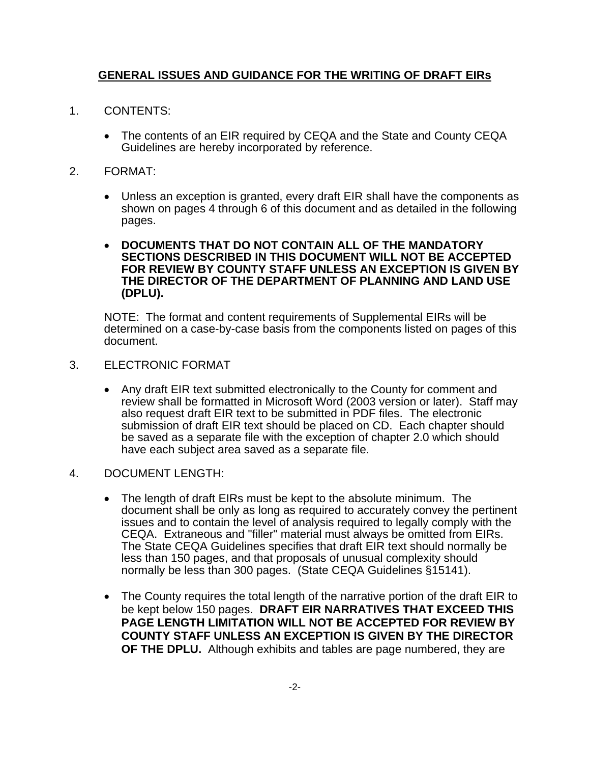## GENERAL ISSUES AND GUIDANCE FOR THE WRITING OF DRAFT EIRs

1. CONTENTS:

   - The contents of an EIR required by CEQA and the State and County CEQA Guidelines are hereby incorporated by reference.

2. FORMAT:

   - Unless an exception is granted, every draft EIR shall have the components as shown on pages 4 through 6 of this document and as detailed in the following pages.

   - **DOCUMENTS THAT DO NOT CONTAIN ALL OF THE MANDATORY SECTIONS DESCRIBED IN THIS DOCUMENT WILL NOT BE ACCEPTED FOR REVIEW BY COUNTY STAFF UNLESS AN EXCEPTION IS GIVEN BY THE DIRECTOR OF THE DEPARTMENT OF PLANNING AND LAND USE (DPLU).**

   NOTE: The format and content requirements of Supplemental EIRs will be determined on a case-by-case basis from the components listed on pages of this document.

3. ELECTRONIC FORMAT

   - Any draft EIR text submitted electronically to the County for comment and review shall be formatted in Microsoft Word (2003 version or later). Staff may also request draft EIR text to be submitted in PDF files. The electronic submission of draft EIR text should be placed on CD. Each chapter should be saved as a separate file with the exception of chapter 2.0 which should have each subject area saved as a separate file.

4. DOCUMENT LENGTH:

   - The length of draft EIRs must be kept to the absolute minimum. The document shall be only as long as required to accurately convey the pertinent issues and to contain the level of analysis required to legally comply with the CEQA. Extraneous and "filler" material must always be omitted from EIRs. The State CEQA Guidelines specifies that draft EIR text should normally be less than 150 pages, and that proposals of unusual complexity should normally be less than 300 pages. (State CEQA Guidelines §15141).

   - The County requires the total length of the narrative portion of the draft EIR to be kept below 150 pages. **DRAFT EIR NARRATIVES THAT EXCEED THIS PAGE LENGTH LIMITATION WILL NOT BE ACCEPTED FOR REVIEW BY COUNTY STAFF UNLESS AN EXCEPTION IS GIVEN BY THE DIRECTOR OF THE DPLU.** Although exhibits and tables are page numbered, they are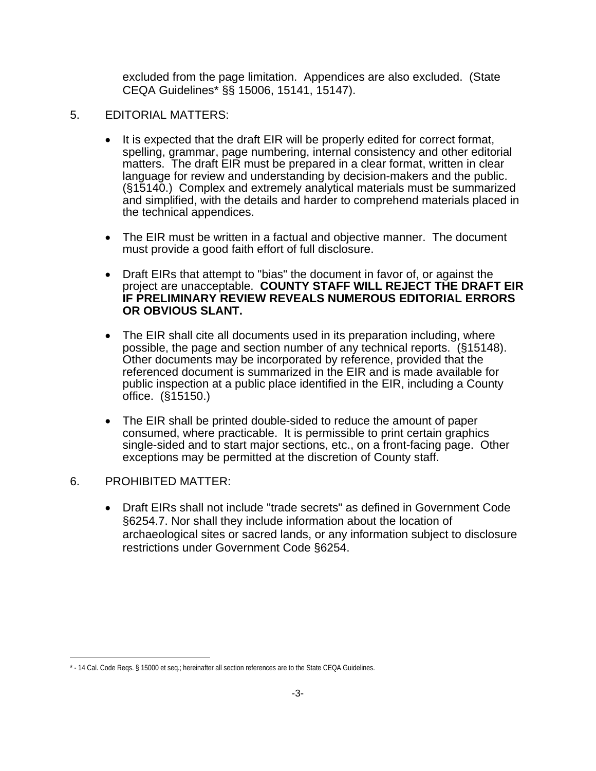excluded from the page limitation. Appendices are also excluded. (State CEQA Guidelines* §§ 15006, 15141, 15147).

5. EDITORIAL MATTERS:

- It is expected that the draft EIR will be properly edited for correct format, spelling, grammar, page numbering, internal consistency and other editorial matters. The draft EIR must be prepared in a clear format, written in clear language for review and understanding by decision-makers and the public. (§15140.) Complex and extremely analytical materials must be summarized and simplified, with the details and harder to comprehend materials placed in the technical appendices.

- The EIR must be written in a factual and objective manner. The document must provide a good faith effort of full disclosure.

- Draft EIRs that attempt to "bias" the document in favor of, or against the project are unacceptable. **COUNTY STAFF WILL REJECT THE DRAFT EIR IF PRELIMINARY REVIEW REVEALS NUMEROUS EDITORIAL ERRORS OR OBVIOUS SLANT.**

- The EIR shall cite all documents used in its preparation including, where possible, the page and section number of any technical reports. (§15148). Other documents may be incorporated by reference, provided that the referenced document is summarized in the EIR and is made available for public inspection at a public place identified in the EIR, including a County office. (§15150.)

- The EIR shall be printed double-sided to reduce the amount of paper consumed, where practicable. It is permissible to print certain graphics single-sided and to start major sections, etc., on a front-facing page. Other exceptions may be permitted at the discretion of County staff.

6. PROHIBITED MATTER:

- Draft EIRs shall not include "trade secrets" as defined in Government Code §6254.7. Nor shall they include information about the location of archaeological sites or sacred lands, or any information subject to disclosure restrictions under Government Code §6254.

---

* - 14 Cal. Code Reqs. § 15000 et seq.; hereinafter all section references are to the State CEQA Guidelines.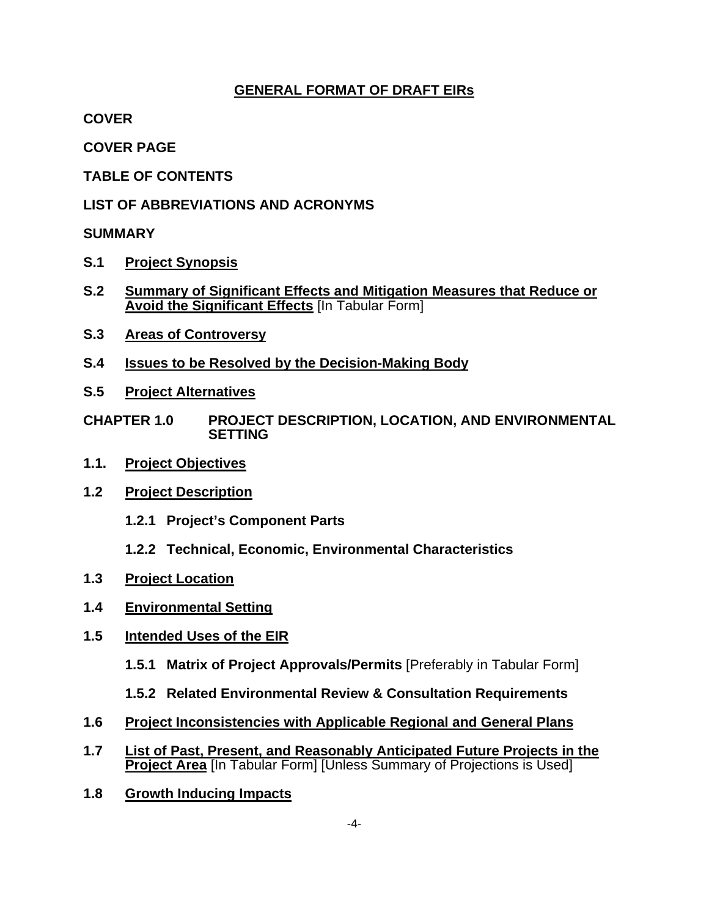# GENERAL FORMAT OF DRAFT EIRs

**COVER**

**COVER PAGE**

**TABLE OF CONTENTS**

**LIST OF ABBREVIATIONS AND ACRONYMS**

**SUMMARY**

**S.1 Project Synopsis**

**S.2 Summary of Significant Effects and Mitigation Measures that Reduce or Avoid the Significant Effects** [In Tabular Form]

**S.3 Areas of Controversy**

**S.4 Issues to be Resolved by the Decision-Making Body**

**S.5 Project Alternatives**

**CHAPTER 1.0 PROJECT DESCRIPTION, LOCATION, AND ENVIRONMENTAL SETTING**

**1.1. Project Objectives**

**1.2 Project Description**

**1.2.1 Project's Component Parts**

**1.2.2 Technical, Economic, Environmental Characteristics**

**1.3 Project Location**

**1.4 Environmental Setting**

**1.5 Intended Uses of the EIR**

**1.5.1 Matrix of Project Approvals/Permits** [Preferably in Tabular Form]

**1.5.2 Related Environmental Review & Consultation Requirements**

**1.6 Project Inconsistencies with Applicable Regional and General Plans**

**1.7 List of Past, Present, and Reasonably Anticipated Future Projects in the Project Area** [In Tabular Form] [Unless Summary of Projections is Used]

**1.8 Growth Inducing Impacts**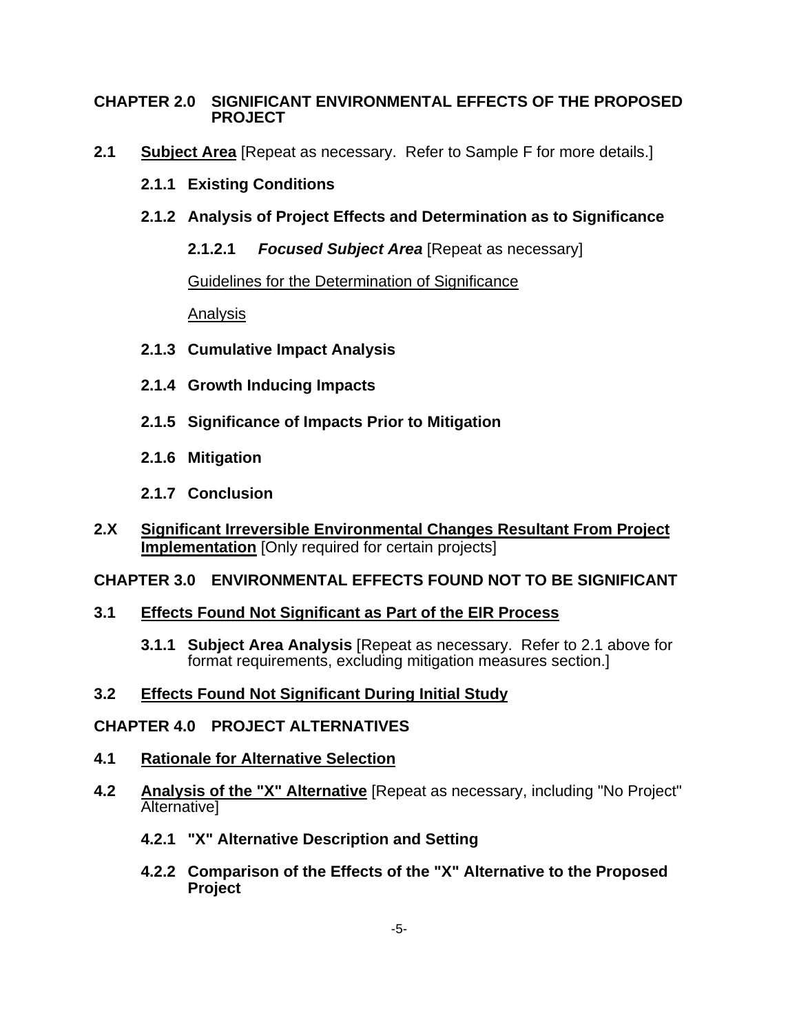# CHAPTER 2.0 SIGNIFICANT ENVIRONMENTAL EFFECTS OF THE PROPOSED PROJECT

## 2.1 Subject Area [Repeat as necessary. Refer to Sample F for more details.]

### 2.1.1 Existing Conditions

### 2.1.2 Analysis of Project Effects and Determination as to Significance

#### 2.1.2.1 *Focused Subject Area* [Repeat as necessary]

Guidelines for the Determination of Significance

Analysis

### 2.1.3 Cumulative Impact Analysis

### 2.1.4 Growth Inducing Impacts

### 2.1.5 Significance of Impacts Prior to Mitigation

### 2.1.6 Mitigation

### 2.1.7 Conclusion

## 2.X Significant Irreversible Environmental Changes Resultant From Project Implementation [Only required for certain projects]

# CHAPTER 3.0 ENVIRONMENTAL EFFECTS FOUND NOT TO BE SIGNIFICANT

## 3.1 Effects Found Not Significant as Part of the EIR Process

### 3.1.1 Subject Area Analysis [Repeat as necessary. Refer to 2.1 above for format requirements, excluding mitigation measures section.]

## 3.2 Effects Found Not Significant During Initial Study

# CHAPTER 4.0 PROJECT ALTERNATIVES

## 4.1 Rationale for Alternative Selection

## 4.2 Analysis of the "X" Alternative [Repeat as necessary, including "No Project" Alternative]

### 4.2.1 "X" Alternative Description and Setting

### 4.2.2 Comparison of the Effects of the "X" Alternative to the Proposed Project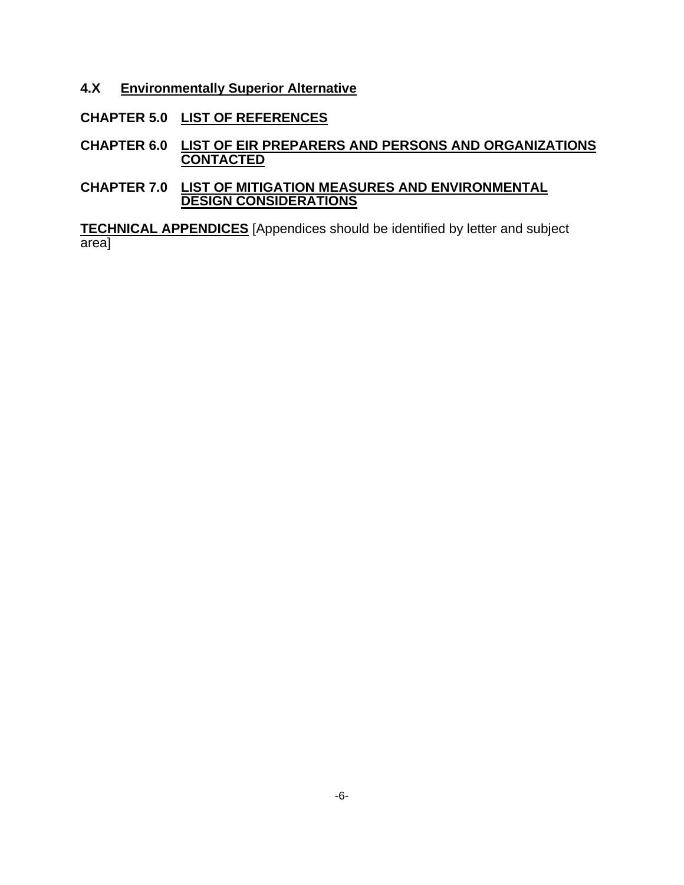### 4.X **Environmentally Superior Alternative**

## CHAPTER 5.0 **LIST OF REFERENCES**

## CHAPTER 6.0 **LIST OF EIR PREPARERS AND PERSONS AND ORGANIZATIONS CONTACTED**

## CHAPTER 7.0 **LIST OF MITIGATION MEASURES AND ENVIRONMENTAL DESIGN CONSIDERATIONS**

**TECHNICAL APPENDICES** [Appendices should be identified by letter and subject area]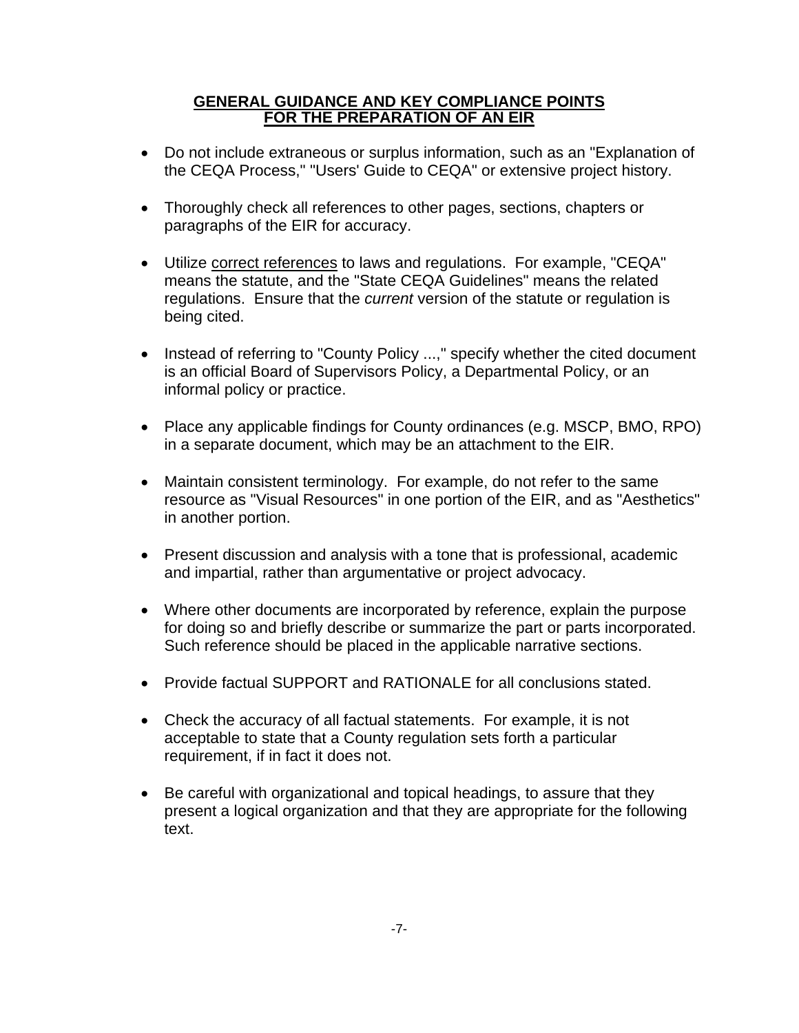## GENERAL GUIDANCE AND KEY COMPLIANCE POINTS FOR THE PREPARATION OF AN EIR

- Do not include extraneous or surplus information, such as an "Explanation of the CEQA Process," "Users' Guide to CEQA" or extensive project history.

- Thoroughly check all references to other pages, sections, chapters or paragraphs of the EIR for accuracy.

- Utilize <u>correct references</u> to laws and regulations. For example, "CEQA" means the statute, and the "State CEQA Guidelines" means the related regulations. Ensure that the *current* version of the statute or regulation is being cited.

- Instead of referring to "County Policy ...," specify whether the cited document is an official Board of Supervisors Policy, a Departmental Policy, or an informal policy or practice.

- Place any applicable findings for County ordinances (e.g. MSCP, BMO, RPO) in a separate document, which may be an attachment to the EIR.

- Maintain consistent terminology. For example, do not refer to the same resource as "Visual Resources" in one portion of the EIR, and as "Aesthetics" in another portion.

- Present discussion and analysis with a tone that is professional, academic and impartial, rather than argumentative or project advocacy.

- Where other documents are incorporated by reference, explain the purpose for doing so and briefly describe or summarize the part or parts incorporated. Such reference should be placed in the applicable narrative sections.

- Provide factual SUPPORT and RATIONALE for all conclusions stated.

- Check the accuracy of all factual statements. For example, it is not acceptable to state that a County regulation sets forth a particular requirement, if in fact it does not.

- Be careful with organizational and topical headings, to assure that they present a logical organization and that they are appropriate for the following text.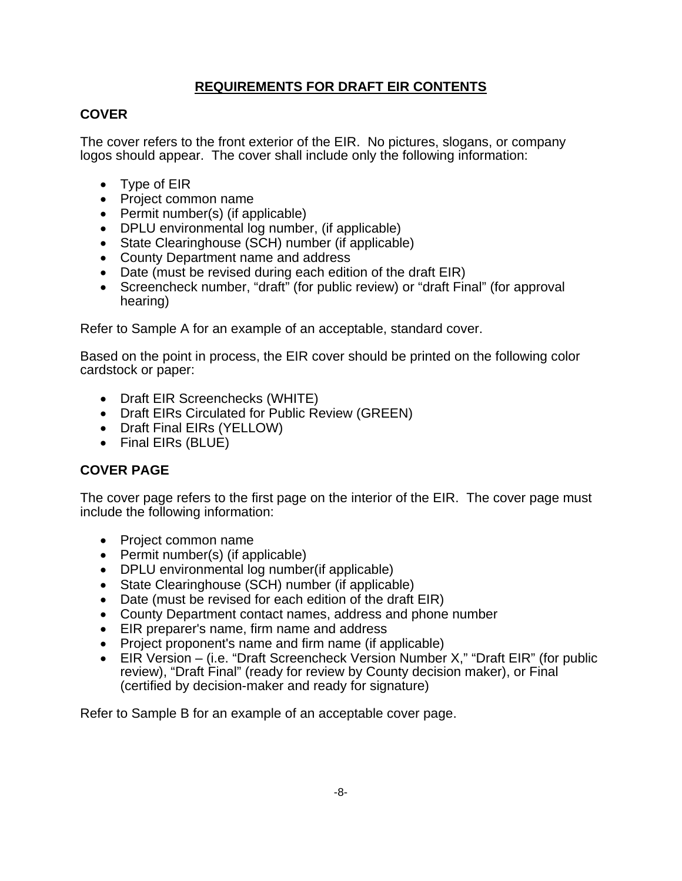## REQUIREMENTS FOR DRAFT EIR CONTENTS

### COVER

The cover refers to the front exterior of the EIR. No pictures, slogans, or company logos should appear. The cover shall include only the following information:

- Type of EIR
- Project common name
- Permit number(s) (if applicable)
- DPLU environmental log number, (if applicable)
- State Clearinghouse (SCH) number (if applicable)
- County Department name and address
- Date (must be revised during each edition of the draft EIR)
- Screencheck number, "draft" (for public review) or "draft Final" (for approval hearing)

Refer to Sample A for an example of an acceptable, standard cover.

Based on the point in process, the EIR cover should be printed on the following color cardstock or paper:

- Draft EIR Screenchecks (WHITE)
- Draft EIRs Circulated for Public Review (GREEN)
- Draft Final EIRs (YELLOW)
- Final EIRs (BLUE)

### COVER PAGE

The cover page refers to the first page on the interior of the EIR. The cover page must include the following information:

- Project common name
- Permit number(s) (if applicable)
- DPLU environmental log number(if applicable)
- State Clearinghouse (SCH) number (if applicable)
- Date (must be revised for each edition of the draft EIR)
- County Department contact names, address and phone number
- EIR preparer's name, firm name and address
- Project proponent's name and firm name (if applicable)
- EIR Version – (i.e. "Draft Screencheck Version Number X," "Draft EIR" (for public review), "Draft Final" (ready for review by County decision maker), or Final (certified by decision-maker and ready for signature)

Refer to Sample B for an example of an acceptable cover page.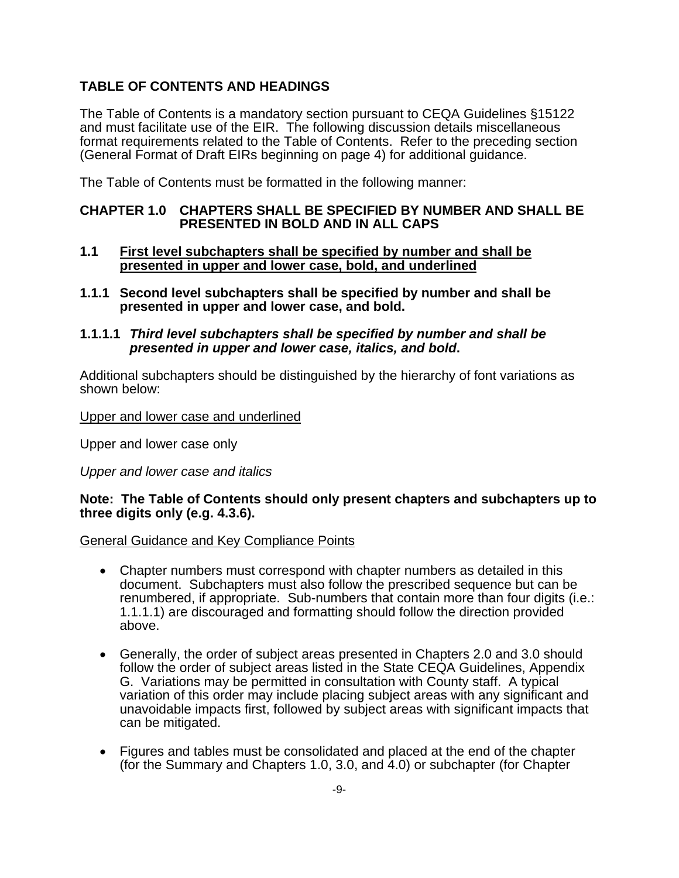## TABLE OF CONTENTS AND HEADINGS

The Table of Contents is a mandatory section pursuant to CEQA Guidelines §15122 and must facilitate use of the EIR. The following discussion details miscellaneous format requirements related to the Table of Contents. Refer to the preceding section (General Format of Draft EIRs beginning on page 4) for additional guidance.

The Table of Contents must be formatted in the following manner:

**CHAPTER 1.0 CHAPTERS SHALL BE SPECIFIED BY NUMBER AND SHALL BE PRESENTED IN BOLD AND IN ALL CAPS**

**1.1 <u>First level subchapters shall be specified by number and shall be presented in upper and lower case, bold, and underlined</u>**

**1.1.1 Second level subchapters shall be specified by number and shall be presented in upper and lower case, and bold.**

**1.1.1.1 *Third level subchapters shall be specified by number and shall be presented in upper and lower case, italics, and bold*.**

Additional subchapters should be distinguished by the hierarchy of font variations as shown below:

<u>Upper and lower case and underlined</u>

Upper and lower case only

*Upper and lower case and italics*

**Note: The Table of Contents should only present chapters and subchapters up to three digits only (e.g. 4.3.6).**

<u>General Guidance and Key Compliance Points</u>

- Chapter numbers must correspond with chapter numbers as detailed in this document. Subchapters must also follow the prescribed sequence but can be renumbered, if appropriate. Sub-numbers that contain more than four digits (i.e.: 1.1.1.1) are discouraged and formatting should follow the direction provided above.

- Generally, the order of subject areas presented in Chapters 2.0 and 3.0 should follow the order of subject areas listed in the State CEQA Guidelines, Appendix G. Variations may be permitted in consultation with County staff. A typical variation of this order may include placing subject areas with any significant and unavoidable impacts first, followed by subject areas with significant impacts that can be mitigated.

- Figures and tables must be consolidated and placed at the end of the chapter (for the Summary and Chapters 1.0, 3.0, and 4.0) or subchapter (for Chapter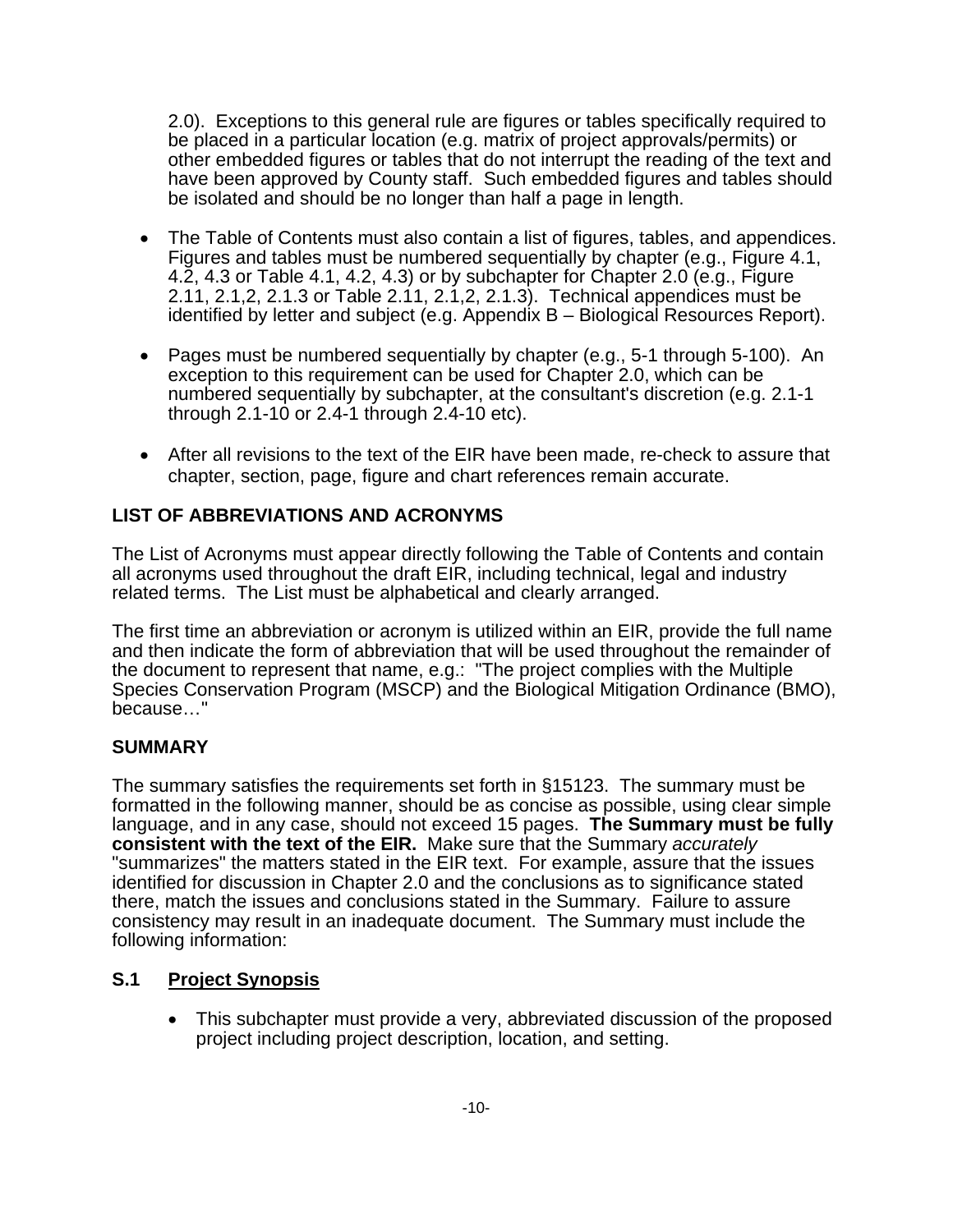2.0). Exceptions to this general rule are figures or tables specifically required to be placed in a particular location (e.g. matrix of project approvals/permits) or other embedded figures or tables that do not interrupt the reading of the text and have been approved by County staff. Such embedded figures and tables should be isolated and should be no longer than half a page in length.

- The Table of Contents must also contain a list of figures, tables, and appendices. Figures and tables must be numbered sequentially by chapter (e.g., Figure 4.1, 4.2, 4.3 or Table 4.1, 4.2, 4.3) or by subchapter for Chapter 2.0 (e.g., Figure 2.11, 2.1,2, 2.1.3 or Table 2.11, 2.1,2, 2.1.3). Technical appendices must be identified by letter and subject (e.g. Appendix B – Biological Resources Report).

- Pages must be numbered sequentially by chapter (e.g., 5-1 through 5-100). An exception to this requirement can be used for Chapter 2.0, which can be numbered sequentially by subchapter, at the consultant's discretion (e.g. 2.1-1 through 2.1-10 or 2.4-1 through 2.4-10 etc).

- After all revisions to the text of the EIR have been made, re-check to assure that chapter, section, page, figure and chart references remain accurate.

## LIST OF ABBREVIATIONS AND ACRONYMS

The List of Acronyms must appear directly following the Table of Contents and contain all acronyms used throughout the draft EIR, including technical, legal and industry related terms. The List must be alphabetical and clearly arranged.

The first time an abbreviation or acronym is utilized within an EIR, provide the full name and then indicate the form of abbreviation that will be used throughout the remainder of the document to represent that name, e.g.: "The project complies with the Multiple Species Conservation Program (MSCP) and the Biological Mitigation Ordinance (BMO), because…"

## SUMMARY

The summary satisfies the requirements set forth in §15123. The summary must be formatted in the following manner, should be as concise as possible, using clear simple language, and in any case, should not exceed 15 pages. **The Summary must be fully consistent with the text of the EIR.** Make sure that the Summary *accurately* "summarizes" the matters stated in the EIR text. For example, assure that the issues identified for discussion in Chapter 2.0 and the conclusions as to significance stated there, match the issues and conclusions stated in the Summary. Failure to assure consistency may result in an inadequate document. The Summary must include the following information:

### S.1 Project Synopsis

- This subchapter must provide a very, abbreviated discussion of the proposed project including project description, location, and setting.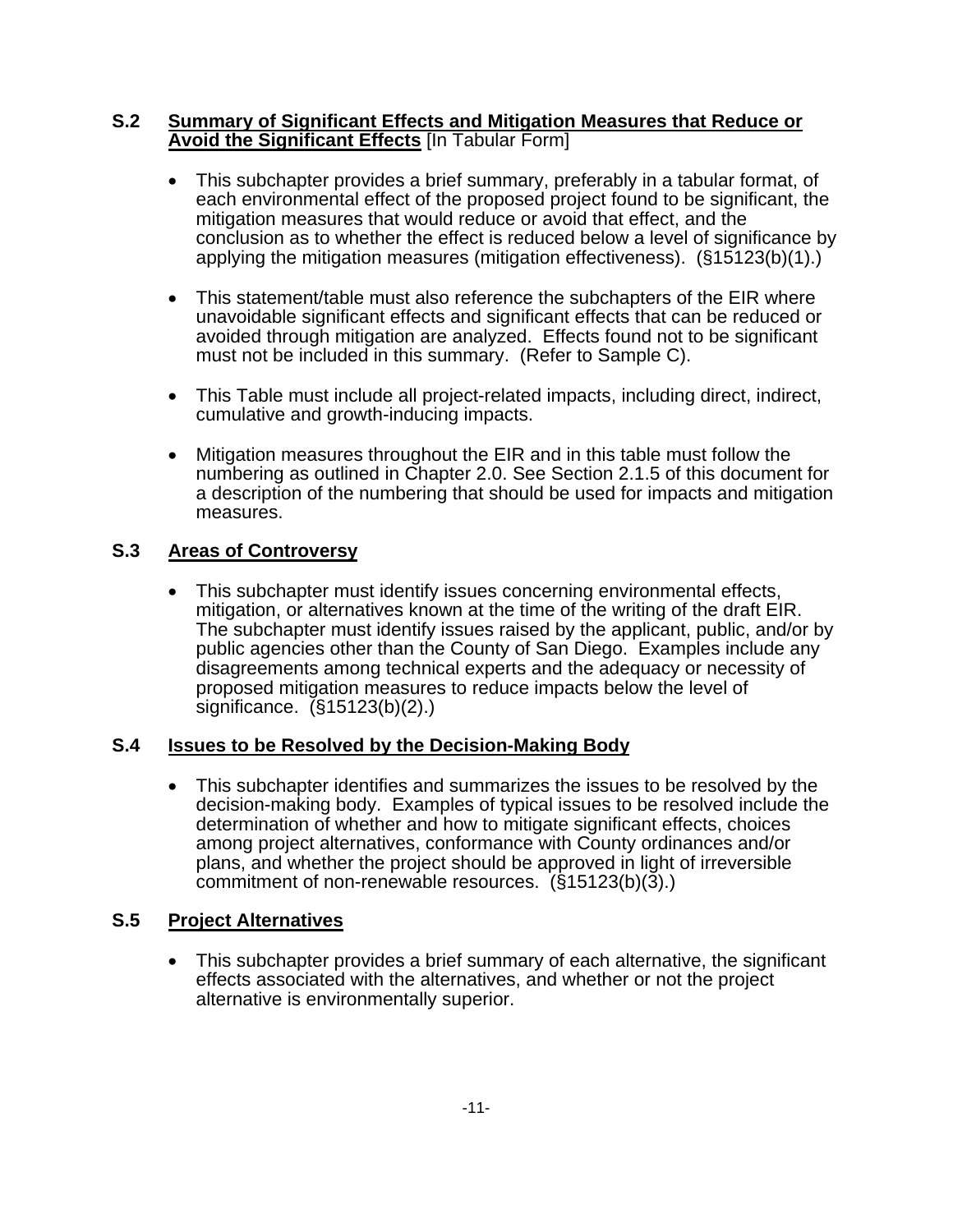### S.2 **Summary of Significant Effects and Mitigation Measures that Reduce or Avoid the Significant Effects** [In Tabular Form]

- This subchapter provides a brief summary, preferably in a tabular format, of each environmental effect of the proposed project found to be significant, the mitigation measures that would reduce or avoid that effect, and the conclusion as to whether the effect is reduced below a level of significance by applying the mitigation measures (mitigation effectiveness). (§15123(b)(1).)

- This statement/table must also reference the subchapters of the EIR where unavoidable significant effects and significant effects that can be reduced or avoided through mitigation are analyzed. Effects found not to be significant must not be included in this summary. (Refer to Sample C).

- This Table must include all project-related impacts, including direct, indirect, cumulative and growth-inducing impacts.

- Mitigation measures throughout the EIR and in this table must follow the numbering as outlined in Chapter 2.0. See Section 2.1.5 of this document for a description of the numbering that should be used for impacts and mitigation measures.

### S.3 **Areas of Controversy**

- This subchapter must identify issues concerning environmental effects, mitigation, or alternatives known at the time of the writing of the draft EIR. The subchapter must identify issues raised by the applicant, public, and/or by public agencies other than the County of San Diego. Examples include any disagreements among technical experts and the adequacy or necessity of proposed mitigation measures to reduce impacts below the level of significance. (§15123(b)(2).)

### S.4 **Issues to be Resolved by the Decision-Making Body**

- This subchapter identifies and summarizes the issues to be resolved by the decision-making body. Examples of typical issues to be resolved include the determination of whether and how to mitigate significant effects, choices among project alternatives, conformance with County ordinances and/or plans, and whether the project should be approved in light of irreversible commitment of non-renewable resources. (§15123(b)(3).)

### S.5 **Project Alternatives**

- This subchapter provides a brief summary of each alternative, the significant effects associated with the alternatives, and whether or not the project alternative is environmentally superior.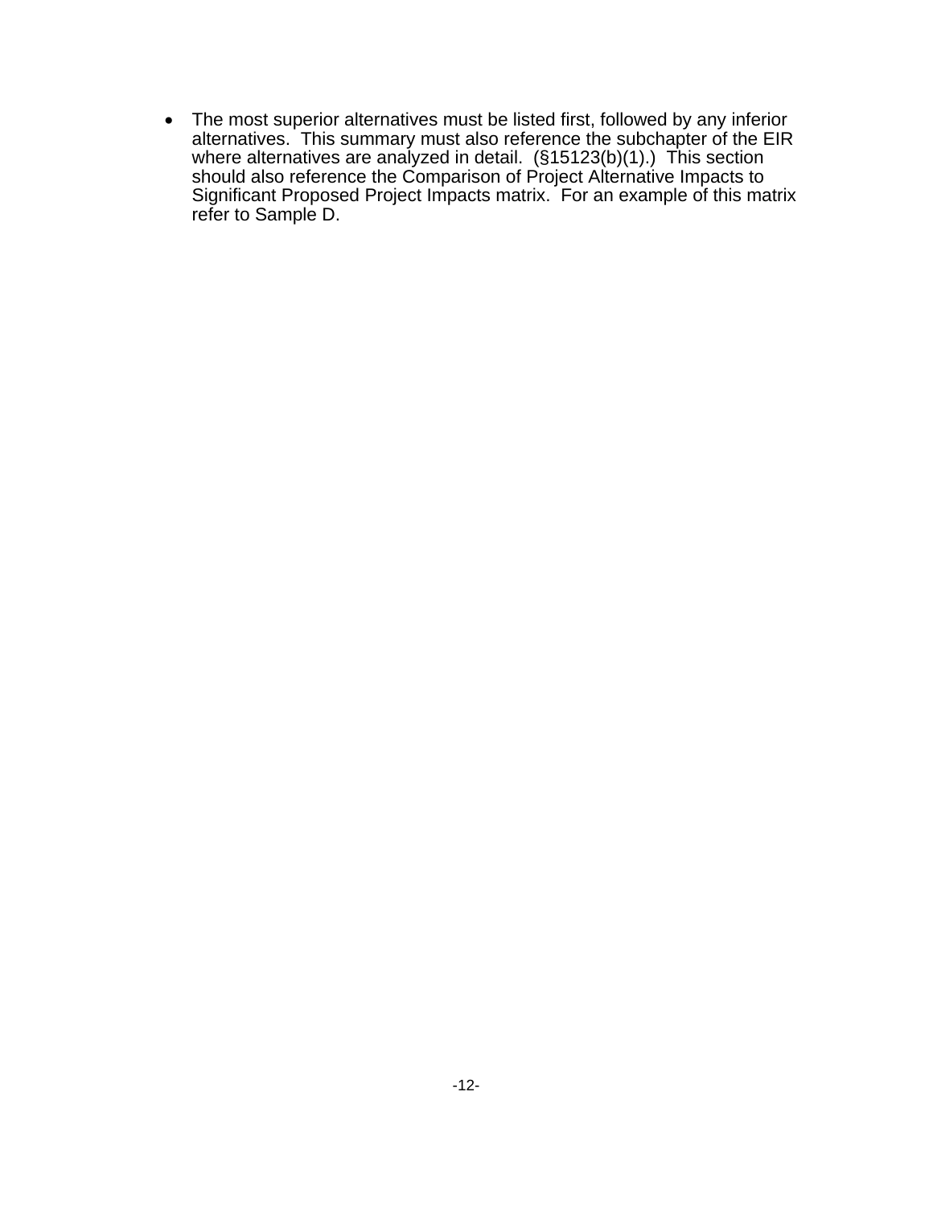- The most superior alternatives must be listed first, followed by any inferior alternatives. This summary must also reference the subchapter of the EIR where alternatives are analyzed in detail. (§15123(b)(1).) This section should also reference the Comparison of Project Alternative Impacts to Significant Proposed Project Impacts matrix. For an example of this matrix refer to Sample D.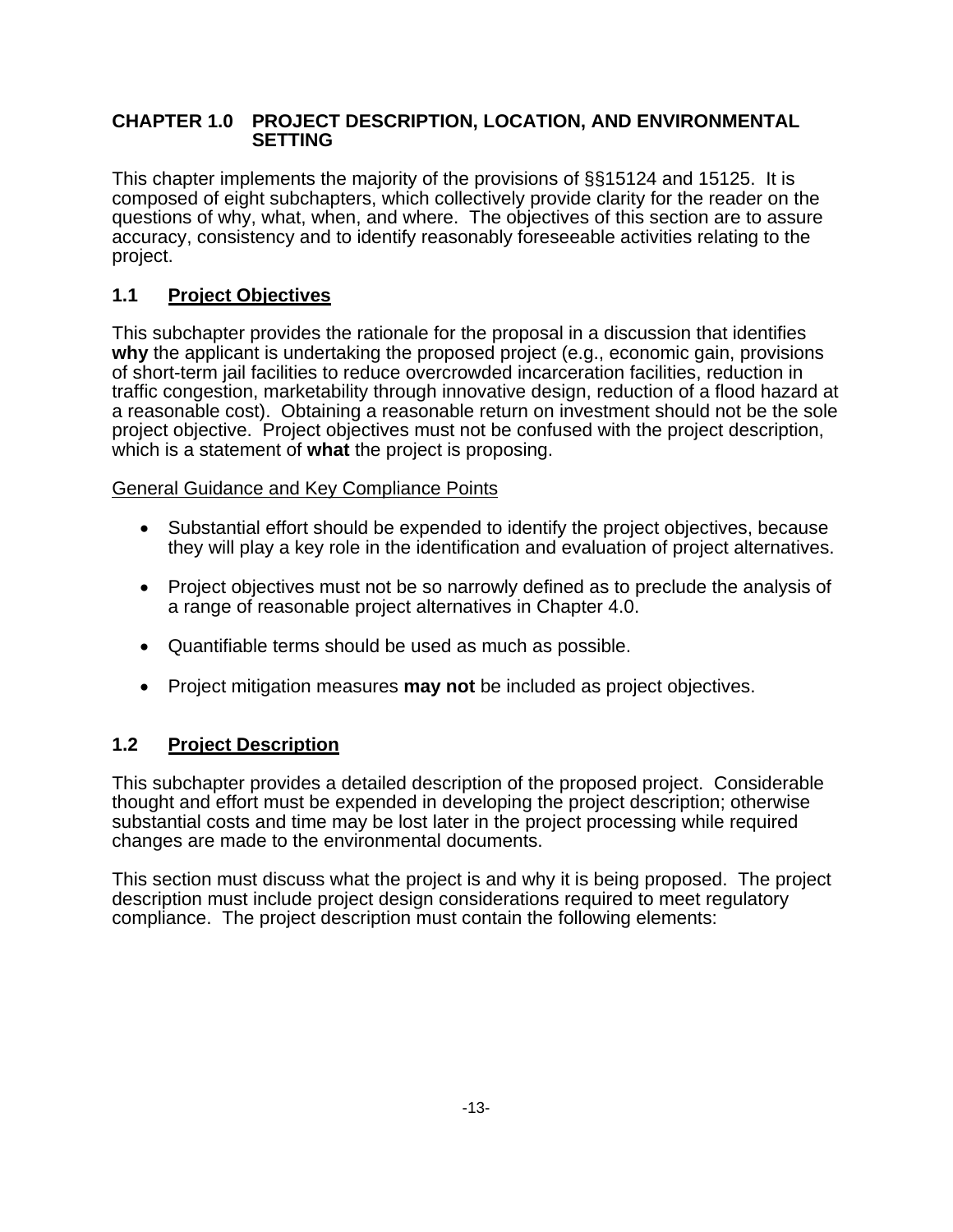# CHAPTER 1.0 PROJECT DESCRIPTION, LOCATION, AND ENVIRONMENTAL SETTING

This chapter implements the majority of the provisions of §§15124 and 15125. It is composed of eight subchapters, which collectively provide clarity for the reader on the questions of why, what, when, and where. The objectives of this section are to assure accuracy, consistency and to identify reasonably foreseeable activities relating to the project.

## 1.1 Project Objectives

This subchapter provides the rationale for the proposal in a discussion that identifies **why** the applicant is undertaking the proposed project (e.g., economic gain, provisions of short-term jail facilities to reduce overcrowded incarceration facilities, reduction in traffic congestion, marketability through innovative design, reduction of a flood hazard at a reasonable cost). Obtaining a reasonable return on investment should not be the sole project objective. Project objectives must not be confused with the project description, which is a statement of **what** the project is proposing.

General Guidance and Key Compliance Points

- Substantial effort should be expended to identify the project objectives, because they will play a key role in the identification and evaluation of project alternatives.
- Project objectives must not be so narrowly defined as to preclude the analysis of a range of reasonable project alternatives in Chapter 4.0.
- Quantifiable terms should be used as much as possible.
- Project mitigation measures **may not** be included as project objectives.

## 1.2 Project Description

This subchapter provides a detailed description of the proposed project. Considerable thought and effort must be expended in developing the project description; otherwise substantial costs and time may be lost later in the project processing while required changes are made to the environmental documents.

This section must discuss what the project is and why it is being proposed. The project description must include project design considerations required to meet regulatory compliance. The project description must contain the following elements: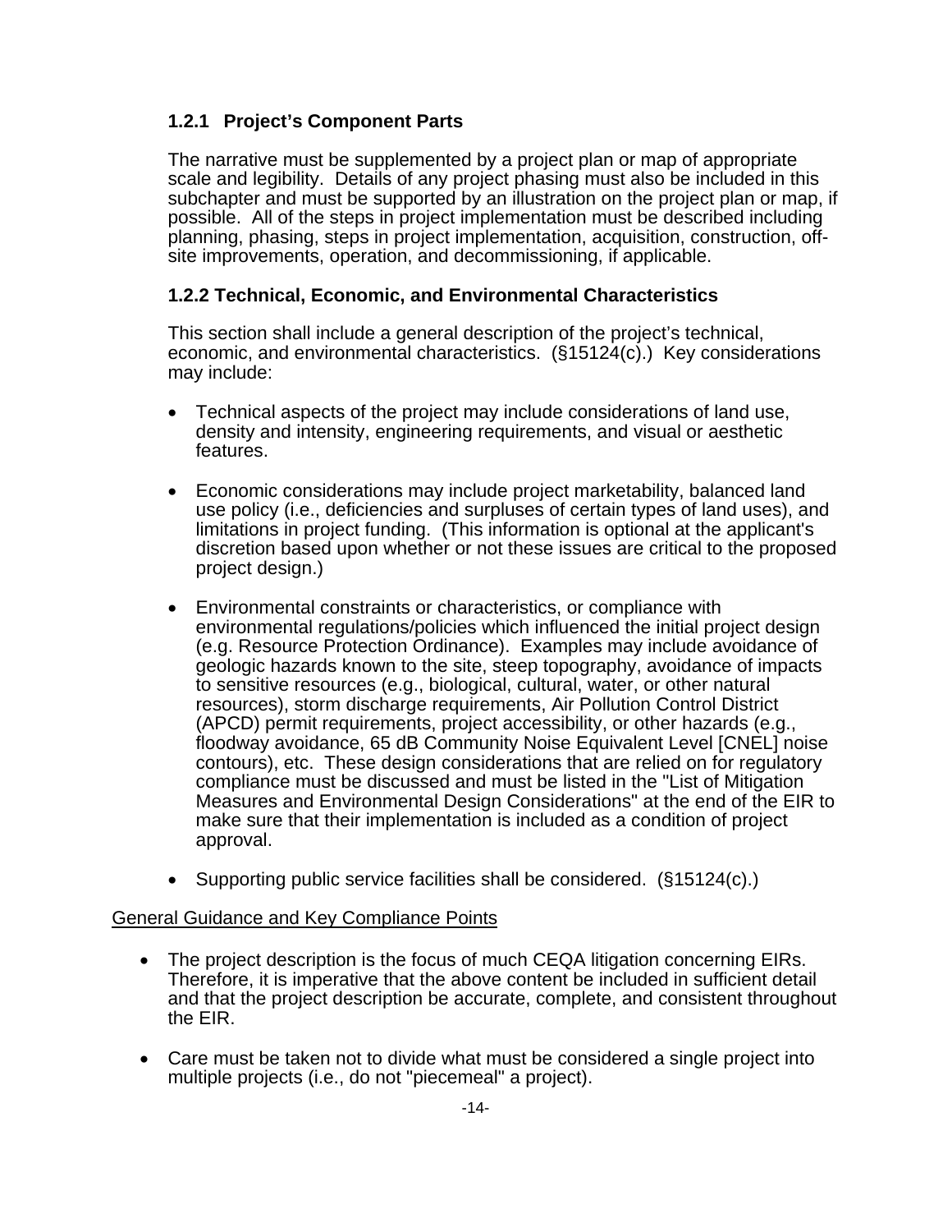### 1.2.1 Project's Component Parts

The narrative must be supplemented by a project plan or map of appropriate scale and legibility. Details of any project phasing must also be included in this subchapter and must be supported by an illustration on the project plan or map, if possible. All of the steps in project implementation must be described including planning, phasing, steps in project implementation, acquisition, construction, off-site improvements, operation, and decommissioning, if applicable.

### 1.2.2 Technical, Economic, and Environmental Characteristics

This section shall include a general description of the project's technical, economic, and environmental characteristics. (§15124(c).) Key considerations may include:

- Technical aspects of the project may include considerations of land use, density and intensity, engineering requirements, and visual or aesthetic features.
- Economic considerations may include project marketability, balanced land use policy (i.e., deficiencies and surpluses of certain types of land uses), and limitations in project funding. (This information is optional at the applicant's discretion based upon whether or not these issues are critical to the proposed project design.)
- Environmental constraints or characteristics, or compliance with environmental regulations/policies which influenced the initial project design (e.g. Resource Protection Ordinance). Examples may include avoidance of geologic hazards known to the site, steep topography, avoidance of impacts to sensitive resources (e.g., biological, cultural, water, or other natural resources), storm discharge requirements, Air Pollution Control District (APCD) permit requirements, project accessibility, or other hazards (e.g., floodway avoidance, 65 dB Community Noise Equivalent Level [CNEL] noise contours), etc. These design considerations that are relied on for regulatory compliance must be discussed and must be listed in the "List of Mitigation Measures and Environmental Design Considerations" at the end of the EIR to make sure that their implementation is included as a condition of project approval.
- Supporting public service facilities shall be considered. (§15124(c).)

General Guidance and Key Compliance Points

- The project description is the focus of much CEQA litigation concerning EIRs. Therefore, it is imperative that the above content be included in sufficient detail and that the project description be accurate, complete, and consistent throughout the EIR.
- Care must be taken not to divide what must be considered a single project into multiple projects (i.e., do not "piecemeal" a project).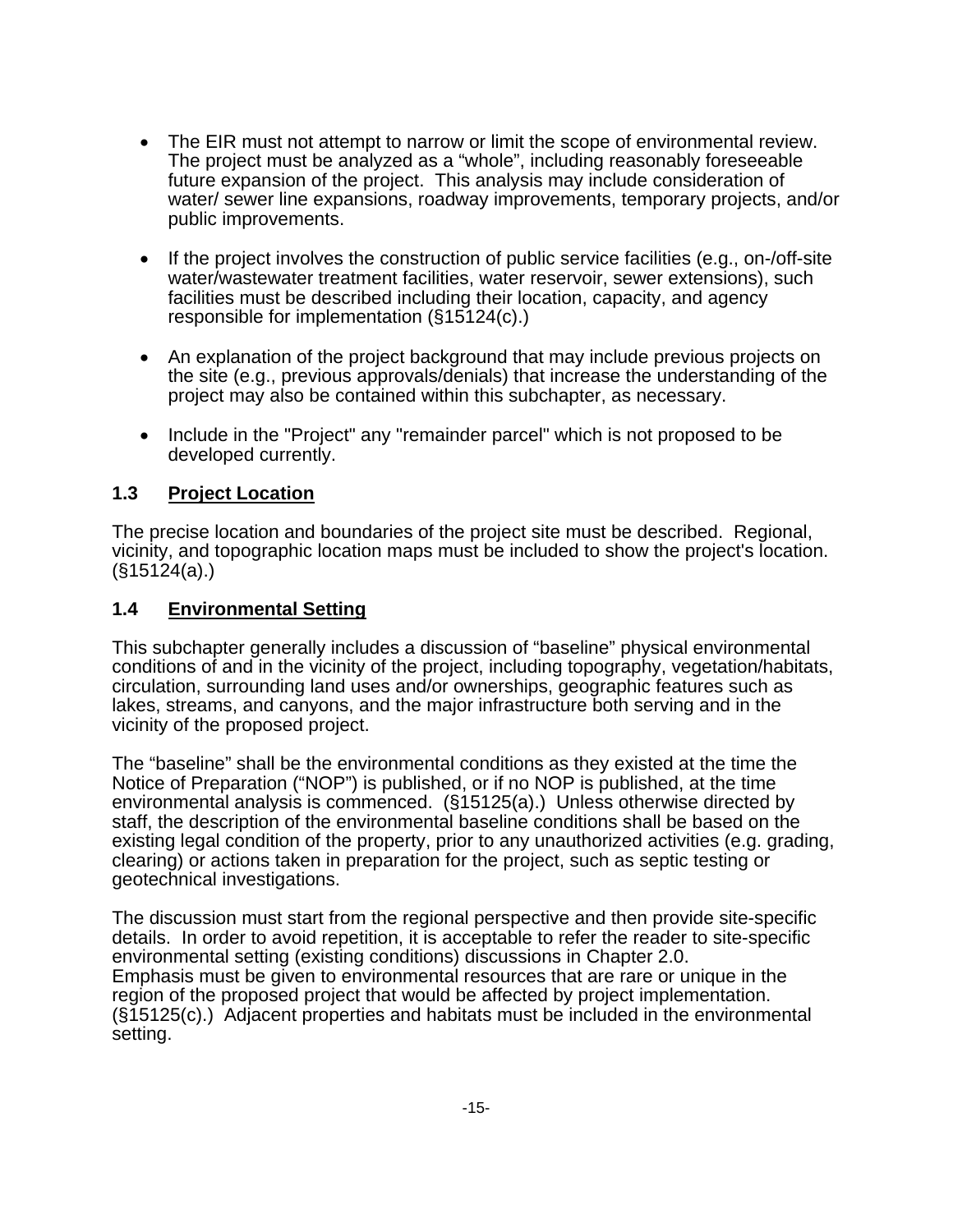- The EIR must not attempt to narrow or limit the scope of environmental review. The project must be analyzed as a "whole", including reasonably foreseeable future expansion of the project. This analysis may include consideration of water/ sewer line expansions, roadway improvements, temporary projects, and/or public improvements.

- If the project involves the construction of public service facilities (e.g., on-/off-site water/wastewater treatment facilities, water reservoir, sewer extensions), such facilities must be described including their location, capacity, and agency responsible for implementation (§15124(c).)

- An explanation of the project background that may include previous projects on the site (e.g., previous approvals/denials) that increase the understanding of the project may also be contained within this subchapter, as necessary.

- Include in the "Project" any "remainder parcel" which is not proposed to be developed currently.

### 1.3 Project Location

The precise location and boundaries of the project site must be described. Regional, vicinity, and topographic location maps must be included to show the project's location. (§15124(a).)

### 1.4 Environmental Setting

This subchapter generally includes a discussion of "baseline" physical environmental conditions of and in the vicinity of the project, including topography, vegetation/habitats, circulation, surrounding land uses and/or ownerships, geographic features such as lakes, streams, and canyons, and the major infrastructure both serving and in the vicinity of the proposed project.

The "baseline" shall be the environmental conditions as they existed at the time the Notice of Preparation ("NOP") is published, or if no NOP is published, at the time environmental analysis is commenced. (§15125(a).) Unless otherwise directed by staff, the description of the environmental baseline conditions shall be based on the existing legal condition of the property, prior to any unauthorized activities (e.g. grading, clearing) or actions taken in preparation for the project, such as septic testing or geotechnical investigations.

The discussion must start from the regional perspective and then provide site-specific details. In order to avoid repetition, it is acceptable to refer the reader to site-specific environmental setting (existing conditions) discussions in Chapter 2.0. Emphasis must be given to environmental resources that are rare or unique in the region of the proposed project that would be affected by project implementation. (§15125(c).) Adjacent properties and habitats must be included in the environmental setting.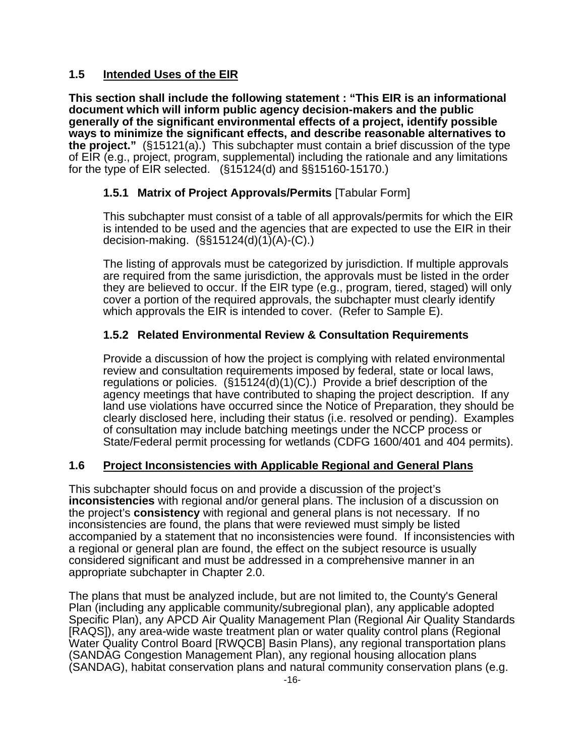## 1.5 Intended Uses of the EIR

**This section shall include the following statement : "This EIR is an informational document which will inform public agency decision-makers and the public generally of the significant environmental effects of a project, identify possible ways to minimize the significant effects, and describe reasonable alternatives to the project."** (§15121(a).) This subchapter must contain a brief discussion of the type of EIR (e.g., project, program, supplemental) including the rationale and any limitations for the type of EIR selected. (§15124(d) and §§15160-15170.)

### 1.5.1 Matrix of Project Approvals/Permits [Tabular Form]

This subchapter must consist of a table of all approvals/permits for which the EIR is intended to be used and the agencies that are expected to use the EIR in their decision-making. (§§15124(d)(1)(A)-(C).)

The listing of approvals must be categorized by jurisdiction. If multiple approvals are required from the same jurisdiction, the approvals must be listed in the order they are believed to occur. If the EIR type (e.g., program, tiered, staged) will only cover a portion of the required approvals, the subchapter must clearly identify which approvals the EIR is intended to cover. (Refer to Sample E).

### 1.5.2 Related Environmental Review & Consultation Requirements

Provide a discussion of how the project is complying with related environmental review and consultation requirements imposed by federal, state or local laws, regulations or policies. (§15124(d)(1)(C).) Provide a brief description of the agency meetings that have contributed to shaping the project description. If any land use violations have occurred since the Notice of Preparation, they should be clearly disclosed here, including their status (i.e. resolved or pending). Examples of consultation may include batching meetings under the NCCP process or State/Federal permit processing for wetlands (CDFG 1600/401 and 404 permits).

## 1.6 Project Inconsistencies with Applicable Regional and General Plans

This subchapter should focus on and provide a discussion of the project's **inconsistencies** with regional and/or general plans. The inclusion of a discussion on the project's **consistency** with regional and general plans is not necessary. If no inconsistencies are found, the plans that were reviewed must simply be listed accompanied by a statement that no inconsistencies were found. If inconsistencies with a regional or general plan are found, the effect on the subject resource is usually considered significant and must be addressed in a comprehensive manner in an appropriate subchapter in Chapter 2.0.

The plans that must be analyzed include, but are not limited to, the County's General Plan (including any applicable community/subregional plan), any applicable adopted Specific Plan), any APCD Air Quality Management Plan (Regional Air Quality Standards [RAQS]), any area-wide waste treatment plan or water quality control plans (Regional Water Quality Control Board [RWQCB] Basin Plans), any regional transportation plans (SANDAG Congestion Management Plan), any regional housing allocation plans (SANDAG), habitat conservation plans and natural community conservation plans (e.g.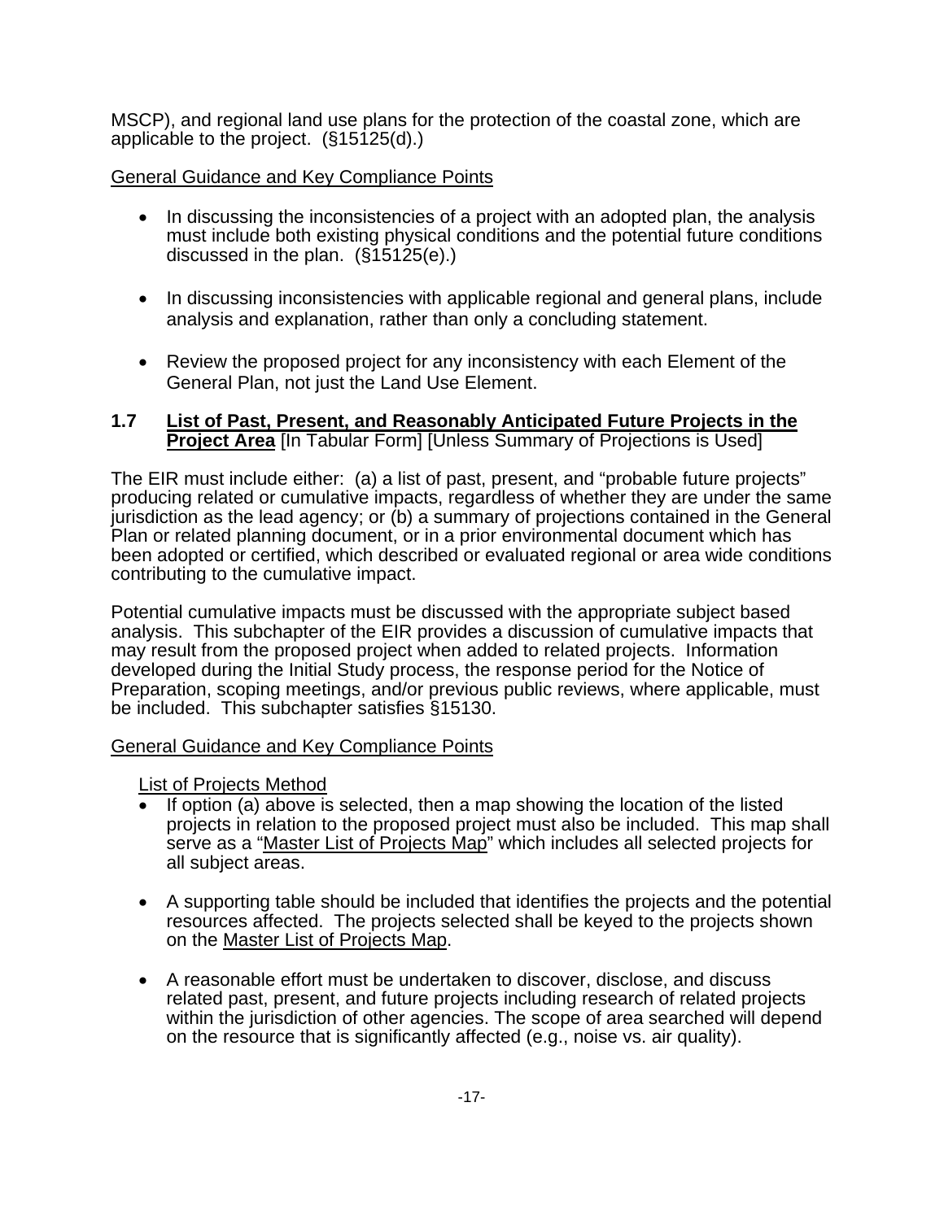MSCP), and regional land use plans for the protection of the coastal zone, which are applicable to the project. (§15125(d).)

General Guidance and Key Compliance Points

- In discussing the inconsistencies of a project with an adopted plan, the analysis must include both existing physical conditions and the potential future conditions discussed in the plan. (§15125(e).)
- In discussing inconsistencies with applicable regional and general plans, include analysis and explanation, rather than only a concluding statement.
- Review the proposed project for any inconsistency with each Element of the General Plan, not just the Land Use Element.

### 1.7 List of Past, Present, and Reasonably Anticipated Future Projects in the Project Area [In Tabular Form] [Unless Summary of Projections is Used]

The EIR must include either: (a) a list of past, present, and "probable future projects" producing related or cumulative impacts, regardless of whether they are under the same jurisdiction as the lead agency; or (b) a summary of projections contained in the General Plan or related planning document, or in a prior environmental document which has been adopted or certified, which described or evaluated regional or area wide conditions contributing to the cumulative impact.

Potential cumulative impacts must be discussed with the appropriate subject based analysis. This subchapter of the EIR provides a discussion of cumulative impacts that may result from the proposed project when added to related projects. Information developed during the Initial Study process, the response period for the Notice of Preparation, scoping meetings, and/or previous public reviews, where applicable, must be included. This subchapter satisfies §15130.

General Guidance and Key Compliance Points

List of Projects Method

- If option (a) above is selected, then a map showing the location of the listed projects in relation to the proposed project must also be included. This map shall serve as a "Master List of Projects Map" which includes all selected projects for all subject areas.
- A supporting table should be included that identifies the projects and the potential resources affected. The projects selected shall be keyed to the projects shown on the Master List of Projects Map.
- A reasonable effort must be undertaken to discover, disclose, and discuss related past, present, and future projects including research of related projects within the jurisdiction of other agencies. The scope of area searched will depend on the resource that is significantly affected (e.g., noise vs. air quality).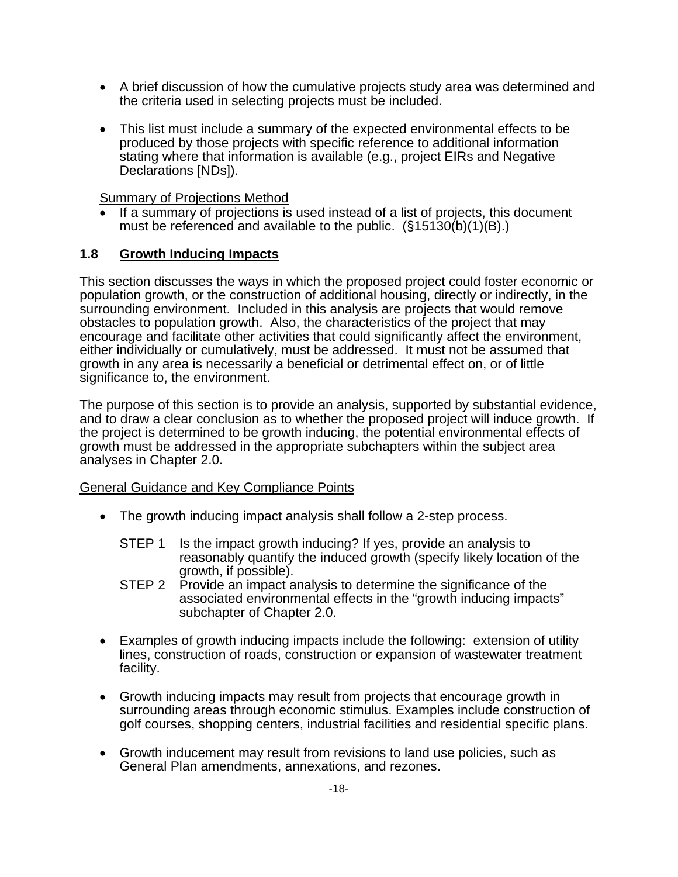- A brief discussion of how the cumulative projects study area was determined and the criteria used in selecting projects must be included.

- This list must include a summary of the expected environmental effects to be produced by those projects with specific reference to additional information stating where that information is available (e.g., project EIRs and Negative Declarations [NDs]).

<u>Summary of Projections Method</u>

- If a summary of projections is used instead of a list of projects, this document must be referenced and available to the public. (§15130(b)(1)(B).)

## 1.8 <u>Growth Inducing Impacts</u>

This section discusses the ways in which the proposed project could foster economic or population growth, or the construction of additional housing, directly or indirectly, in the surrounding environment. Included in this analysis are projects that would remove obstacles to population growth. Also, the characteristics of the project that may encourage and facilitate other activities that could significantly affect the environment, either individually or cumulatively, must be addressed. It must not be assumed that growth in any area is necessarily a beneficial or detrimental effect on, or of little significance to, the environment.

The purpose of this section is to provide an analysis, supported by substantial evidence, and to draw a clear conclusion as to whether the proposed project will induce growth. If the project is determined to be growth inducing, the potential environmental effects of growth must be addressed in the appropriate subchapters within the subject area analyses in Chapter 2.0.

<u>General Guidance and Key Compliance Points</u>

- The growth inducing impact analysis shall follow a 2-step process.

  STEP 1 Is the impact growth inducing? If yes, provide an analysis to reasonably quantify the induced growth (specify likely location of the growth, if possible).

  STEP 2 Provide an impact analysis to determine the significance of the associated environmental effects in the "growth inducing impacts" subchapter of Chapter 2.0.

- Examples of growth inducing impacts include the following: extension of utility lines, construction of roads, construction or expansion of wastewater treatment facility.

- Growth inducing impacts may result from projects that encourage growth in surrounding areas through economic stimulus. Examples include construction of golf courses, shopping centers, industrial facilities and residential specific plans.

- Growth inducement may result from revisions to land use policies, such as General Plan amendments, annexations, and rezones.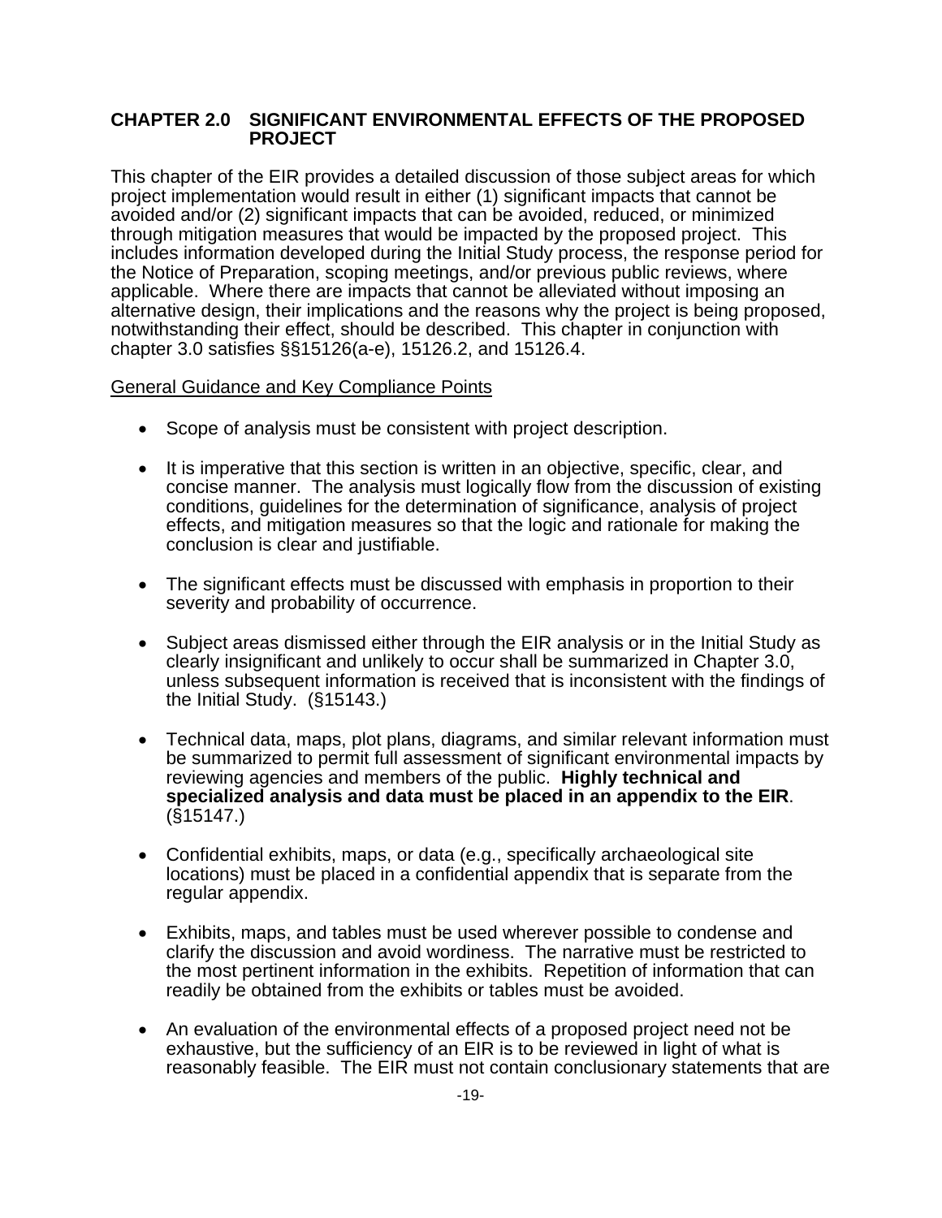## CHAPTER 2.0 SIGNIFICANT ENVIRONMENTAL EFFECTS OF THE PROPOSED PROJECT

This chapter of the EIR provides a detailed discussion of those subject areas for which project implementation would result in either (1) significant impacts that cannot be avoided and/or (2) significant impacts that can be avoided, reduced, or minimized through mitigation measures that would be impacted by the proposed project. This includes information developed during the Initial Study process, the response period for the Notice of Preparation, scoping meetings, and/or previous public reviews, where applicable. Where there are impacts that cannot be alleviated without imposing an alternative design, their implications and the reasons why the project is being proposed, notwithstanding their effect, should be described. This chapter in conjunction with chapter 3.0 satisfies §§15126(a-e), 15126.2, and 15126.4.

<u>General Guidance and Key Compliance Points</u>

- Scope of analysis must be consistent with project description.
- It is imperative that this section is written in an objective, specific, clear, and concise manner. The analysis must logically flow from the discussion of existing conditions, guidelines for the determination of significance, analysis of project effects, and mitigation measures so that the logic and rationale for making the conclusion is clear and justifiable.
- The significant effects must be discussed with emphasis in proportion to their severity and probability of occurrence.
- Subject areas dismissed either through the EIR analysis or in the Initial Study as clearly insignificant and unlikely to occur shall be summarized in Chapter 3.0, unless subsequent information is received that is inconsistent with the findings of the Initial Study. (§15143.)
- Technical data, maps, plot plans, diagrams, and similar relevant information must be summarized to permit full assessment of significant environmental impacts by reviewing agencies and members of the public. **Highly technical and specialized analysis and data must be placed in an appendix to the EIR**. (§15147.)
- Confidential exhibits, maps, or data (e.g., specifically archaeological site locations) must be placed in a confidential appendix that is separate from the regular appendix.
- Exhibits, maps, and tables must be used wherever possible to condense and clarify the discussion and avoid wordiness. The narrative must be restricted to the most pertinent information in the exhibits. Repetition of information that can readily be obtained from the exhibits or tables must be avoided.
- An evaluation of the environmental effects of a proposed project need not be exhaustive, but the sufficiency of an EIR is to be reviewed in light of what is reasonably feasible. The EIR must not contain conclusionary statements that are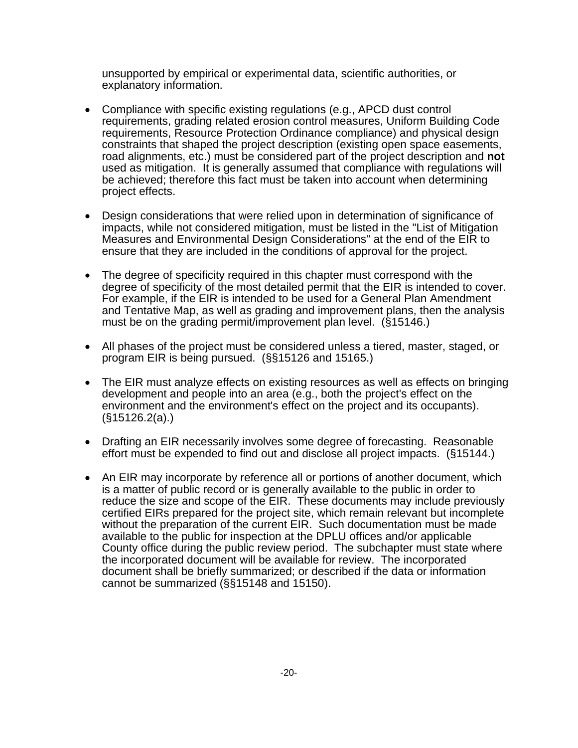unsupported by empirical or experimental data, scientific authorities, or explanatory information.

- Compliance with specific existing regulations (e.g., APCD dust control requirements, grading related erosion control measures, Uniform Building Code requirements, Resource Protection Ordinance compliance) and physical design constraints that shaped the project description (existing open space easements, road alignments, etc.) must be considered part of the project description and **not** used as mitigation. It is generally assumed that compliance with regulations will be achieved; therefore this fact must be taken into account when determining project effects.

- Design considerations that were relied upon in determination of significance of impacts, while not considered mitigation, must be listed in the "List of Mitigation Measures and Environmental Design Considerations" at the end of the EIR to ensure that they are included in the conditions of approval for the project.

- The degree of specificity required in this chapter must correspond with the degree of specificity of the most detailed permit that the EIR is intended to cover. For example, if the EIR is intended to be used for a General Plan Amendment and Tentative Map, as well as grading and improvement plans, then the analysis must be on the grading permit/improvement plan level. (§15146.)

- All phases of the project must be considered unless a tiered, master, staged, or program EIR is being pursued. (§§15126 and 15165.)

- The EIR must analyze effects on existing resources as well as effects on bringing development and people into an area (e.g., both the project's effect on the environment and the environment's effect on the project and its occupants). (§15126.2(a).)

- Drafting an EIR necessarily involves some degree of forecasting. Reasonable effort must be expended to find out and disclose all project impacts. (§15144.)

- An EIR may incorporate by reference all or portions of another document, which is a matter of public record or is generally available to the public in order to reduce the size and scope of the EIR. These documents may include previously certified EIRs prepared for the project site, which remain relevant but incomplete without the preparation of the current EIR. Such documentation must be made available to the public for inspection at the DPLU offices and/or applicable County office during the public review period. The subchapter must state where the incorporated document will be available for review. The incorporated document shall be briefly summarized; or described if the data or information cannot be summarized (§§15148 and 15150).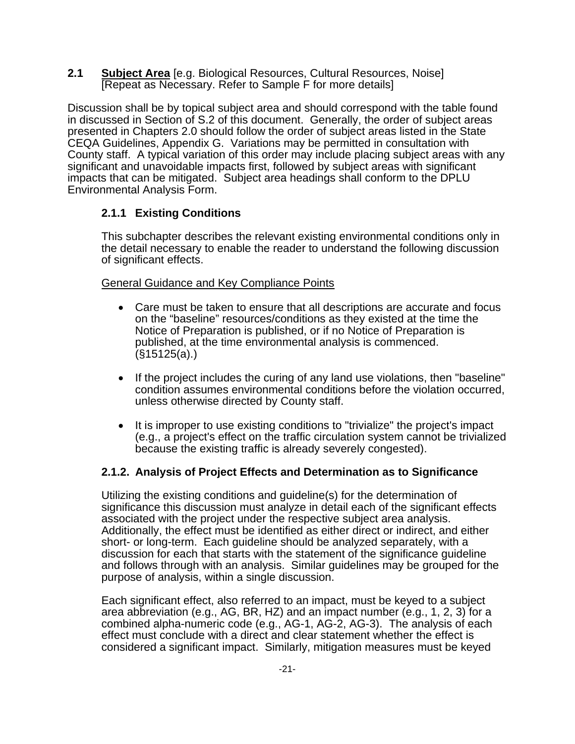## 2.1 **Subject Area** [e.g. Biological Resources, Cultural Resources, Noise] [Repeat as Necessary. Refer to Sample F for more details]

Discussion shall be by topical subject area and should correspond with the table found in discussed in Section of S.2 of this document. Generally, the order of subject areas presented in Chapters 2.0 should follow the order of subject areas listed in the State CEQA Guidelines, Appendix G. Variations may be permitted in consultation with County staff. A typical variation of this order may include placing subject areas with any significant and unavoidable impacts first, followed by subject areas with significant impacts that can be mitigated. Subject area headings shall conform to the DPLU Environmental Analysis Form.

### 2.1.1 Existing Conditions

This subchapter describes the relevant existing environmental conditions only in the detail necessary to enable the reader to understand the following discussion of significant effects.

General Guidance and Key Compliance Points

- Care must be taken to ensure that all descriptions are accurate and focus on the “baseline” resources/conditions as they existed at the time the Notice of Preparation is published, or if no Notice of Preparation is published, at the time environmental analysis is commenced. (§15125(a).)
- If the project includes the curing of any land use violations, then "baseline" condition assumes environmental conditions before the violation occurred, unless otherwise directed by County staff.
- It is improper to use existing conditions to "trivialize" the project's impact (e.g., a project's effect on the traffic circulation system cannot be trivialized because the existing traffic is already severely congested).

### 2.1.2. Analysis of Project Effects and Determination as to Significance

Utilizing the existing conditions and guideline(s) for the determination of significance this discussion must analyze in detail each of the significant effects associated with the project under the respective subject area analysis. Additionally, the effect must be identified as either direct or indirect, and either short- or long-term. Each guideline should be analyzed separately, with a discussion for each that starts with the statement of the significance guideline and follows through with an analysis. Similar guidelines may be grouped for the purpose of analysis, within a single discussion.

Each significant effect, also referred to an impact, must be keyed to a subject area abbreviation (e.g., AG, BR, HZ) and an impact number (e.g., 1, 2, 3) for a combined alpha-numeric code (e.g., AG-1, AG-2, AG-3). The analysis of each effect must conclude with a direct and clear statement whether the effect is considered a significant impact. Similarly, mitigation measures must be keyed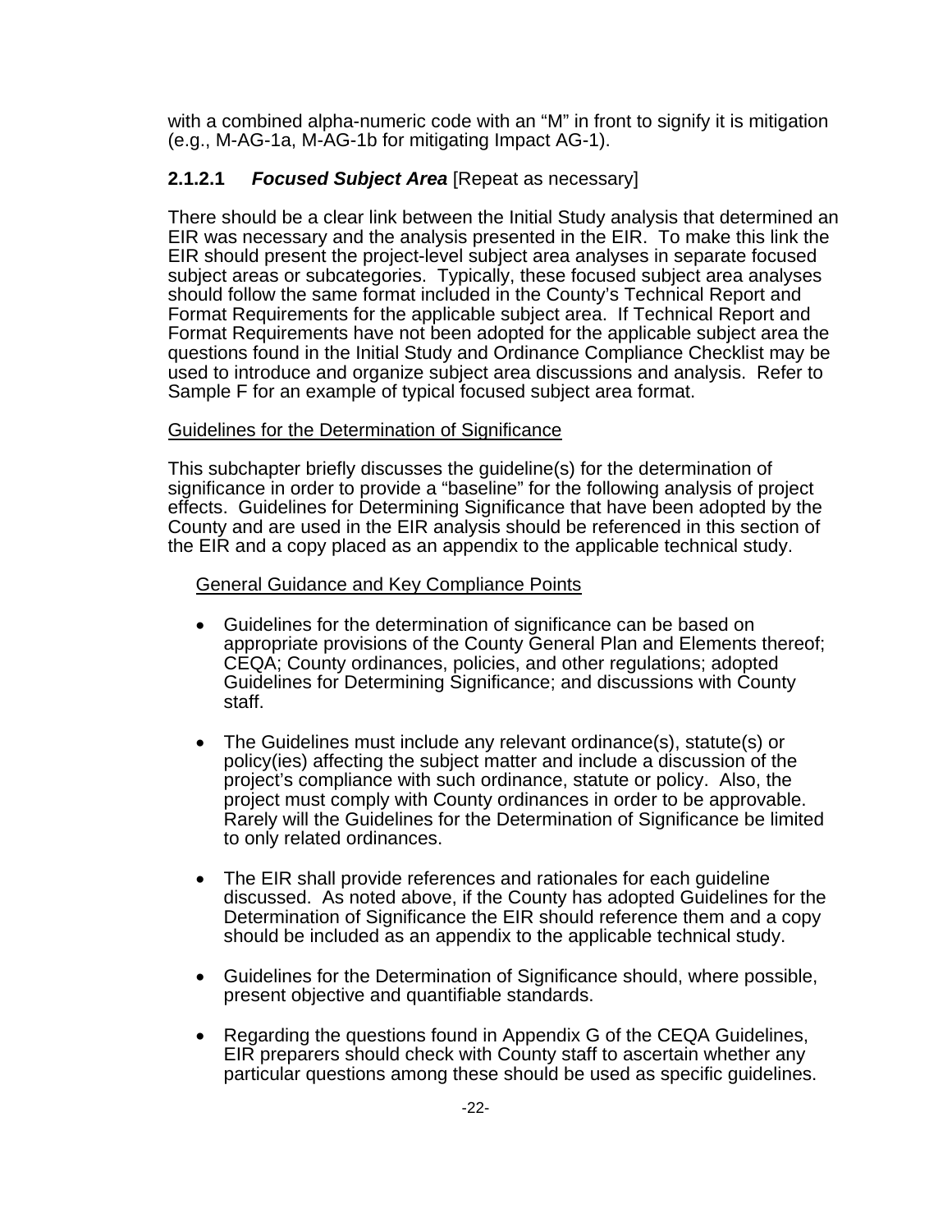with a combined alpha-numeric code with an "M" in front to signify it is mitigation (e.g., M-AG-1a, M-AG-1b for mitigating Impact AG-1).

### 2.1.2.1 ***Focused Subject Area*** [Repeat as necessary]

There should be a clear link between the Initial Study analysis that determined an EIR was necessary and the analysis presented in the EIR. To make this link the EIR should present the project-level subject area analyses in separate focused subject areas or subcategories. Typically, these focused subject area analyses should follow the same format included in the County's Technical Report and Format Requirements for the applicable subject area. If Technical Report and Format Requirements have not been adopted for the applicable subject area the questions found in the Initial Study and Ordinance Compliance Checklist may be used to introduce and organize subject area discussions and analysis. Refer to Sample F for an example of typical focused subject area format.

<u>Guidelines for the Determination of Significance</u>

This subchapter briefly discusses the guideline(s) for the determination of significance in order to provide a "baseline" for the following analysis of project effects. Guidelines for Determining Significance that have been adopted by the County and are used in the EIR analysis should be referenced in this section of the EIR and a copy placed as an appendix to the applicable technical study.

<u>General Guidance and Key Compliance Points</u>

- Guidelines for the determination of significance can be based on appropriate provisions of the County General Plan and Elements thereof; CEQA; County ordinances, policies, and other regulations; adopted Guidelines for Determining Significance; and discussions with County staff.

- The Guidelines must include any relevant ordinance(s), statute(s) or policy(ies) affecting the subject matter and include a discussion of the project's compliance with such ordinance, statute or policy. Also, the project must comply with County ordinances in order to be approvable. Rarely will the Guidelines for the Determination of Significance be limited to only related ordinances.

- The EIR shall provide references and rationales for each guideline discussed. As noted above, if the County has adopted Guidelines for the Determination of Significance the EIR should reference them and a copy should be included as an appendix to the applicable technical study.

- Guidelines for the Determination of Significance should, where possible, present objective and quantifiable standards.

- Regarding the questions found in Appendix G of the CEQA Guidelines, EIR preparers should check with County staff to ascertain whether any particular questions among these should be used as specific guidelines.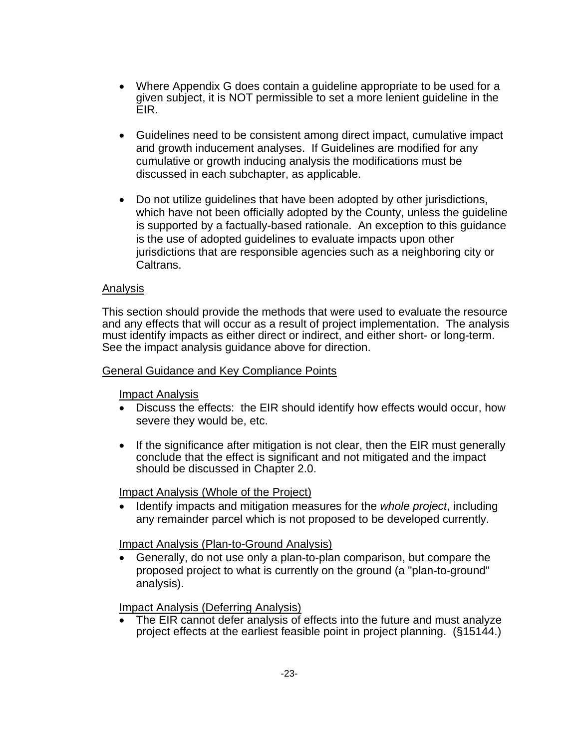- Where Appendix G does contain a guideline appropriate to be used for a given subject, it is NOT permissible to set a more lenient guideline in the EIR.

- Guidelines need to be consistent among direct impact, cumulative impact and growth inducement analyses. If Guidelines are modified for any cumulative or growth inducing analysis the modifications must be discussed in each subchapter, as applicable.

- Do not utilize guidelines that have been adopted by other jurisdictions, which have not been officially adopted by the County, unless the guideline is supported by a factually-based rationale. An exception to this guidance is the use of adopted guidelines to evaluate impacts upon other jurisdictions that are responsible agencies such as a neighboring city or Caltrans.

<u>Analysis</u>

This section should provide the methods that were used to evaluate the resource and any effects that will occur as a result of project implementation. The analysis must identify impacts as either direct or indirect, and either short- or long-term. See the impact analysis guidance above for direction.

<u>General Guidance and Key Compliance Points</u>

<u>Impact Analysis</u>

- Discuss the effects: the EIR should identify how effects would occur, how severe they would be, etc.

- If the significance after mitigation is not clear, then the EIR must generally conclude that the effect is significant and not mitigated and the impact should be discussed in Chapter 2.0.

<u>Impact Analysis (Whole of the Project)</u>

- Identify impacts and mitigation measures for the *whole project*, including any remainder parcel which is not proposed to be developed currently.

<u>Impact Analysis (Plan-to-Ground Analysis)</u>

- Generally, do not use only a plan-to-plan comparison, but compare the proposed project to what is currently on the ground (a "plan-to-ground" analysis).

<u>Impact Analysis (Deferring Analysis)</u>

- The EIR cannot defer analysis of effects into the future and must analyze project effects at the earliest feasible point in project planning. (§15144.)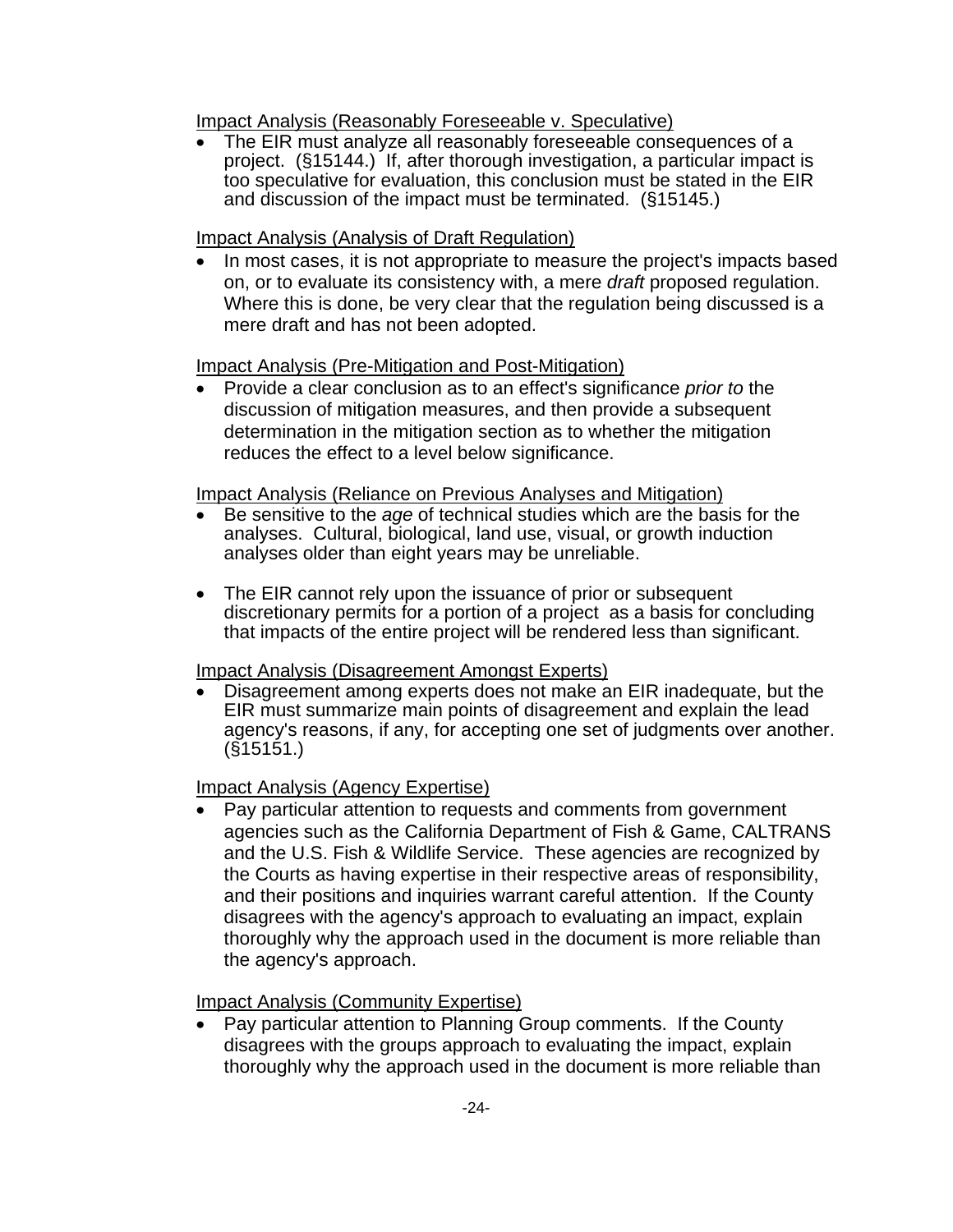<u>Impact Analysis (Reasonably Foreseeable v. Speculative)</u>

- The EIR must analyze all reasonably foreseeable consequences of a project. (§15144.) If, after thorough investigation, a particular impact is too speculative for evaluation, this conclusion must be stated in the EIR and discussion of the impact must be terminated. (§15145.)

<u>Impact Analysis (Analysis of Draft Regulation)</u>

- In most cases, it is not appropriate to measure the project's impacts based on, or to evaluate its consistency with, a mere *draft* proposed regulation. Where this is done, be very clear that the regulation being discussed is a mere draft and has not been adopted.

<u>Impact Analysis (Pre-Mitigation and Post-Mitigation)</u>

- Provide a clear conclusion as to an effect's significance *prior to* the discussion of mitigation measures, and then provide a subsequent determination in the mitigation section as to whether the mitigation reduces the effect to a level below significance.

<u>Impact Analysis (Reliance on Previous Analyses and Mitigation)</u>

- Be sensitive to the *age* of technical studies which are the basis for the analyses. Cultural, biological, land use, visual, or growth induction analyses older than eight years may be unreliable.

- The EIR cannot rely upon the issuance of prior or subsequent discretionary permits for a portion of a project as a basis for concluding that impacts of the entire project will be rendered less than significant.

<u>Impact Analysis (Disagreement Amongst Experts)</u>

- Disagreement among experts does not make an EIR inadequate, but the EIR must summarize main points of disagreement and explain the lead agency's reasons, if any, for accepting one set of judgments over another. (§15151.)

<u>Impact Analysis (Agency Expertise)</u>

- Pay particular attention to requests and comments from government agencies such as the California Department of Fish & Game, CALTRANS and the U.S. Fish & Wildlife Service. These agencies are recognized by the Courts as having expertise in their respective areas of responsibility, and their positions and inquiries warrant careful attention. If the County disagrees with the agency's approach to evaluating an impact, explain thoroughly why the approach used in the document is more reliable than the agency's approach.

<u>Impact Analysis (Community Expertise)</u>

- Pay particular attention to Planning Group comments. If the County disagrees with the groups approach to evaluating the impact, explain thoroughly why the approach used in the document is more reliable than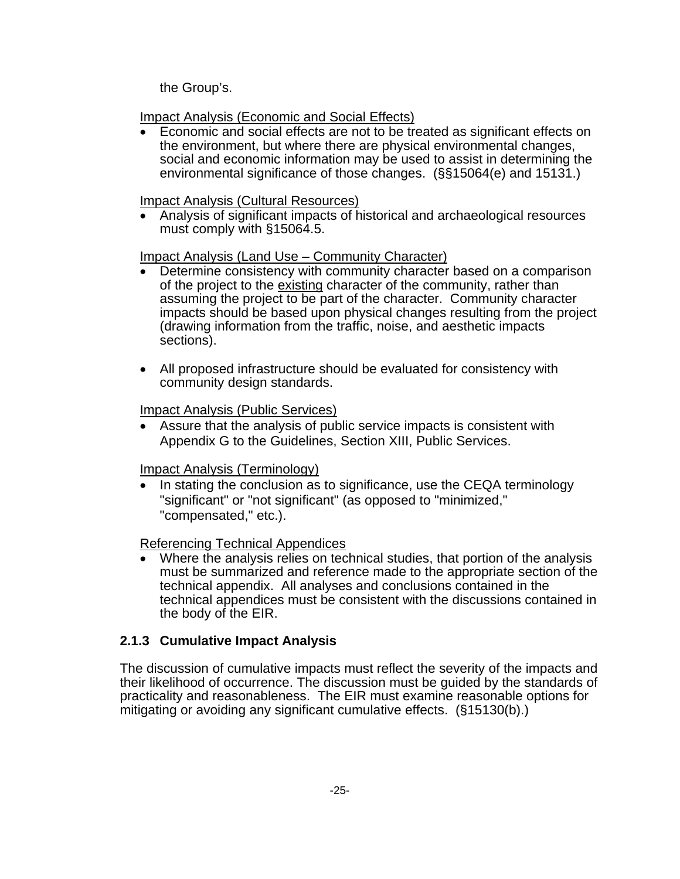the Group's.

Impact Analysis (Economic and Social Effects)

- Economic and social effects are not to be treated as significant effects on the environment, but where there are physical environmental changes, social and economic information may be used to assist in determining the environmental significance of those changes. (§§15064(e) and 15131.)

Impact Analysis (Cultural Resources)

- Analysis of significant impacts of historical and archaeological resources must comply with §15064.5.

Impact Analysis (Land Use – Community Character)

- Determine consistency with community character based on a comparison of the project to the existing character of the community, rather than assuming the project to be part of the character. Community character impacts should be based upon physical changes resulting from the project (drawing information from the traffic, noise, and aesthetic impacts sections).

- All proposed infrastructure should be evaluated for consistency with community design standards.

Impact Analysis (Public Services)

- Assure that the analysis of public service impacts is consistent with Appendix G to the Guidelines, Section XIII, Public Services.

Impact Analysis (Terminology)

- In stating the conclusion as to significance, use the CEQA terminology "significant" or "not significant" (as opposed to "minimized," "compensated," etc.).

Referencing Technical Appendices

- Where the analysis relies on technical studies, that portion of the analysis must be summarized and reference made to the appropriate section of the technical appendix. All analyses and conclusions contained in the technical appendices must be consistent with the discussions contained in the body of the EIR.

### 2.1.3 Cumulative Impact Analysis

The discussion of cumulative impacts must reflect the severity of the impacts and their likelihood of occurrence. The discussion must be guided by the standards of practicality and reasonableness. The EIR must examine reasonable options for mitigating or avoiding any significant cumulative effects. (§15130(b).)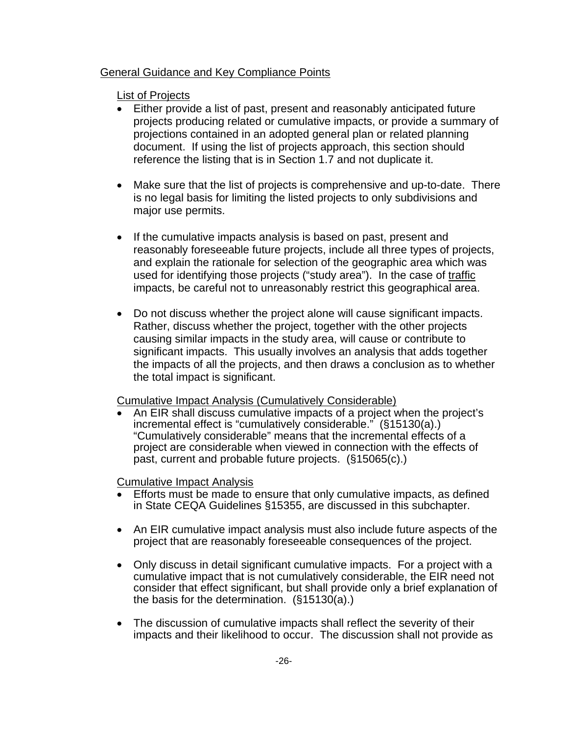## General Guidance and Key Compliance Points

### List of Projects

- Either provide a list of past, present and reasonably anticipated future projects producing related or cumulative impacts, or provide a summary of projections contained in an adopted general plan or related planning document. If using the list of projects approach, this section should reference the listing that is in Section 1.7 and not duplicate it.

- Make sure that the list of projects is comprehensive and up-to-date. There is no legal basis for limiting the listed projects to only subdivisions and major use permits.

- If the cumulative impacts analysis is based on past, present and reasonably foreseeable future projects, include all three types of projects, and explain the rationale for selection of the geographic area which was used for identifying those projects ("study area"). In the case of traffic impacts, be careful not to unreasonably restrict this geographical area.

- Do not discuss whether the project alone will cause significant impacts. Rather, discuss whether the project, together with the other projects causing similar impacts in the study area, will cause or contribute to significant impacts. This usually involves an analysis that adds together the impacts of all the projects, and then draws a conclusion as to whether the total impact is significant.

### Cumulative Impact Analysis (Cumulatively Considerable)

- An EIR shall discuss cumulative impacts of a project when the project's incremental effect is "cumulatively considerable." (§15130(a).) "Cumulatively considerable" means that the incremental effects of a project are considerable when viewed in connection with the effects of past, current and probable future projects. (§15065(c).)

### Cumulative Impact Analysis

- Efforts must be made to ensure that only cumulative impacts, as defined in State CEQA Guidelines §15355, are discussed in this subchapter.

- An EIR cumulative impact analysis must also include future aspects of the project that are reasonably foreseeable consequences of the project.

- Only discuss in detail significant cumulative impacts. For a project with a cumulative impact that is not cumulatively considerable, the EIR need not consider that effect significant, but shall provide only a brief explanation of the basis for the determination. (§15130(a).)

- The discussion of cumulative impacts shall reflect the severity of their impacts and their likelihood to occur. The discussion shall not provide as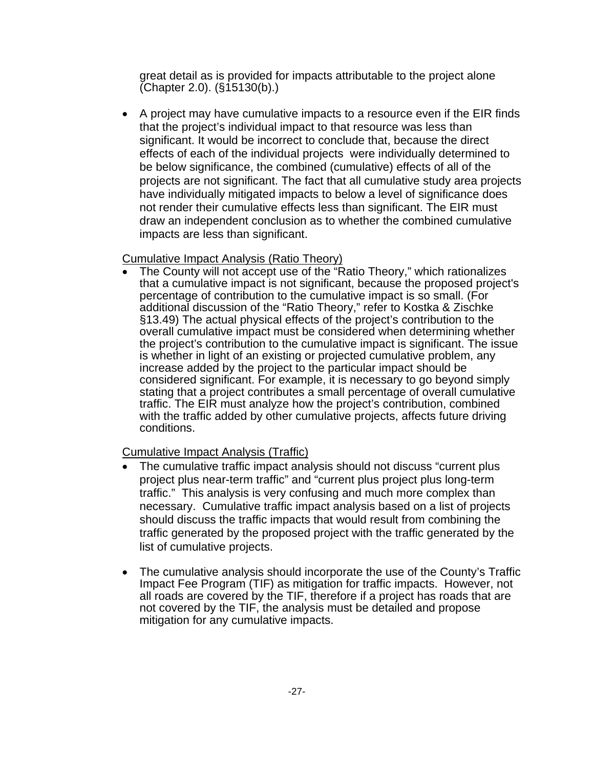great detail as is provided for impacts attributable to the project alone (Chapter 2.0). (§15130(b).)

- A project may have cumulative impacts to a resource even if the EIR finds that the project's individual impact to that resource was less than significant. It would be incorrect to conclude that, because the direct effects of each of the individual projects were individually determined to be below significance, the combined (cumulative) effects of all of the projects are not significant. The fact that all cumulative study area projects have individually mitigated impacts to below a level of significance does not render their cumulative effects less than significant. The EIR must draw an independent conclusion as to whether the combined cumulative impacts are less than significant.

<u>Cumulative Impact Analysis (Ratio Theory)</u>

- The County will not accept use of the "Ratio Theory," which rationalizes that a cumulative impact is not significant, because the proposed project's percentage of contribution to the cumulative impact is so small. (For additional discussion of the "Ratio Theory," refer to Kostka & Zischke §13.49) The actual physical effects of the project's contribution to the overall cumulative impact must be considered when determining whether the project's contribution to the cumulative impact is significant. The issue is whether in light of an existing or projected cumulative problem, any increase added by the project to the particular impact should be considered significant. For example, it is necessary to go beyond simply stating that a project contributes a small percentage of overall cumulative traffic. The EIR must analyze how the project's contribution, combined with the traffic added by other cumulative projects, affects future driving conditions.

<u>Cumulative Impact Analysis (Traffic)</u>

- The cumulative traffic impact analysis should not discuss "current plus project plus near-term traffic" and "current plus project plus long-term traffic." This analysis is very confusing and much more complex than necessary. Cumulative traffic impact analysis based on a list of projects should discuss the traffic impacts that would result from combining the traffic generated by the proposed project with the traffic generated by the list of cumulative projects.

- The cumulative analysis should incorporate the use of the County's Traffic Impact Fee Program (TIF) as mitigation for traffic impacts. However, not all roads are covered by the TIF, therefore if a project has roads that are not covered by the TIF, the analysis must be detailed and propose mitigation for any cumulative impacts.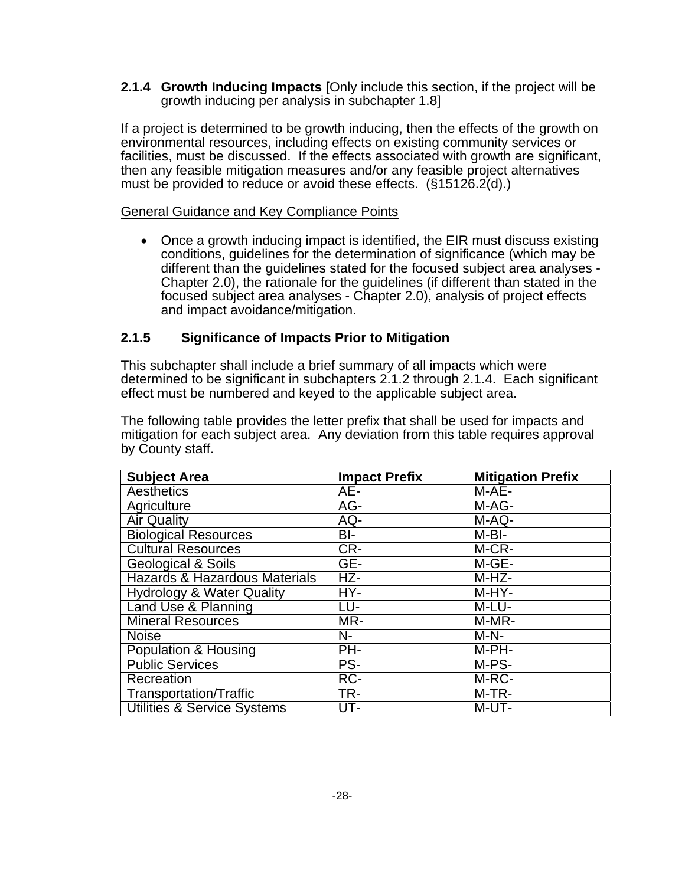### 2.1.4 Growth Inducing Impacts [Only include this section, if the project will be growth inducing per analysis in subchapter 1.8]

If a project is determined to be growth inducing, then the effects of the growth on environmental resources, including effects on existing community services or facilities, must be discussed. If the effects associated with growth are significant, then any feasible mitigation measures and/or any feasible project alternatives must be provided to reduce or avoid these effects. (§15126.2(d).)

General Guidance and Key Compliance Points

- Once a growth inducing impact is identified, the EIR must discuss existing conditions, guidelines for the determination of significance (which may be different than the guidelines stated for the focused subject area analyses - Chapter 2.0), the rationale for the guidelines (if different than stated in the focused subject area analyses - Chapter 2.0), analysis of project effects and impact avoidance/mitigation.

### 2.1.5 Significance of Impacts Prior to Mitigation

This subchapter shall include a brief summary of all impacts which were determined to be significant in subchapters 2.1.2 through 2.1.4. Each significant effect must be numbered and keyed to the applicable subject area.

The following table provides the letter prefix that shall be used for impacts and mitigation for each subject area. Any deviation from this table requires approval by County staff.

| Subject Area | Impact Prefix | Mitigation Prefix |
|---|---|---|
| Aesthetics | AE- | M-AE- |
| Agriculture | AG- | M-AG- |
| Air Quality | AQ- | M-AQ- |
| Biological Resources | BI- | M-BI- |
| Cultural Resources | CR- | M-CR- |
| Geological & Soils | GE- | M-GE- |
| Hazards & Hazardous Materials | HZ- | M-HZ- |
| Hydrology & Water Quality | HY- | M-HY- |
| Land Use & Planning | LU- | M-LU- |
| Mineral Resources | MR- | M-MR- |
| Noise | N- | M-N- |
| Population & Housing | PH- | M-PH- |
| Public Services | PS- | M-PS- |
| Recreation | RC- | M-RC- |
| Transportation/Traffic | TR- | M-TR- |
| Utilities & Service Systems | UT- | M-UT- |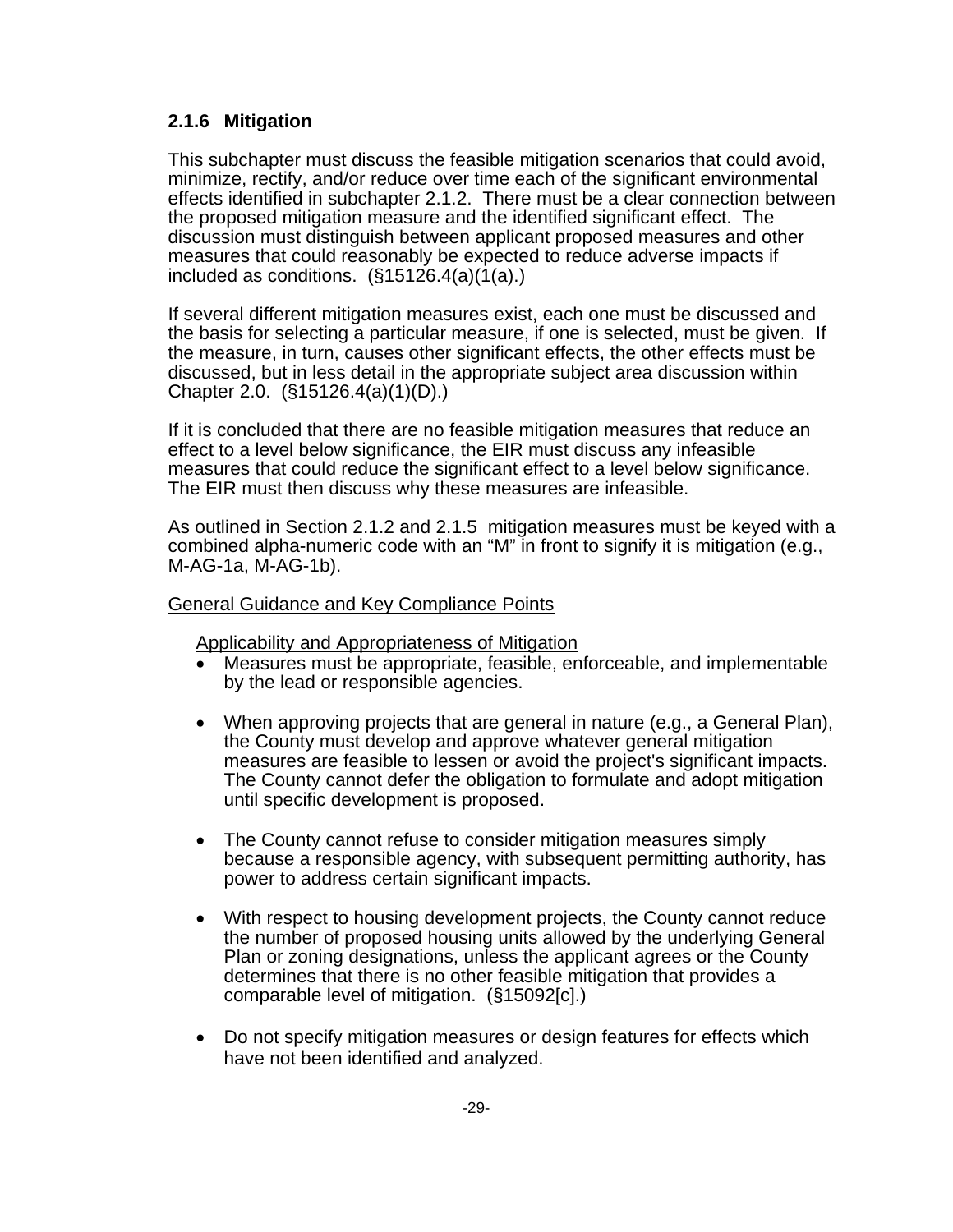### 2.1.6 Mitigation

This subchapter must discuss the feasible mitigation scenarios that could avoid, minimize, rectify, and/or reduce over time each of the significant environmental effects identified in subchapter 2.1.2. There must be a clear connection between the proposed mitigation measure and the identified significant effect. The discussion must distinguish between applicant proposed measures and other measures that could reasonably be expected to reduce adverse impacts if included as conditions. (§15126.4(a)(1(a).)

If several different mitigation measures exist, each one must be discussed and the basis for selecting a particular measure, if one is selected, must be given. If the measure, in turn, causes other significant effects, the other effects must be discussed, but in less detail in the appropriate subject area discussion within Chapter 2.0. (§15126.4(a)(1)(D).)

If it is concluded that there are no feasible mitigation measures that reduce an effect to a level below significance, the EIR must discuss any infeasible measures that could reduce the significant effect to a level below significance. The EIR must then discuss why these measures are infeasible.

As outlined in Section 2.1.2 and 2.1.5 mitigation measures must be keyed with a combined alpha-numeric code with an "M" in front to signify it is mitigation (e.g., M-AG-1a, M-AG-1b).

General Guidance and Key Compliance Points

Applicability and Appropriateness of Mitigation

- Measures must be appropriate, feasible, enforceable, and implementable by the lead or responsible agencies.
- When approving projects that are general in nature (e.g., a General Plan), the County must develop and approve whatever general mitigation measures are feasible to lessen or avoid the project's significant impacts. The County cannot defer the obligation to formulate and adopt mitigation until specific development is proposed.
- The County cannot refuse to consider mitigation measures simply because a responsible agency, with subsequent permitting authority, has power to address certain significant impacts.
- With respect to housing development projects, the County cannot reduce the number of proposed housing units allowed by the underlying General Plan or zoning designations, unless the applicant agrees or the County determines that there is no other feasible mitigation that provides a comparable level of mitigation. (§15092[c].)
- Do not specify mitigation measures or design features for effects which have not been identified and analyzed.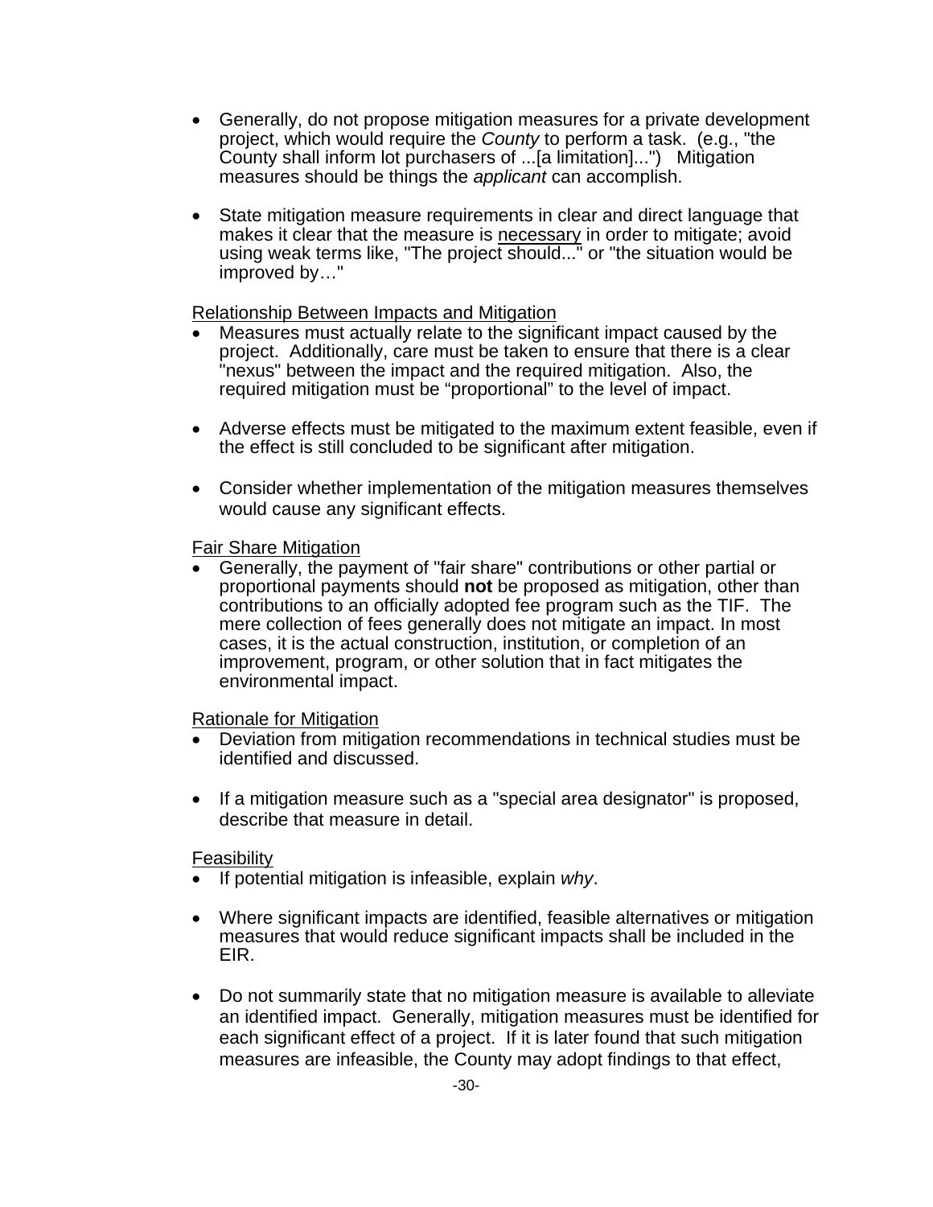- Generally, do not propose mitigation measures for a private development project, which would require the *County* to perform a task. (e.g., "the County shall inform lot purchasers of ...[a limitation]...") Mitigation measures should be things the *applicant* can accomplish.

- State mitigation measure requirements in clear and direct language that makes it clear that the measure is <u>necessary</u> in order to mitigate; avoid using weak terms like, "The project should..." or "the situation would be improved by…"

<u>Relationship Between Impacts and Mitigation</u>

- Measures must actually relate to the significant impact caused by the project. Additionally, care must be taken to ensure that there is a clear "nexus" between the impact and the required mitigation. Also, the required mitigation must be "proportional" to the level of impact.

- Adverse effects must be mitigated to the maximum extent feasible, even if the effect is still concluded to be significant after mitigation.

- Consider whether implementation of the mitigation measures themselves would cause any significant effects.

<u>Fair Share Mitigation</u>

- Generally, the payment of "fair share" contributions or other partial or proportional payments should **not** be proposed as mitigation, other than contributions to an officially adopted fee program such as the TIF. The mere collection of fees generally does not mitigate an impact. In most cases, it is the actual construction, institution, or completion of an improvement, program, or other solution that in fact mitigates the environmental impact.

<u>Rationale for Mitigation</u>

- Deviation from mitigation recommendations in technical studies must be identified and discussed.

- If a mitigation measure such as a "special area designator" is proposed, describe that measure in detail.

<u>Feasibility</u>

- If potential mitigation is infeasible, explain *why*.

- Where significant impacts are identified, feasible alternatives or mitigation measures that would reduce significant impacts shall be included in the EIR.

- Do not summarily state that no mitigation measure is available to alleviate an identified impact. Generally, mitigation measures must be identified for each significant effect of a project. If it is later found that such mitigation measures are infeasible, the County may adopt findings to that effect,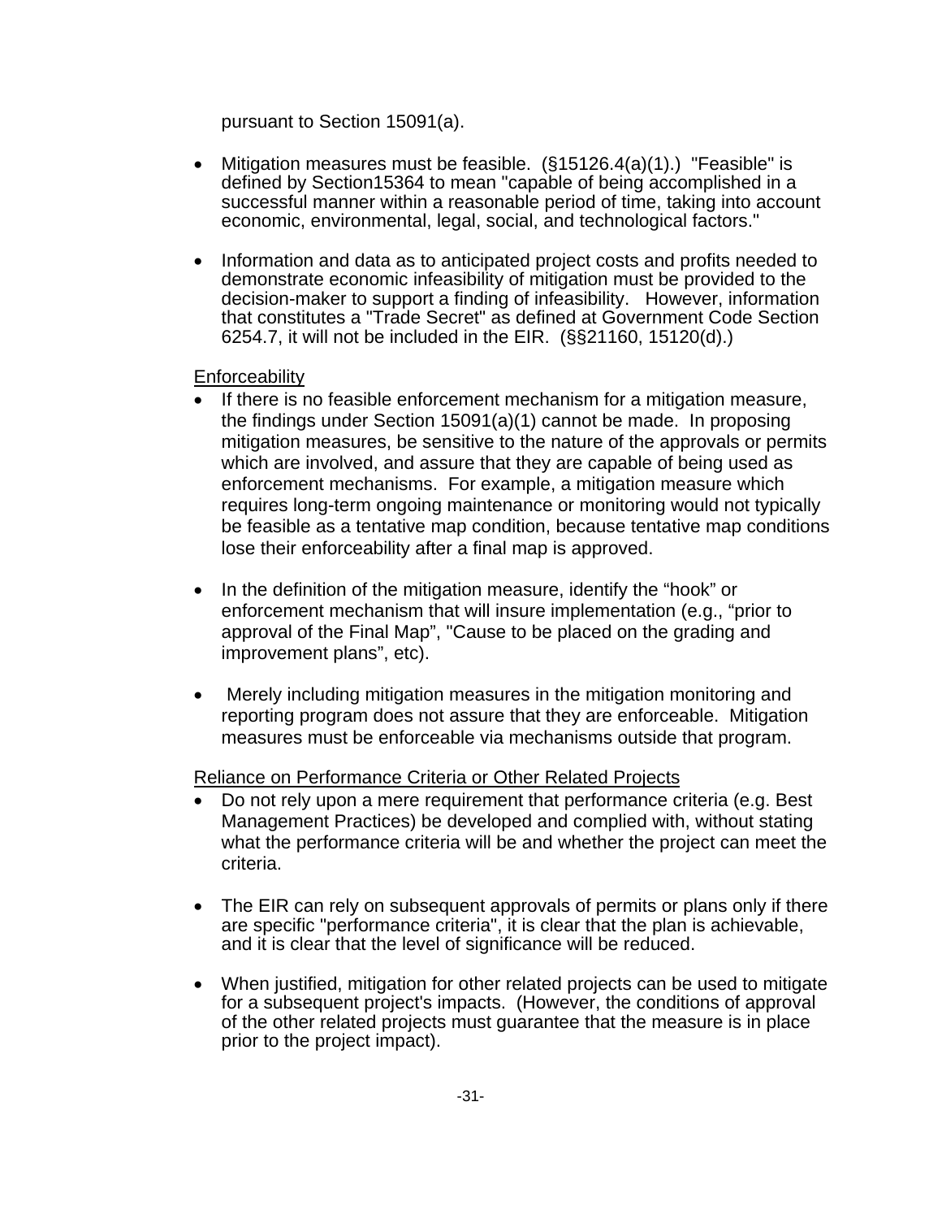pursuant to Section 15091(a).

- Mitigation measures must be feasible. (§15126.4(a)(1).) "Feasible" is defined by Section15364 to mean "capable of being accomplished in a successful manner within a reasonable period of time, taking into account economic, environmental, legal, social, and technological factors."
- Information and data as to anticipated project costs and profits needed to demonstrate economic infeasibility of mitigation must be provided to the decision-maker to support a finding of infeasibility. However, information that constitutes a "Trade Secret" as defined at Government Code Section 6254.7, it will not be included in the EIR. (§§21160, 15120(d).)

<u>Enforceability</u>

- If there is no feasible enforcement mechanism for a mitigation measure, the findings under Section 15091(a)(1) cannot be made. In proposing mitigation measures, be sensitive to the nature of the approvals or permits which are involved, and assure that they are capable of being used as enforcement mechanisms. For example, a mitigation measure which requires long-term ongoing maintenance or monitoring would not typically be feasible as a tentative map condition, because tentative map conditions lose their enforceability after a final map is approved.
- In the definition of the mitigation measure, identify the "hook" or enforcement mechanism that will insure implementation (e.g., "prior to approval of the Final Map", "Cause to be placed on the grading and improvement plans", etc).
- Merely including mitigation measures in the mitigation monitoring and reporting program does not assure that they are enforceable. Mitigation measures must be enforceable via mechanisms outside that program.

<u>Reliance on Performance Criteria or Other Related Projects</u>

- Do not rely upon a mere requirement that performance criteria (e.g. Best Management Practices) be developed and complied with, without stating what the performance criteria will be and whether the project can meet the criteria.
- The EIR can rely on subsequent approvals of permits or plans only if there are specific "performance criteria", it is clear that the plan is achievable, and it is clear that the level of significance will be reduced.
- When justified, mitigation for other related projects can be used to mitigate for a subsequent project's impacts. (However, the conditions of approval of the other related projects must guarantee that the measure is in place prior to the project impact).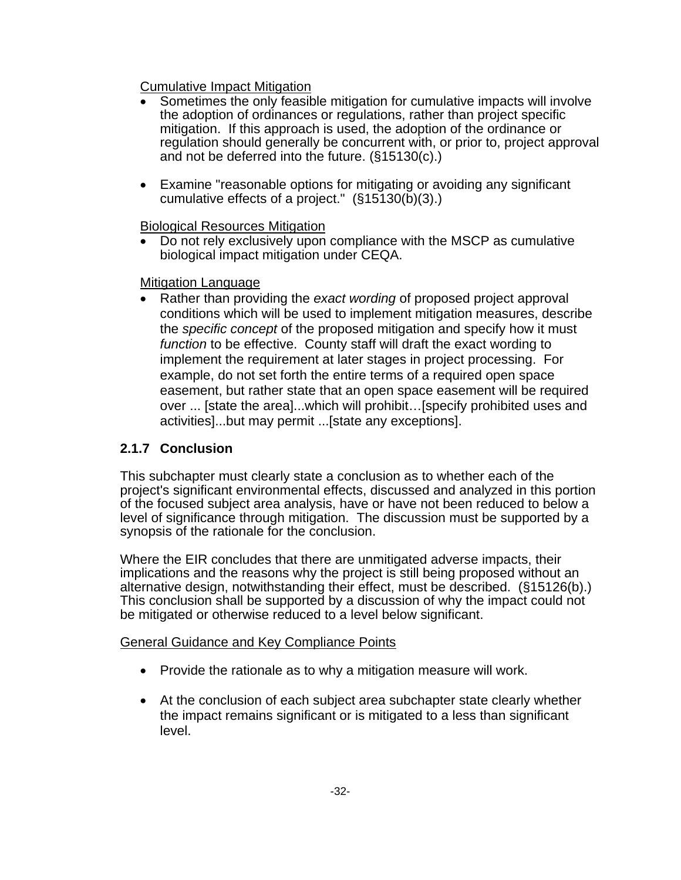Cumulative Impact Mitigation

- Sometimes the only feasible mitigation for cumulative impacts will involve the adoption of ordinances or regulations, rather than project specific mitigation. If this approach is used, the adoption of the ordinance or regulation should generally be concurrent with, or prior to, project approval and not be deferred into the future. (§15130(c).)

- Examine "reasonable options for mitigating or avoiding any significant cumulative effects of a project." (§15130(b)(3).)

Biological Resources Mitigation

- Do not rely exclusively upon compliance with the MSCP as cumulative biological impact mitigation under CEQA.

Mitigation Language

- Rather than providing the *exact wording* of proposed project approval conditions which will be used to implement mitigation measures, describe the *specific concept* of the proposed mitigation and specify how it must *function* to be effective. County staff will draft the exact wording to implement the requirement at later stages in project processing. For example, do not set forth the entire terms of a required open space easement, but rather state that an open space easement will be required over ... [state the area]...which will prohibit…[specify prohibited uses and activities]...but may permit ...[state any exceptions].

### 2.1.7 Conclusion

This subchapter must clearly state a conclusion as to whether each of the project's significant environmental effects, discussed and analyzed in this portion of the focused subject area analysis, have or have not been reduced to below a level of significance through mitigation. The discussion must be supported by a synopsis of the rationale for the conclusion.

Where the EIR concludes that there are unmitigated adverse impacts, their implications and the reasons why the project is still being proposed without an alternative design, notwithstanding their effect, must be described. (§15126(b).) This conclusion shall be supported by a discussion of why the impact could not be mitigated or otherwise reduced to a level below significant.

General Guidance and Key Compliance Points

- Provide the rationale as to why a mitigation measure will work.

- At the conclusion of each subject area subchapter state clearly whether the impact remains significant or is mitigated to a less than significant level.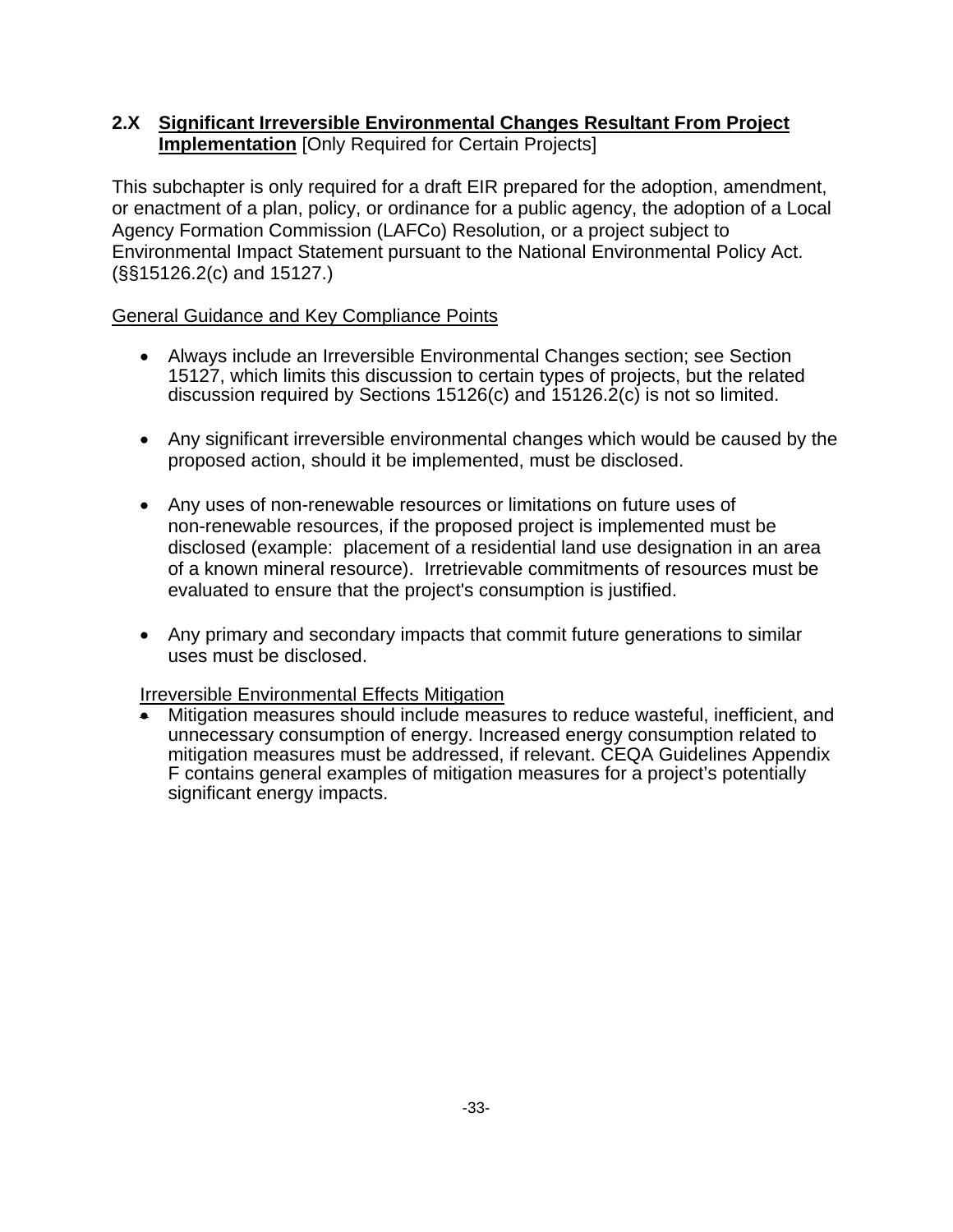## 2.X Significant Irreversible Environmental Changes Resultant From Project Implementation [Only Required for Certain Projects]

This subchapter is only required for a draft EIR prepared for the adoption, amendment, or enactment of a plan, policy, or ordinance for a public agency, the adoption of a Local Agency Formation Commission (LAFCo) Resolution, or a project subject to Environmental Impact Statement pursuant to the National Environmental Policy Act. (§§15126.2(c) and 15127.)

General Guidance and Key Compliance Points

- Always include an Irreversible Environmental Changes section; see Section 15127, which limits this discussion to certain types of projects, but the related discussion required by Sections 15126(c) and 15126.2(c) is not so limited.

- Any significant irreversible environmental changes which would be caused by the proposed action, should it be implemented, must be disclosed.

- Any uses of non-renewable resources or limitations on future uses of non-renewable resources, if the proposed project is implemented must be disclosed (example: placement of a residential land use designation in an area of a known mineral resource). Irretrievable commitments of resources must be evaluated to ensure that the project's consumption is justified.

- Any primary and secondary impacts that commit future generations to similar uses must be disclosed.

Irreversible Environmental Effects Mitigation

- Mitigation measures should include measures to reduce wasteful, inefficient, and unnecessary consumption of energy. Increased energy consumption related to mitigation measures must be addressed, if relevant. CEQA Guidelines Appendix F contains general examples of mitigation measures for a project's potentially significant energy impacts.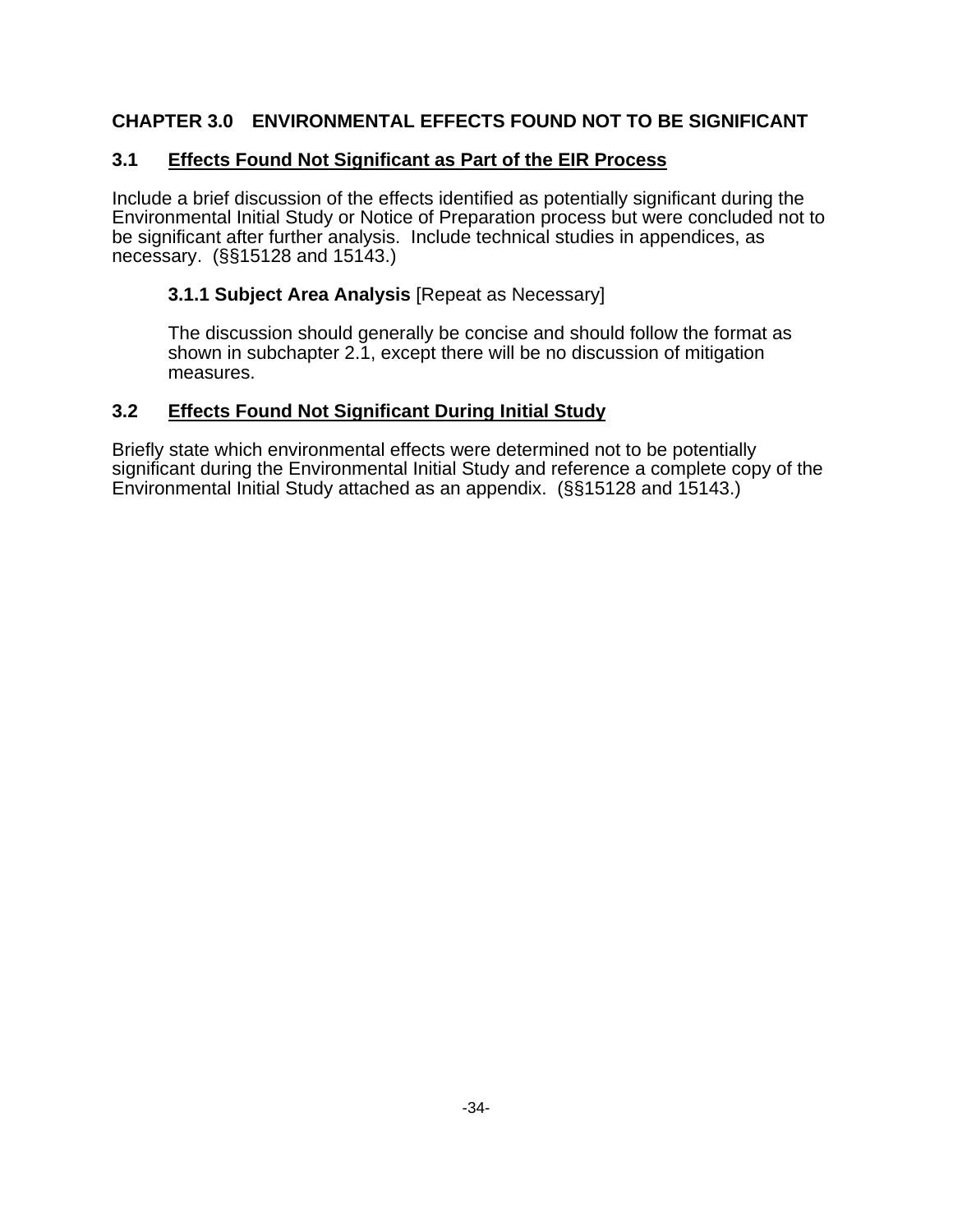# CHAPTER 3.0 ENVIRONMENTAL EFFECTS FOUND NOT TO BE SIGNIFICANT

## 3.1 Effects Found Not Significant as Part of the EIR Process

Include a brief discussion of the effects identified as potentially significant during the Environmental Initial Study or Notice of Preparation process but were concluded not to be significant after further analysis. Include technical studies in appendices, as necessary. (§§15128 and 15143.)

### **3.1.1 Subject Area Analysis** [Repeat as Necessary]

The discussion should generally be concise and should follow the format as shown in subchapter 2.1, except there will be no discussion of mitigation measures.

## 3.2 Effects Found Not Significant During Initial Study

Briefly state which environmental effects were determined not to be potentially significant during the Environmental Initial Study and reference a complete copy of the Environmental Initial Study attached as an appendix. (§§15128 and 15143.)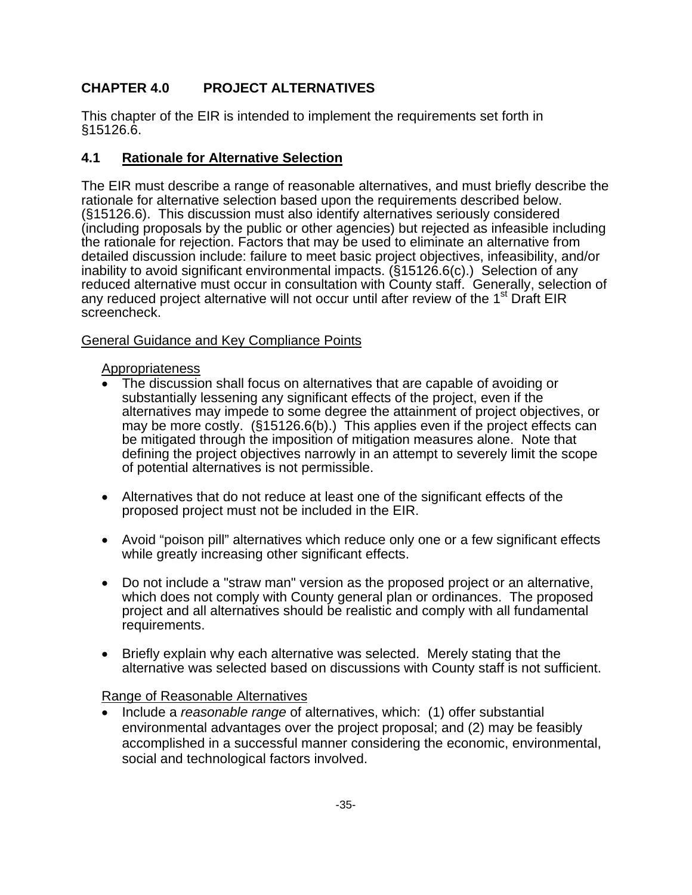## CHAPTER 4.0 PROJECT ALTERNATIVES

This chapter of the EIR is intended to implement the requirements set forth in §15126.6.

### 4.1 Rationale for Alternative Selection

The EIR must describe a range of reasonable alternatives, and must briefly describe the rationale for alternative selection based upon the requirements described below. (§15126.6). This discussion must also identify alternatives seriously considered (including proposals by the public or other agencies) but rejected as infeasible including the rationale for rejection. Factors that may be used to eliminate an alternative from detailed discussion include: failure to meet basic project objectives, infeasibility, and/or inability to avoid significant environmental impacts. (§15126.6(c).) Selection of any reduced alternative must occur in consultation with County staff. Generally, selection of any reduced project alternative will not occur until after review of the 1st Draft EIR screencheck.

General Guidance and Key Compliance Points

Appropriateness

- The discussion shall focus on alternatives that are capable of avoiding or substantially lessening any significant effects of the project, even if the alternatives may impede to some degree the attainment of project objectives, or may be more costly. (§15126.6(b).) This applies even if the project effects can be mitigated through the imposition of mitigation measures alone. Note that defining the project objectives narrowly in an attempt to severely limit the scope of potential alternatives is not permissible.

- Alternatives that do not reduce at least one of the significant effects of the proposed project must not be included in the EIR.

- Avoid “poison pill” alternatives which reduce only one or a few significant effects while greatly increasing other significant effects.

- Do not include a "straw man" version as the proposed project or an alternative, which does not comply with County general plan or ordinances. The proposed project and all alternatives should be realistic and comply with all fundamental requirements.

- Briefly explain why each alternative was selected. Merely stating that the alternative was selected based on discussions with County staff is not sufficient.

Range of Reasonable Alternatives

- Include a *reasonable range* of alternatives, which: (1) offer substantial environmental advantages over the project proposal; and (2) may be feasibly accomplished in a successful manner considering the economic, environmental, social and technological factors involved.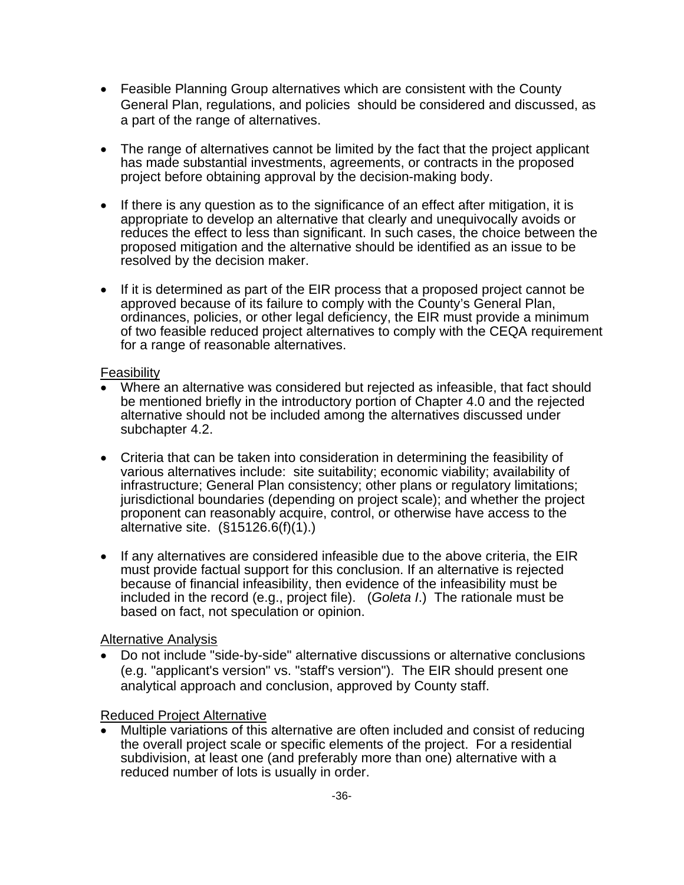- Feasible Planning Group alternatives which are consistent with the County General Plan, regulations, and policies should be considered and discussed, as a part of the range of alternatives.

- The range of alternatives cannot be limited by the fact that the project applicant has made substantial investments, agreements, or contracts in the proposed project before obtaining approval by the decision-making body.

- If there is any question as to the significance of an effect after mitigation, it is appropriate to develop an alternative that clearly and unequivocally avoids or reduces the effect to less than significant. In such cases, the choice between the proposed mitigation and the alternative should be identified as an issue to be resolved by the decision maker.

- If it is determined as part of the EIR process that a proposed project cannot be approved because of its failure to comply with the County's General Plan, ordinances, policies, or other legal deficiency, the EIR must provide a minimum of two feasible reduced project alternatives to comply with the CEQA requirement for a range of reasonable alternatives.

<u>Feasibility</u>

- Where an alternative was considered but rejected as infeasible, that fact should be mentioned briefly in the introductory portion of Chapter 4.0 and the rejected alternative should not be included among the alternatives discussed under subchapter 4.2.

- Criteria that can be taken into consideration in determining the feasibility of various alternatives include: site suitability; economic viability; availability of infrastructure; General Plan consistency; other plans or regulatory limitations; jurisdictional boundaries (depending on project scale); and whether the project proponent can reasonably acquire, control, or otherwise have access to the alternative site. (§15126.6(f)(1).)

- If any alternatives are considered infeasible due to the above criteria, the EIR must provide factual support for this conclusion. If an alternative is rejected because of financial infeasibility, then evidence of the infeasibility must be included in the record (e.g., project file). (*Goleta I*.) The rationale must be based on fact, not speculation or opinion.

<u>Alternative Analysis</u>

- Do not include "side-by-side" alternative discussions or alternative conclusions (e.g. "applicant's version" vs. "staff's version"). The EIR should present one analytical approach and conclusion, approved by County staff.

<u>Reduced Project Alternative</u>

- Multiple variations of this alternative are often included and consist of reducing the overall project scale or specific elements of the project. For a residential subdivision, at least one (and preferably more than one) alternative with a reduced number of lots is usually in order.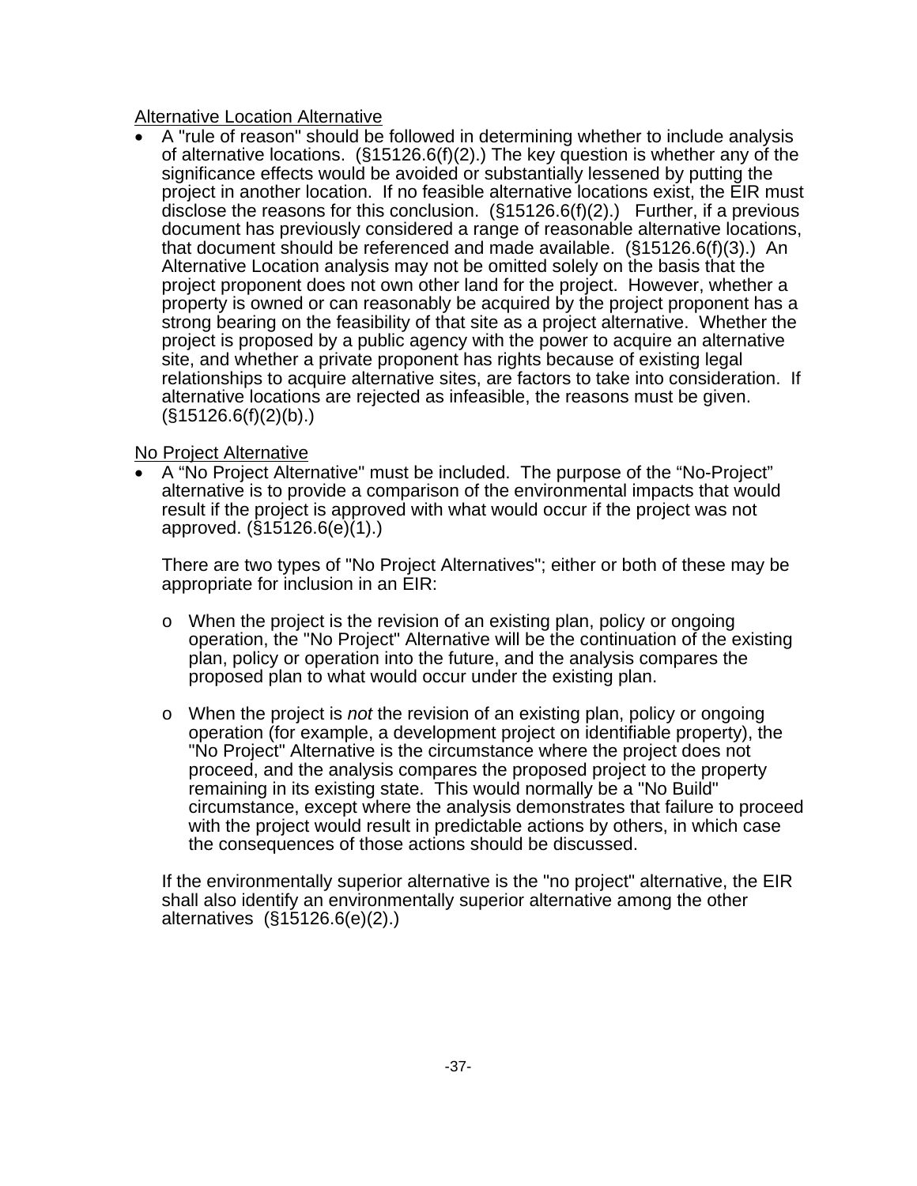Alternative Location Alternative

- A "rule of reason" should be followed in determining whether to include analysis of alternative locations. (§15126.6(f)(2).) The key question is whether any of the significance effects would be avoided or substantially lessened by putting the project in another location. If no feasible alternative locations exist, the EIR must disclose the reasons for this conclusion. (§15126.6(f)(2).) Further, if a previous document has previously considered a range of reasonable alternative locations, that document should be referenced and made available. (§15126.6(f)(3).) An Alternative Location analysis may not be omitted solely on the basis that the project proponent does not own other land for the project. However, whether a property is owned or can reasonably be acquired by the project proponent has a strong bearing on the feasibility of that site as a project alternative. Whether the project is proposed by a public agency with the power to acquire an alternative site, and whether a private proponent has rights because of existing legal relationships to acquire alternative sites, are factors to take into consideration. If alternative locations are rejected as infeasible, the reasons must be given. (§15126.6(f)(2)(b).)

No Project Alternative

- A "No Project Alternative" must be included. The purpose of the "No-Project" alternative is to provide a comparison of the environmental impacts that would result if the project is approved with what would occur if the project was not approved. (§15126.6(e)(1).)

  There are two types of "No Project Alternatives"; either or both of these may be appropriate for inclusion in an EIR:

  - When the project is the revision of an existing plan, policy or ongoing operation, the "No Project" Alternative will be the continuation of the existing plan, policy or operation into the future, and the analysis compares the proposed plan to what would occur under the existing plan.

  - When the project is *not* the revision of an existing plan, policy or ongoing operation (for example, a development project on identifiable property), the "No Project" Alternative is the circumstance where the project does not proceed, and the analysis compares the proposed project to the property remaining in its existing state. This would normally be a "No Build" circumstance, except where the analysis demonstrates that failure to proceed with the project would result in predictable actions by others, in which case the consequences of those actions should be discussed.

  If the environmentally superior alternative is the "no project" alternative, the EIR shall also identify an environmentally superior alternative among the other alternatives (§15126.6(e)(2).)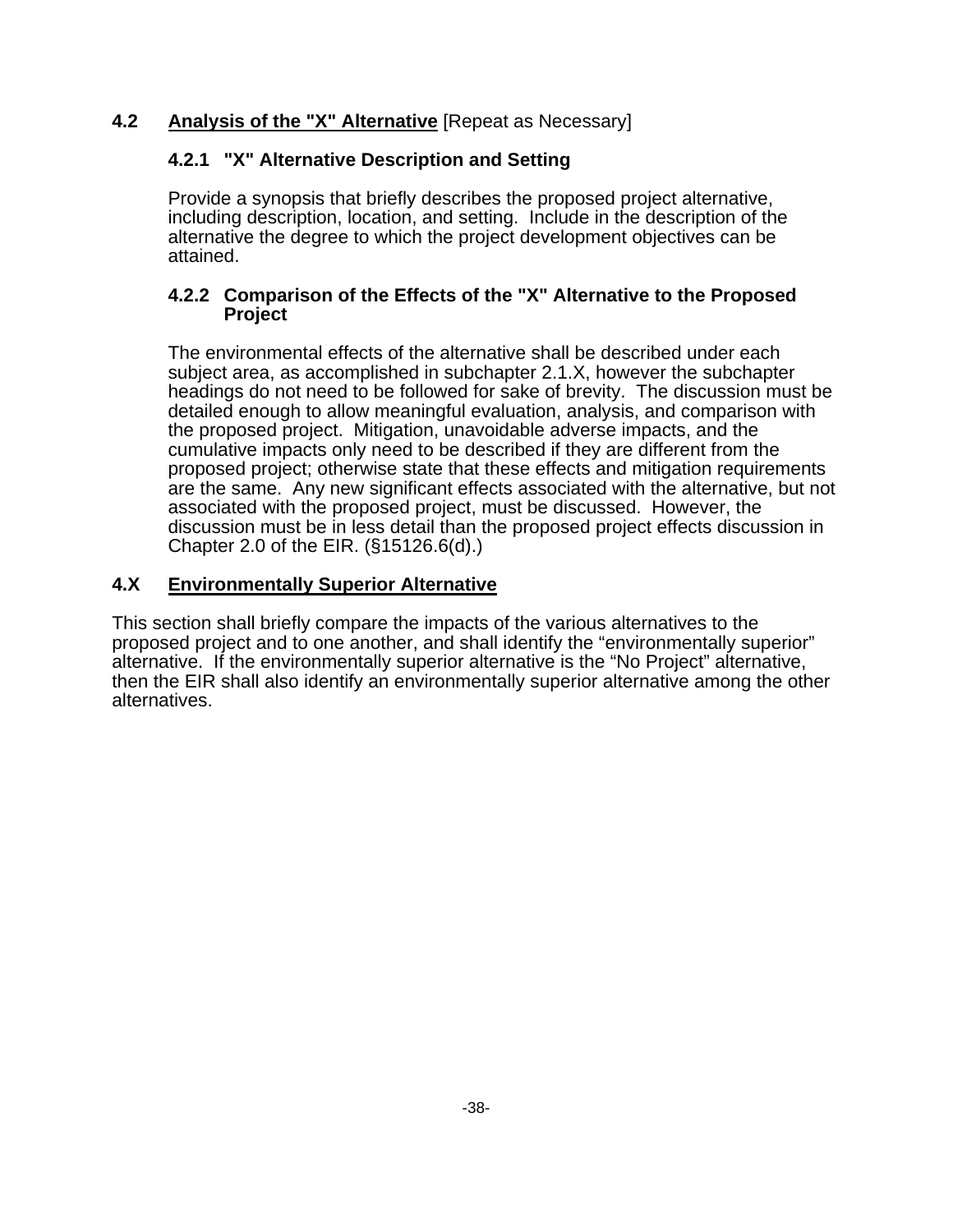## 4.2 Analysis of the "X" Alternative [Repeat as Necessary]

### 4.2.1 "X" Alternative Description and Setting

Provide a synopsis that briefly describes the proposed project alternative, including description, location, and setting. Include in the description of the alternative the degree to which the project development objectives can be attained.

### 4.2.2 Comparison of the Effects of the "X" Alternative to the Proposed Project

The environmental effects of the alternative shall be described under each subject area, as accomplished in subchapter 2.1.X, however the subchapter headings do not need to be followed for sake of brevity. The discussion must be detailed enough to allow meaningful evaluation, analysis, and comparison with the proposed project. Mitigation, unavoidable adverse impacts, and the cumulative impacts only need to be described if they are different from the proposed project; otherwise state that these effects and mitigation requirements are the same. Any new significant effects associated with the alternative, but not associated with the proposed project, must be discussed. However, the discussion must be in less detail than the proposed project effects discussion in Chapter 2.0 of the EIR. (§15126.6(d).)

## 4.X Environmentally Superior Alternative

This section shall briefly compare the impacts of the various alternatives to the proposed project and to one another, and shall identify the "environmentally superior" alternative. If the environmentally superior alternative is the "No Project" alternative, then the EIR shall also identify an environmentally superior alternative among the other alternatives.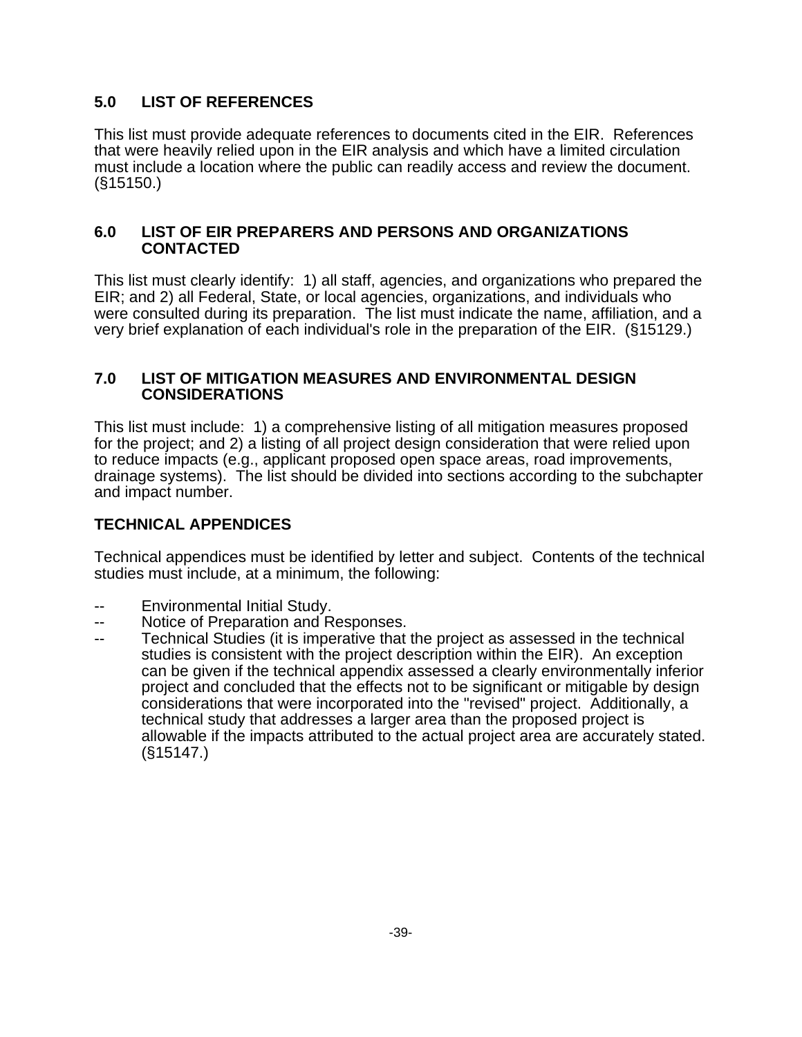## 5.0 LIST OF REFERENCES

This list must provide adequate references to documents cited in the EIR. References that were heavily relied upon in the EIR analysis and which have a limited circulation must include a location where the public can readily access and review the document. (§15150.)

## 6.0 LIST OF EIR PREPARERS AND PERSONS AND ORGANIZATIONS CONTACTED

This list must clearly identify: 1) all staff, agencies, and organizations who prepared the EIR; and 2) all Federal, State, or local agencies, organizations, and individuals who were consulted during its preparation. The list must indicate the name, affiliation, and a very brief explanation of each individual's role in the preparation of the EIR. (§15129.)

## 7.0 LIST OF MITIGATION MEASURES AND ENVIRONMENTAL DESIGN CONSIDERATIONS

This list must include: 1) a comprehensive listing of all mitigation measures proposed for the project; and 2) a listing of all project design consideration that were relied upon to reduce impacts (e.g., applicant proposed open space areas, road improvements, drainage systems). The list should be divided into sections according to the subchapter and impact number.

## TECHNICAL APPENDICES

Technical appendices must be identified by letter and subject. Contents of the technical studies must include, at a minimum, the following:

- Environmental Initial Study.
- Notice of Preparation and Responses.
- Technical Studies (it is imperative that the project as assessed in the technical studies is consistent with the project description within the EIR). An exception can be given if the technical appendix assessed a clearly environmentally inferior project and concluded that the effects not to be significant or mitigable by design considerations that were incorporated into the "revised" project. Additionally, a technical study that addresses a larger area than the proposed project is allowable if the impacts attributed to the actual project area are accurately stated. (§15147.)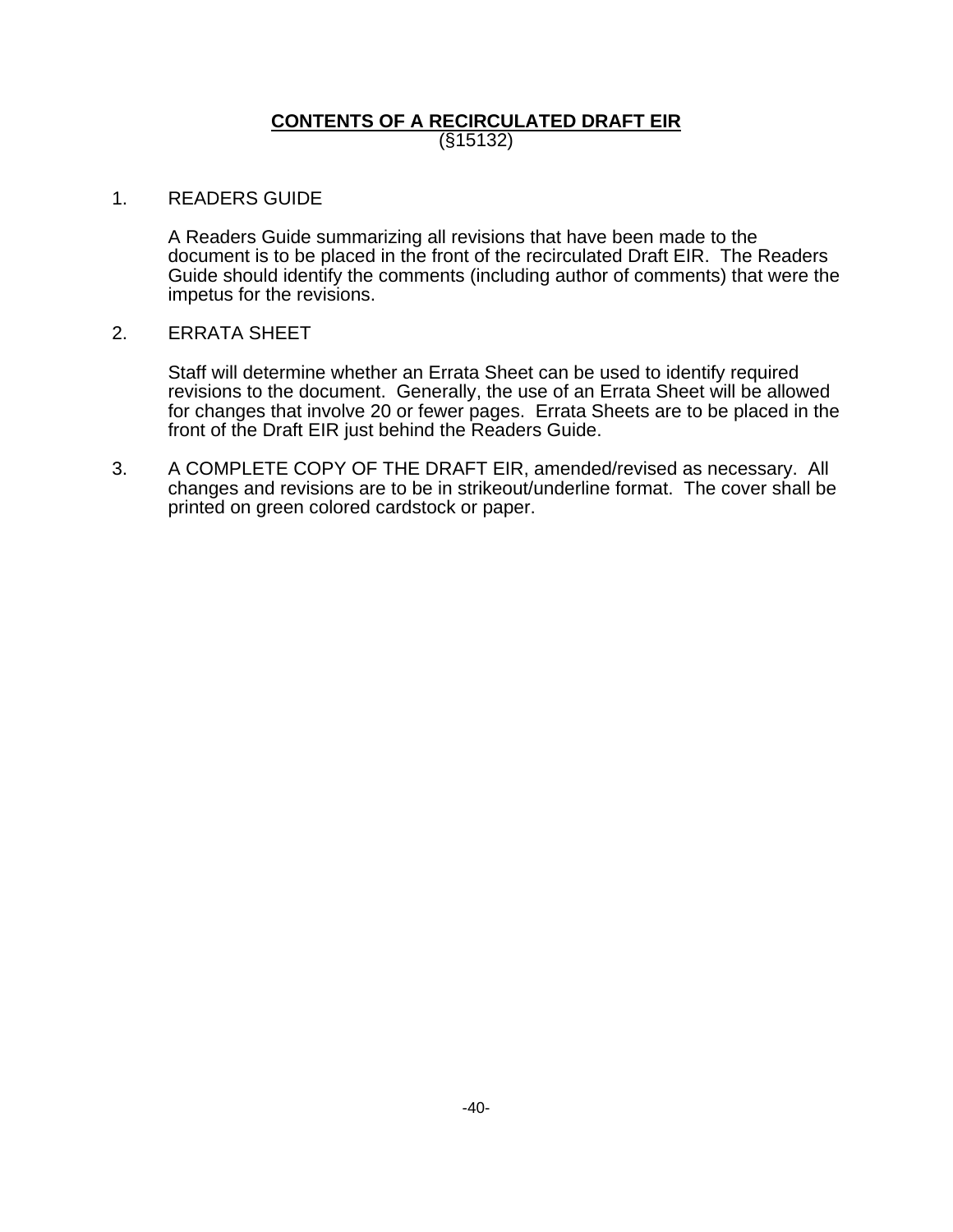## CONTENTS OF A RECIRCULATED DRAFT EIR

(§15132)

1. READERS GUIDE

   A Readers Guide summarizing all revisions that have been made to the document is to be placed in the front of the recirculated Draft EIR. The Readers Guide should identify the comments (including author of comments) that were the impetus for the revisions.

2. ERRATA SHEET

   Staff will determine whether an Errata Sheet can be used to identify required revisions to the document. Generally, the use of an Errata Sheet will be allowed for changes that involve 20 or fewer pages. Errata Sheets are to be placed in the front of the Draft EIR just behind the Readers Guide.

3. A COMPLETE COPY OF THE DRAFT EIR, amended/revised as necessary. All changes and revisions are to be in strikeout/underline format. The cover shall be printed on green colored cardstock or paper.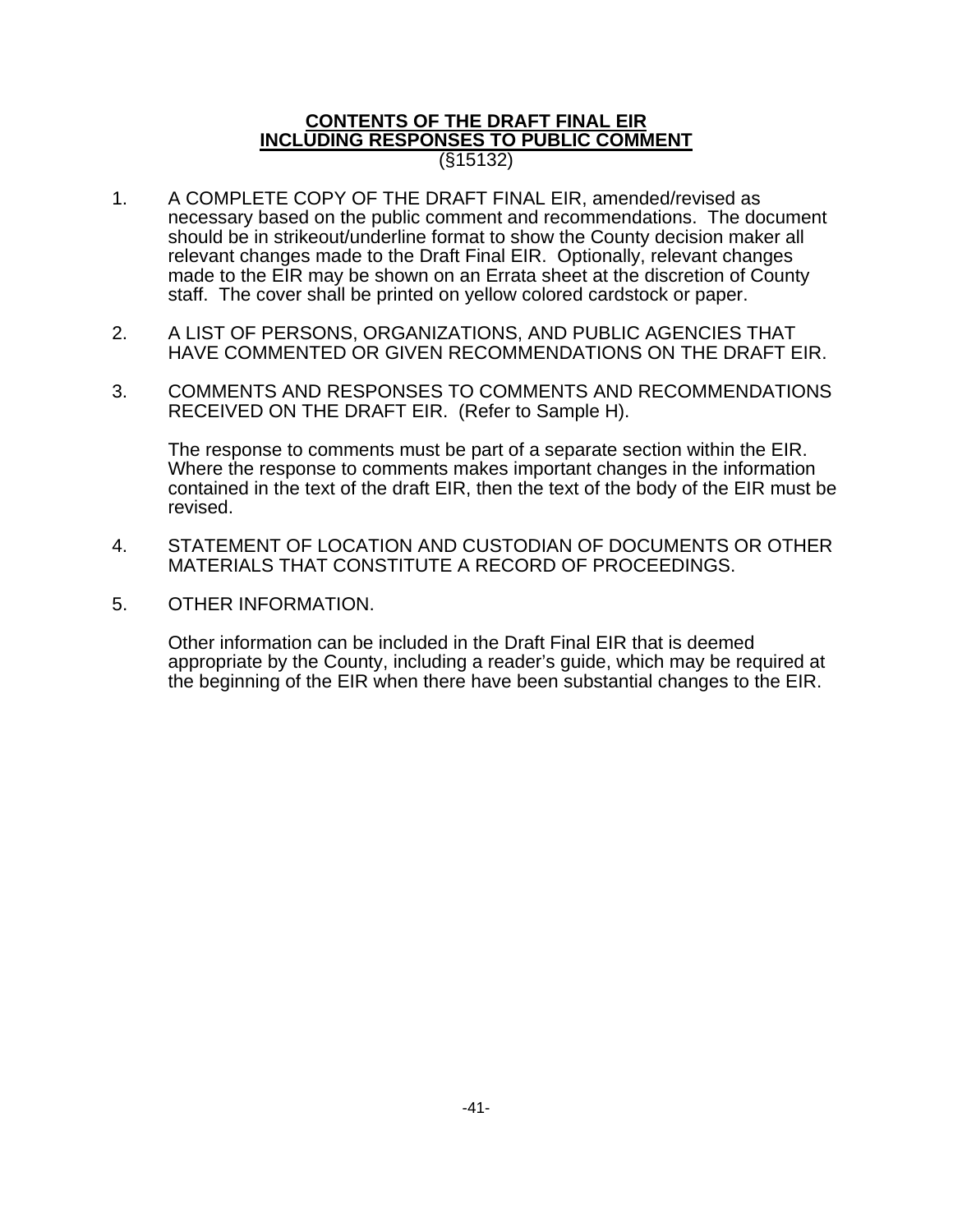**CONTENTS OF THE DRAFT FINAL EIR**
**INCLUDING RESPONSES TO PUBLIC COMMENT**
(§15132)

1. A COMPLETE COPY OF THE DRAFT FINAL EIR, amended/revised as necessary based on the public comment and recommendations. The document should be in strikeout/underline format to show the County decision maker all relevant changes made to the Draft Final EIR. Optionally, relevant changes made to the EIR may be shown on an Errata sheet at the discretion of County staff. The cover shall be printed on yellow colored cardstock or paper.

2. A LIST OF PERSONS, ORGANIZATIONS, AND PUBLIC AGENCIES THAT HAVE COMMENTED OR GIVEN RECOMMENDATIONS ON THE DRAFT EIR.

3. COMMENTS AND RESPONSES TO COMMENTS AND RECOMMENDATIONS RECEIVED ON THE DRAFT EIR. (Refer to Sample H).

   The response to comments must be part of a separate section within the EIR. Where the response to comments makes important changes in the information contained in the text of the draft EIR, then the text of the body of the EIR must be revised.

4. STATEMENT OF LOCATION AND CUSTODIAN OF DOCUMENTS OR OTHER MATERIALS THAT CONSTITUTE A RECORD OF PROCEEDINGS.

5. OTHER INFORMATION.

   Other information can be included in the Draft Final EIR that is deemed appropriate by the County, including a reader's guide, which may be required at the beginning of the EIR when there have been substantial changes to the EIR.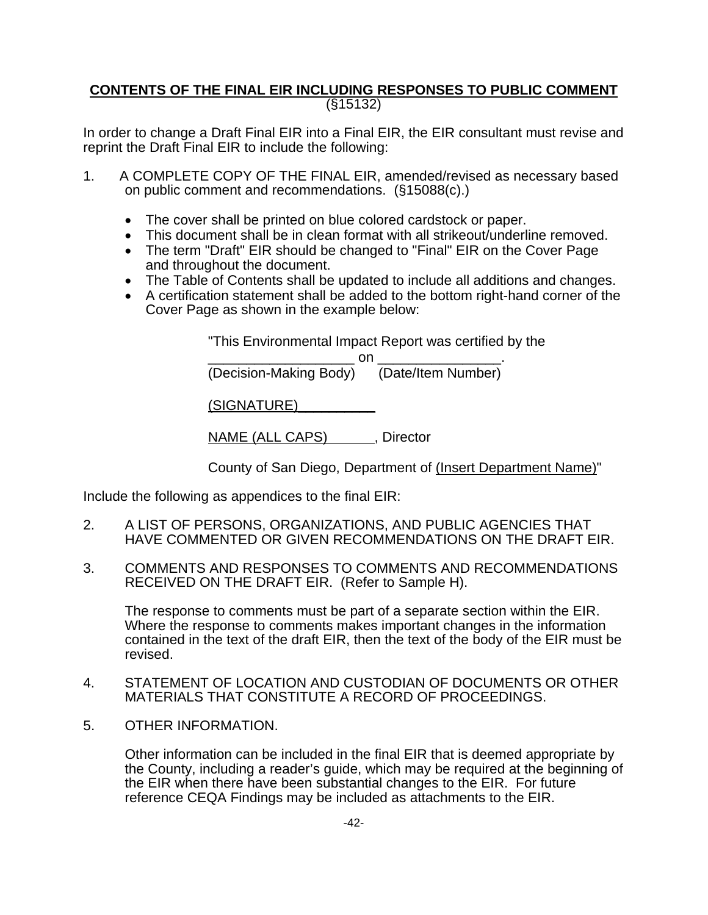**CONTENTS OF THE FINAL EIR INCLUDING RESPONSES TO PUBLIC COMMENT**
(§15132)

In order to change a Draft Final EIR into a Final EIR, the EIR consultant must revise and reprint the Draft Final EIR to include the following:

1. A COMPLETE COPY OF THE FINAL EIR, amended/revised as necessary based on public comment and recommendations. (§15088(c).)

   - The cover shall be printed on blue colored cardstock or paper.
   - This document shall be in clean format with all strikeout/underline removed.
   - The term "Draft" EIR should be changed to "Final" EIR on the Cover Page and throughout the document.
   - The Table of Contents shall be updated to include all additions and changes.
   - A certification statement shall be added to the bottom right-hand corner of the Cover Page as shown in the example below:

     "This Environmental Impact Report was certified by the
     ___________________ on ________________.
     (Decision-Making Body) (Date/Item Number)

     (SIGNATURE)__________

     NAME (ALL CAPS)______, Director

     County of San Diego, Department of (Insert Department Name)"

Include the following as appendices to the final EIR:

2. A LIST OF PERSONS, ORGANIZATIONS, AND PUBLIC AGENCIES THAT HAVE COMMENTED OR GIVEN RECOMMENDATIONS ON THE DRAFT EIR.

3. COMMENTS AND RESPONSES TO COMMENTS AND RECOMMENDATIONS RECEIVED ON THE DRAFT EIR. (Refer to Sample H).

   The response to comments must be part of a separate section within the EIR. Where the response to comments makes important changes in the information contained in the text of the draft EIR, then the text of the body of the EIR must be revised.

4. STATEMENT OF LOCATION AND CUSTODIAN OF DOCUMENTS OR OTHER MATERIALS THAT CONSTITUTE A RECORD OF PROCEEDINGS.

5. OTHER INFORMATION.

   Other information can be included in the final EIR that is deemed appropriate by the County, including a reader's guide, which may be required at the beginning of the EIR when there have been substantial changes to the EIR. For future reference CEQA Findings may be included as attachments to the EIR.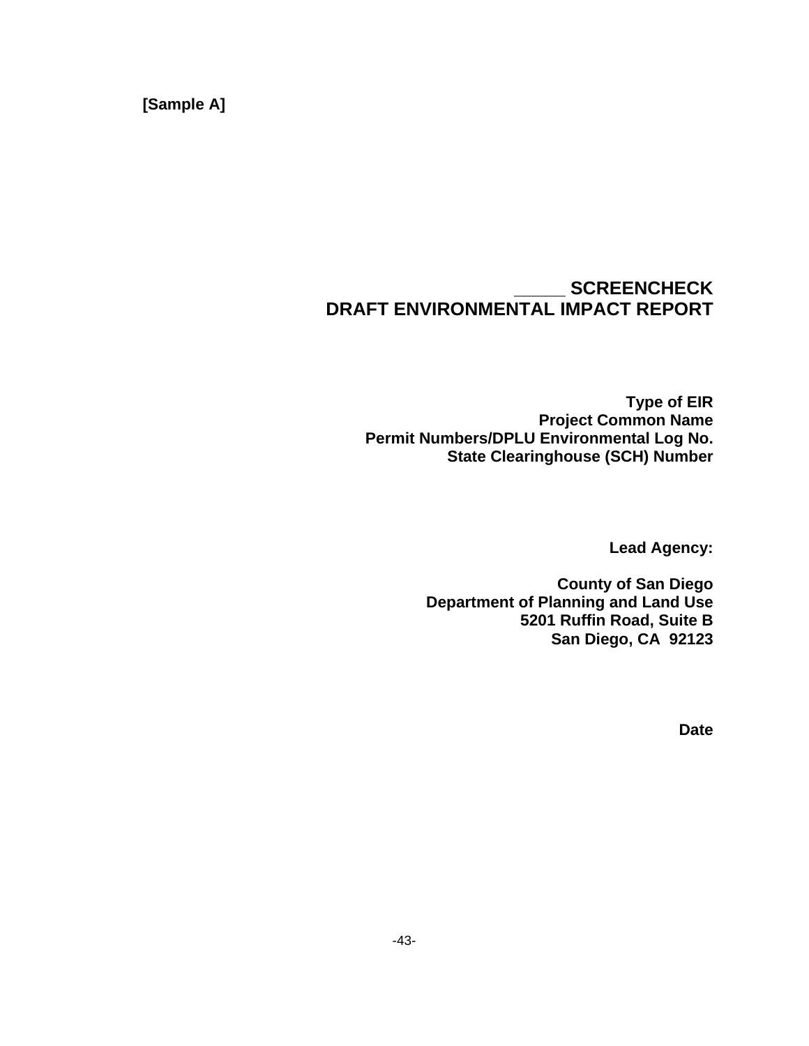**[Sample A]**

**_____ SCREENCHECK**
**DRAFT ENVIRONMENTAL IMPACT REPORT**

**Type of EIR**
**Project Common Name**
**Permit Numbers/DPLU Environmental Log No.**
**State Clearinghouse (SCH) Number**

**Lead Agency:**

**County of San Diego**
**Department of Planning and Land Use**
**5201 Ruffin Road, Suite B**
**San Diego, CA 92123**

**Date**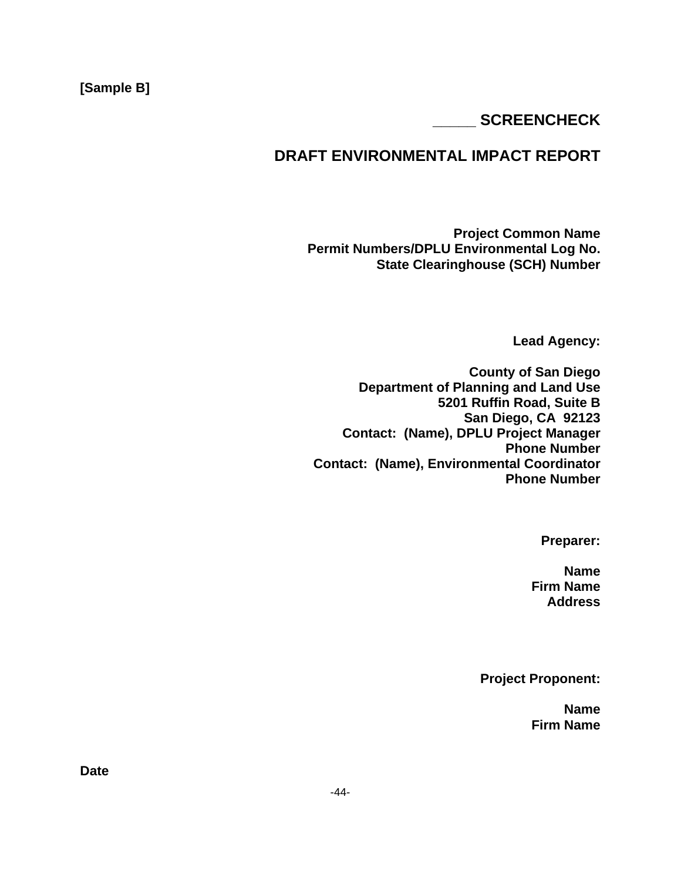**[Sample B]**

## _____ SCREENCHECK

## DRAFT ENVIRONMENTAL IMPACT REPORT

**Project Common Name**
**Permit Numbers/DPLU Environmental Log No.**
**State Clearinghouse (SCH) Number**

**Lead Agency:**

**County of San Diego**
**Department of Planning and Land Use**
**5201 Ruffin Road, Suite B**
**San Diego, CA 92123**
**Contact: (Name), DPLU Project Manager**
**Phone Number**
**Contact: (Name), Environmental Coordinator**
**Phone Number**

**Preparer:**

**Name**
**Firm Name**
**Address**

**Project Proponent:**

**Name**
**Firm Name**

**Date**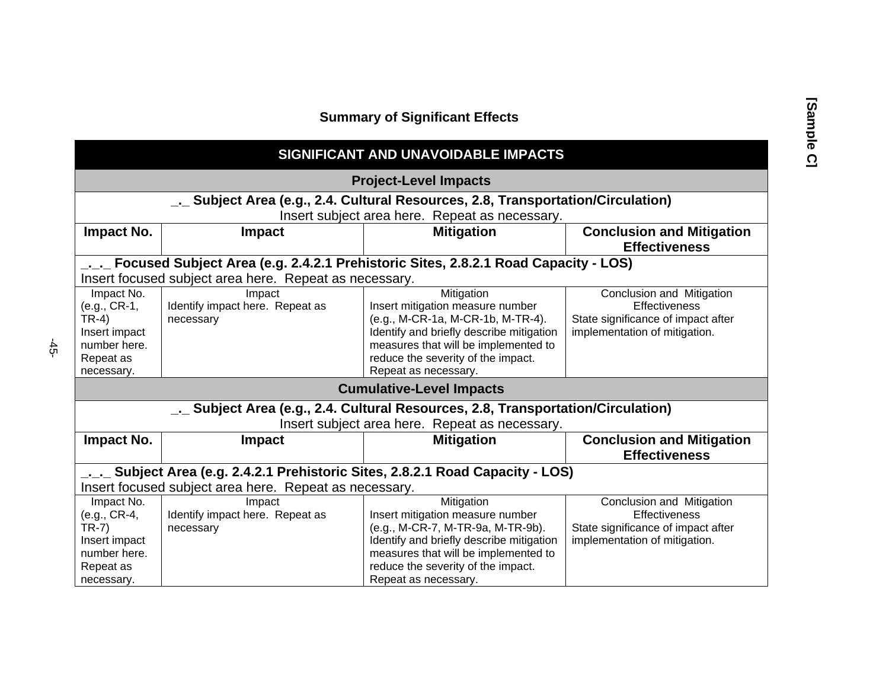[Sample C]

## Summary of Significant Effects

| SIGNIFICANT AND UNAVOIDABLE IMPACTS | | | |
|---|---|---|---|
| **Project-Level Impacts** | | | |
| **_._ Subject Area (e.g., 2.4. Cultural Resources, 2.8, Transportation/Circulation)** Insert subject area here. Repeat as necessary. | | | |
| **Impact No.** | **Impact** | **Mitigation** | **Conclusion and Mitigation Effectiveness** |
| **_._._ Focused Subject Area (e.g. 2.4.2.1 Prehistoric Sites, 2.8.2.1 Road Capacity - LOS)** Insert focused subject area here. Repeat as necessary. | | | |
| Impact No. (e.g., CR-1, TR-4) Insert impact number here. Repeat as necessary. | Impact Identify impact here. Repeat as necessary | Mitigation Insert mitigation measure number (e.g., M-CR-1a, M-CR-1b, M-TR-4). Identify and briefly describe mitigation measures that will be implemented to reduce the severity of the impact. Repeat as necessary. | Conclusion and Mitigation Effectiveness State significance of impact after implementation of mitigation. |
| **Cumulative-Level Impacts** | | | |
| **_._ Subject Area (e.g., 2.4. Cultural Resources, 2.8, Transportation/Circulation)** Insert subject area here. Repeat as necessary. | | | |
| **Impact No.** | **Impact** | **Mitigation** | **Conclusion and Mitigation Effectiveness** |
| **_._._ Subject Area (e.g. 2.4.2.1 Prehistoric Sites, 2.8.2.1 Road Capacity - LOS)** Insert focused subject area here. Repeat as necessary. | | | |
| Impact No. (e.g., CR-4, TR-7) Insert impact number here. Repeat as necessary. | Impact Identify impact here. Repeat as necessary | Mitigation Insert mitigation measure number (e.g., M-CR-7, M-TR-9a, M-TR-9b). Identify and briefly describe mitigation measures that will be implemented to reduce the severity of the impact. Repeat as necessary. | Conclusion and Mitigation Effectiveness State significance of impact after implementation of mitigation. |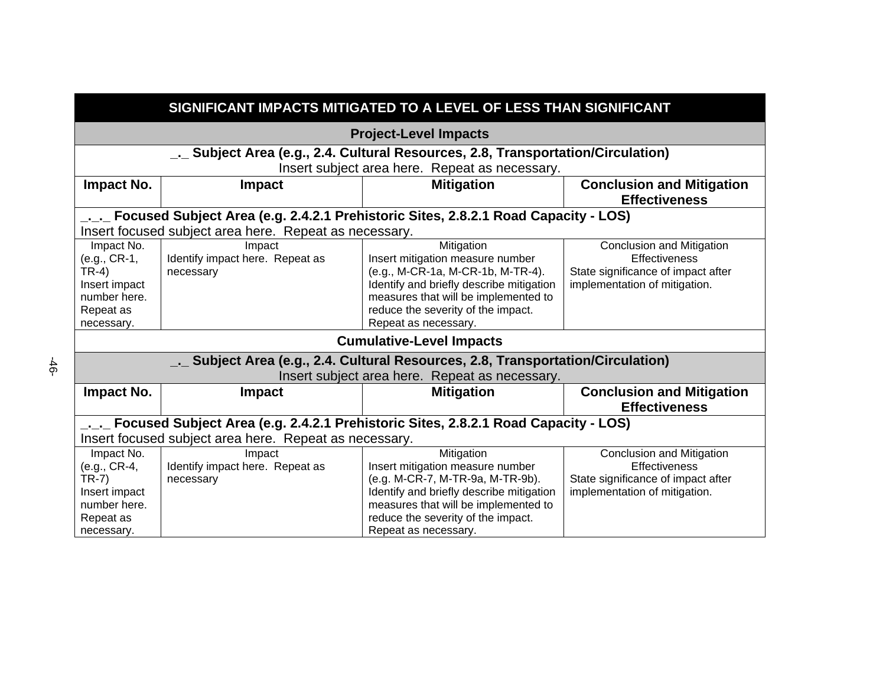| SIGNIFICANT IMPACTS MITIGATED TO A LEVEL OF LESS THAN SIGNIFICANT | | | |
|---|---|---|---|
| **Project-Level Impacts** | | | |
| **_._ Subject Area (e.g., 2.4. Cultural Resources, 2.8, Transportation/Circulation)** Insert subject area here. Repeat as necessary. | | | |
| **Impact No.** | **Impact** | **Mitigation** | **Conclusion and Mitigation Effectiveness** |
| **_._._ Focused Subject Area (e.g. 2.4.2.1 Prehistoric Sites, 2.8.2.1 Road Capacity - LOS)** Insert focused subject area here. Repeat as necessary. | | | |
| Impact No. (e.g., CR-1, TR-4) Insert impact number here. Repeat as necessary. | Impact Identify impact here. Repeat as necessary | Mitigation Insert mitigation measure number (e.g., M-CR-1a, M-CR-1b, M-TR-4). Identify and briefly describe mitigation measures that will be implemented to reduce the severity of the impact. Repeat as necessary. | Conclusion and Mitigation Effectiveness State significance of impact after implementation of mitigation. |
| **Cumulative-Level Impacts** | | | |
| **_._ Subject Area (e.g., 2.4. Cultural Resources, 2.8, Transportation/Circulation)** Insert subject area here. Repeat as necessary. | | | |
| **Impact No.** | **Impact** | **Mitigation** | **Conclusion and Mitigation Effectiveness** |
| **_._._ Focused Subject Area (e.g. 2.4.2.1 Prehistoric Sites, 2.8.2.1 Road Capacity - LOS)** Insert focused subject area here. Repeat as necessary. | | | |
| Impact No. (e.g., CR-4, TR-7) Insert impact number here. Repeat as necessary. | Impact Identify impact here. Repeat as necessary | Mitigation Insert mitigation measure number (e.g. M-CR-7, M-TR-9a, M-TR-9b). Identify and briefly describe mitigation measures that will be implemented to reduce the severity of the impact. Repeat as necessary. | Conclusion and Mitigation Effectiveness State significance of impact after implementation of mitigation. |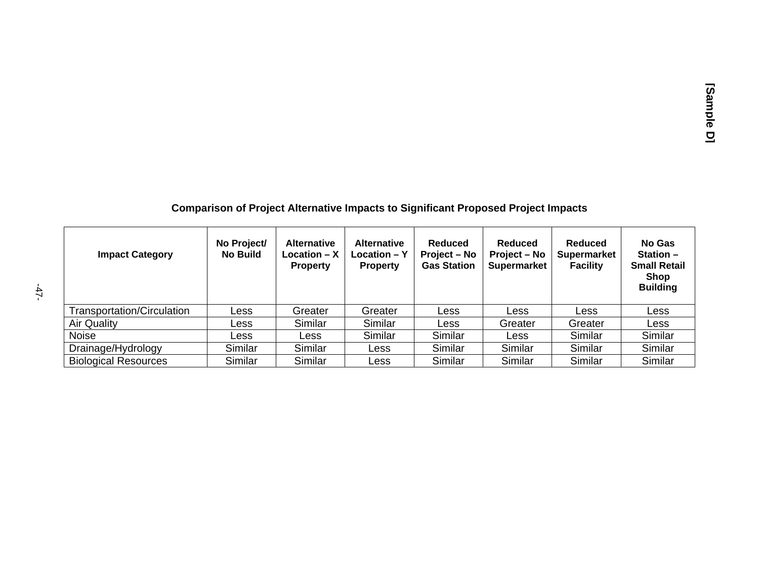[Sample D]

**Comparison of Project Alternative Impacts to Significant Proposed Project Impacts**

| Impact Category | No Project/ No Build | Alternative Location – X Property | Alternative Location – Y Property | Reduced Project – No Gas Station | Reduced Project – No Supermarket | Reduced Supermarket Facility | No Gas Station – Small Retail Shop Building |
|---|---|---|---|---|---|---|---|
| Transportation/Circulation | Less | Greater | Greater | Less | Less | Less | Less |
| Air Quality | Less | Similar | Similar | Less | Greater | Greater | Less |
| Noise | Less | Less | Similar | Similar | Less | Similar | Similar |
| Drainage/Hydrology | Similar | Similar | Less | Similar | Similar | Similar | Similar |
| Biological Resources | Similar | Similar | Less | Similar | Similar | Similar | Similar |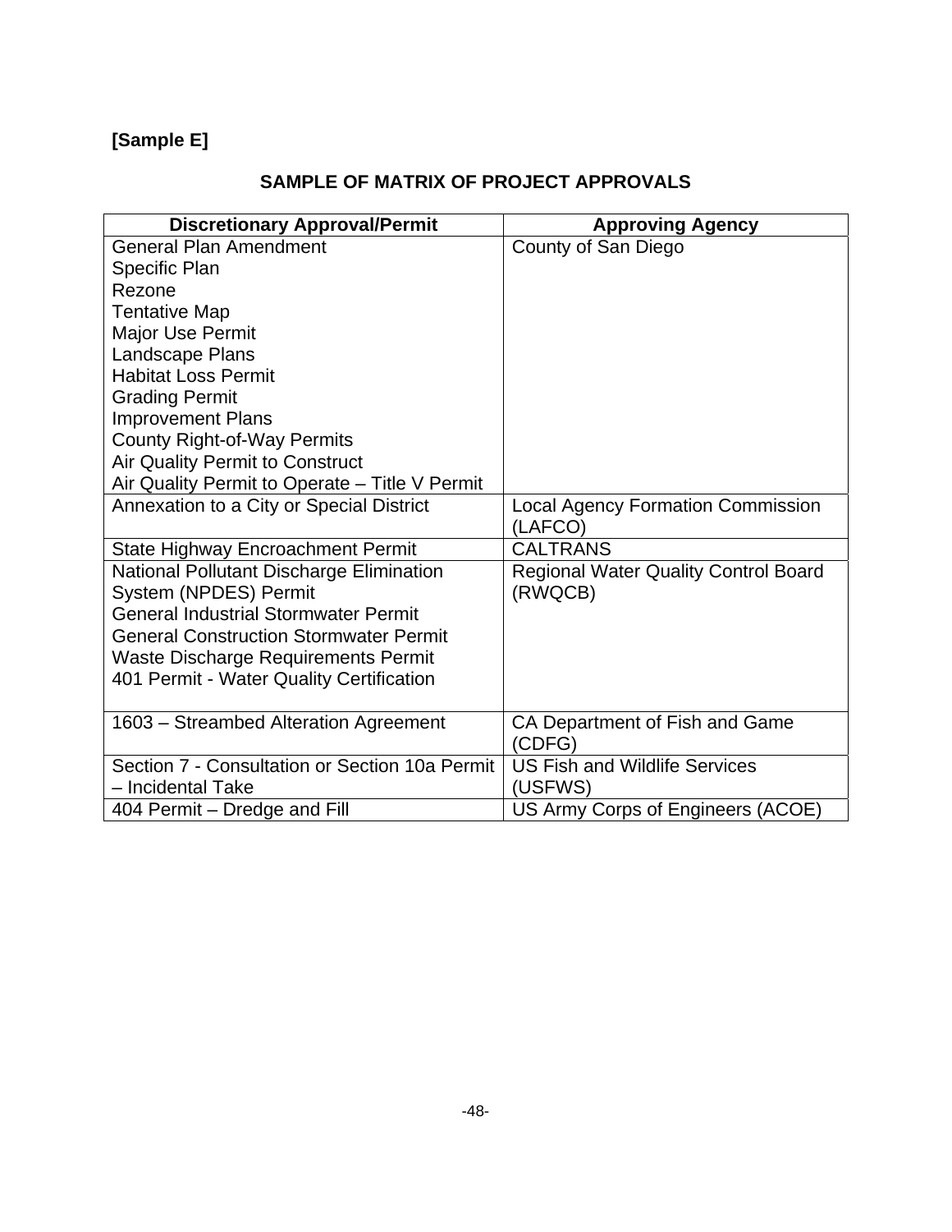**[Sample E]**

## SAMPLE OF MATRIX OF PROJECT APPROVALS

| Discretionary Approval/Permit | Approving Agency |
| --- | --- |
| General Plan Amendment<br>Specific Plan<br>Rezone<br>Tentative Map<br>Major Use Permit<br>Landscape Plans<br>Habitat Loss Permit<br>Grading Permit<br>Improvement Plans<br>County Right-of-Way Permits<br>Air Quality Permit to Construct<br>Air Quality Permit to Operate – Title V Permit | County of San Diego |
| Annexation to a City or Special District | Local Agency Formation Commission (LAFCO) |
| State Highway Encroachment Permit | CALTRANS |
| National Pollutant Discharge Elimination System (NPDES) Permit<br>General Industrial Stormwater Permit<br>General Construction Stormwater Permit<br>Waste Discharge Requirements Permit<br>401 Permit - Water Quality Certification | Regional Water Quality Control Board (RWQCB) |
| 1603 – Streambed Alteration Agreement | CA Department of Fish and Game (CDFG) |
| Section 7 - Consultation or Section 10a Permit – Incidental Take | US Fish and Wildlife Services (USFWS) |
| 404 Permit – Dredge and Fill | US Army Corps of Engineers (ACOE) |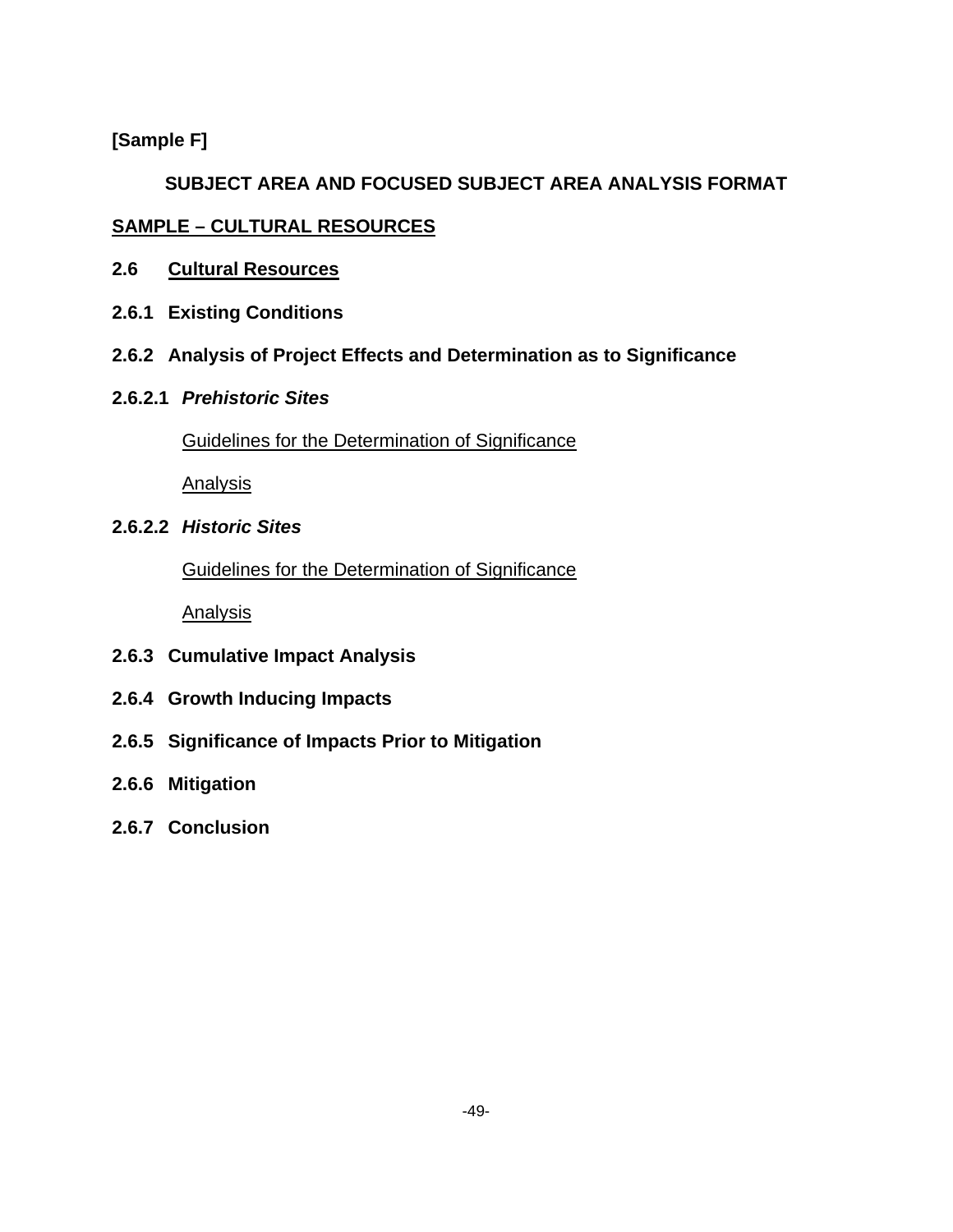**[Sample F]**

## SUBJECT AREA AND FOCUSED SUBJECT AREA ANALYSIS FORMAT

**<u>SAMPLE – CULTURAL RESOURCES</u>**

### 2.6 <u>Cultural Resources</u>

### 2.6.1 Existing Conditions

### 2.6.2 Analysis of Project Effects and Determination as to Significance

#### 2.6.2.1 *Prehistoric Sites*

<u>Guidelines for the Determination of Significance</u>

<u>Analysis</u>

#### 2.6.2.2 *Historic Sites*

<u>Guidelines for the Determination of Significance</u>

<u>Analysis</u>

### 2.6.3 Cumulative Impact Analysis

### 2.6.4 Growth Inducing Impacts

### 2.6.5 Significance of Impacts Prior to Mitigation

### 2.6.6 Mitigation

### 2.6.7 Conclusion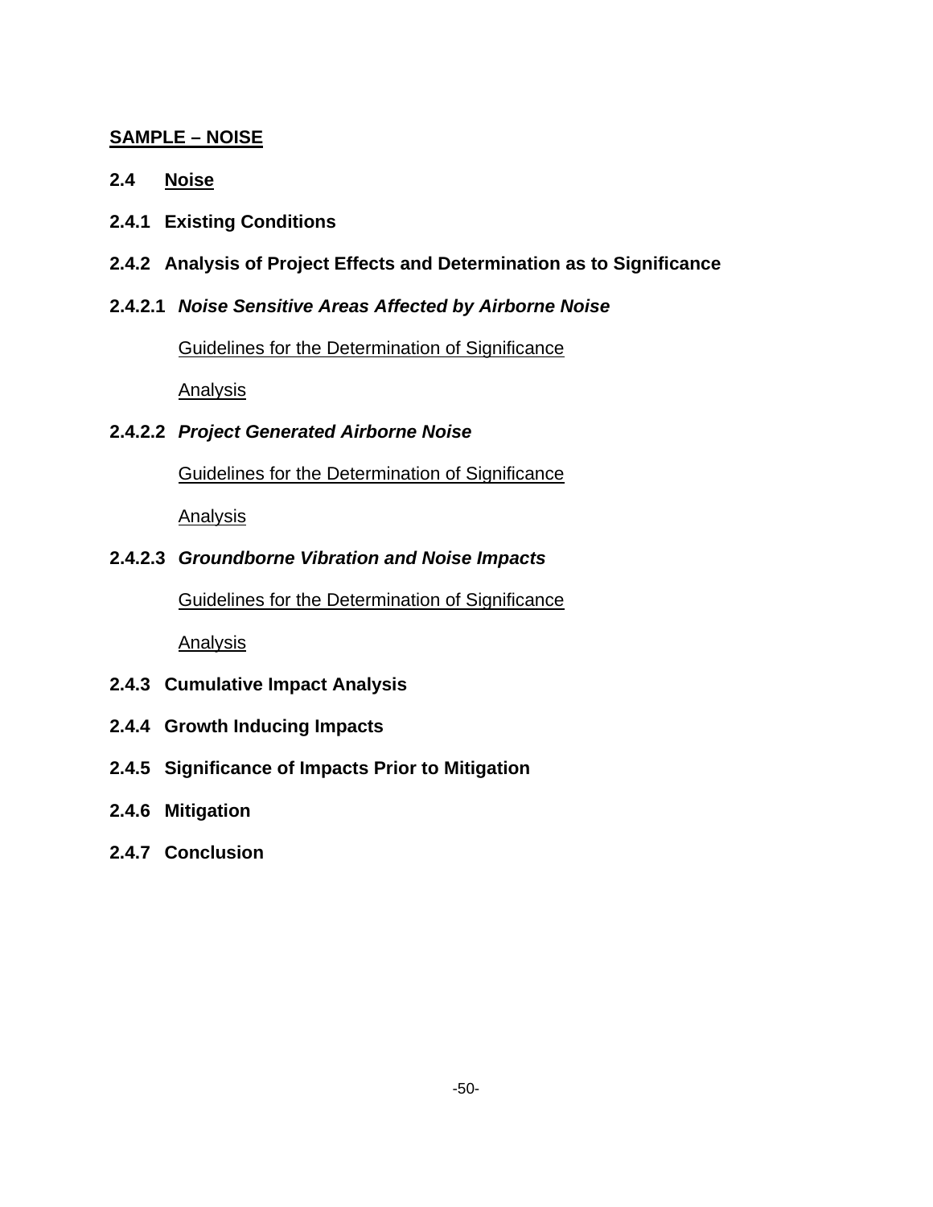**<u>SAMPLE – NOISE</u>**

## 2.4 <u>Noise</u>

### 2.4.1 Existing Conditions

### 2.4.2 Analysis of Project Effects and Determination as to Significance

#### 2.4.2.1 *Noise Sensitive Areas Affected by Airborne Noise*

<u>Guidelines for the Determination of Significance</u>

<u>Analysis</u>

#### 2.4.2.2 *Project Generated Airborne Noise*

<u>Guidelines for the Determination of Significance</u>

<u>Analysis</u>

#### 2.4.2.3 *Groundborne Vibration and Noise Impacts*

<u>Guidelines for the Determination of Significance</u>

<u>Analysis</u>

### 2.4.3 Cumulative Impact Analysis

### 2.4.4 Growth Inducing Impacts

### 2.4.5 Significance of Impacts Prior to Mitigation

### 2.4.6 Mitigation

### 2.4.7 Conclusion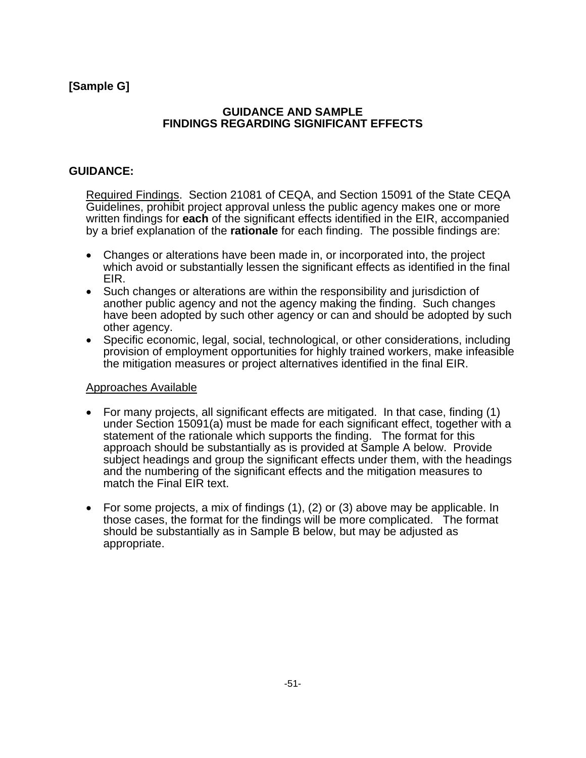**[Sample G]**

## GUIDANCE AND SAMPLE FINDINGS REGARDING SIGNIFICANT EFFECTS

### GUIDANCE:

Required Findings. Section 21081 of CEQA, and Section 15091 of the State CEQA Guidelines, prohibit project approval unless the public agency makes one or more written findings for **each** of the significant effects identified in the EIR, accompanied by a brief explanation of the **rationale** for each finding. The possible findings are:

- Changes or alterations have been made in, or incorporated into, the project which avoid or substantially lessen the significant effects as identified in the final EIR.
- Such changes or alterations are within the responsibility and jurisdiction of another public agency and not the agency making the finding. Such changes have been adopted by such other agency or can and should be adopted by such other agency.
- Specific economic, legal, social, technological, or other considerations, including provision of employment opportunities for highly trained workers, make infeasible the mitigation measures or project alternatives identified in the final EIR.

Approaches Available

- For many projects, all significant effects are mitigated. In that case, finding (1) under Section 15091(a) must be made for each significant effect, together with a statement of the rationale which supports the finding. The format for this approach should be substantially as is provided at Sample A below. Provide subject headings and group the significant effects under them, with the headings and the numbering of the significant effects and the mitigation measures to match the Final EIR text.

- For some projects, a mix of findings (1), (2) or (3) above may be applicable. In those cases, the format for the findings will be more complicated. The format should be substantially as in Sample B below, but may be adjusted as appropriate.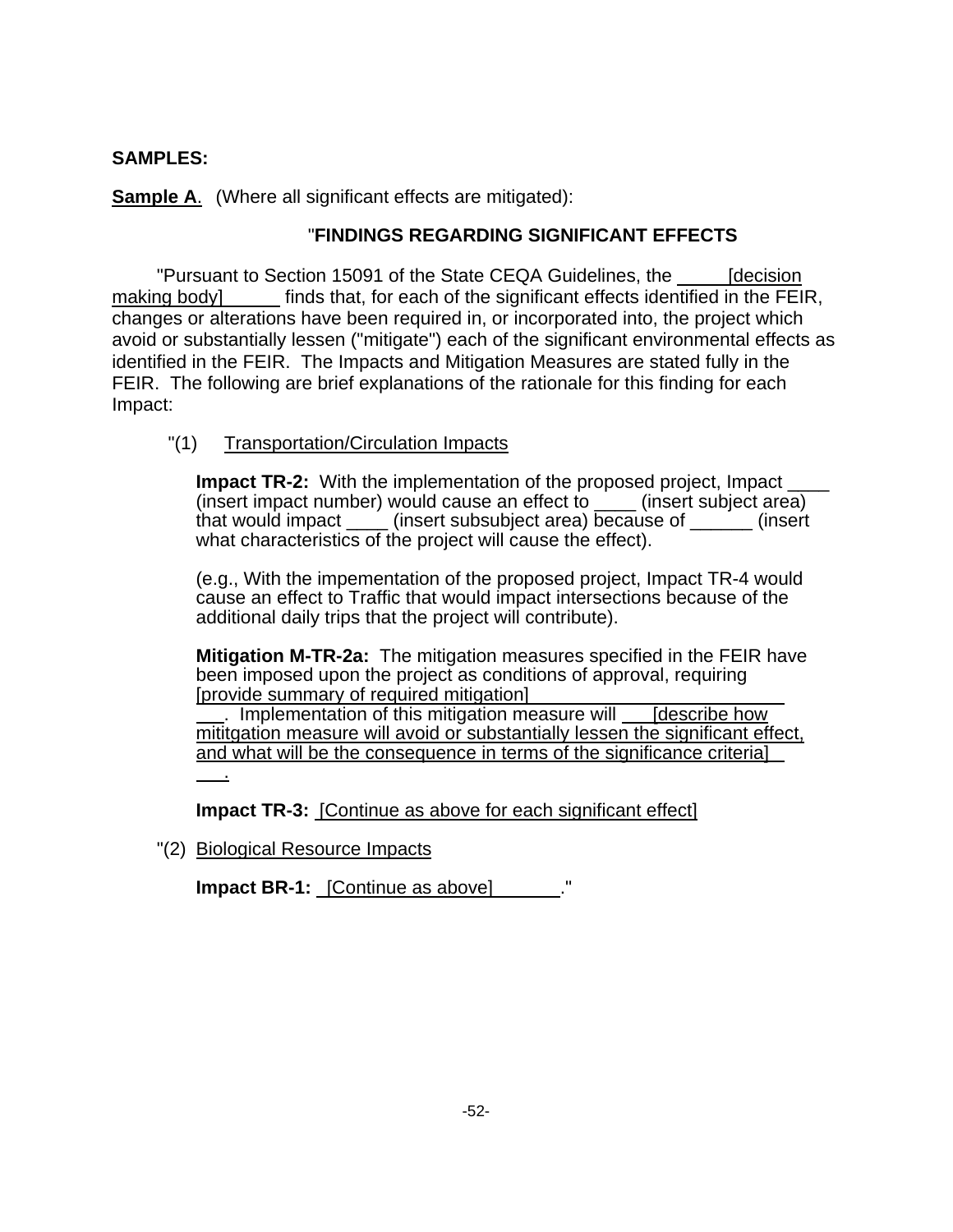**SAMPLES:**

**Sample A**. (Where all significant effects are mitigated):

"**FINDINGS REGARDING SIGNIFICANT EFFECTS**

"Pursuant to Section 15091 of the State CEQA Guidelines, the [decision making body] finds that, for each of the significant effects identified in the FEIR, changes or alterations have been required in, or incorporated into, the project which avoid or substantially lessen ("mitigate") each of the significant environmental effects as identified in the FEIR. The Impacts and Mitigation Measures are stated fully in the FEIR. The following are brief explanations of the rationale for this finding for each Impact:

"(1) Transportation/Circulation Impacts

**Impact TR-2:** With the implementation of the proposed project, Impact ____ (insert impact number) would cause an effect to ____ (insert subject area) that would impact ____ (insert subsubject area) because of ______ (insert what characteristics of the project will cause the effect).

(e.g., With the impementation of the proposed project, Impact TR-4 would cause an effect to Traffic that would impact intersections because of the additional daily trips that the project will contribute).

**Mitigation M-TR-2a:** The mitigation measures specified in the FEIR have been imposed upon the project as conditions of approval, requiring [provide summary of required mitigation] . Implementation of this mitigation measure will [describe how mititgation measure will avoid or substantially lessen the significant effect, and what will be the consequence in terms of the significance criteria] .

**Impact TR-3:** [Continue as above for each significant effect]

"(2) Biological Resource Impacts

**Impact BR-1:** [Continue as above] ."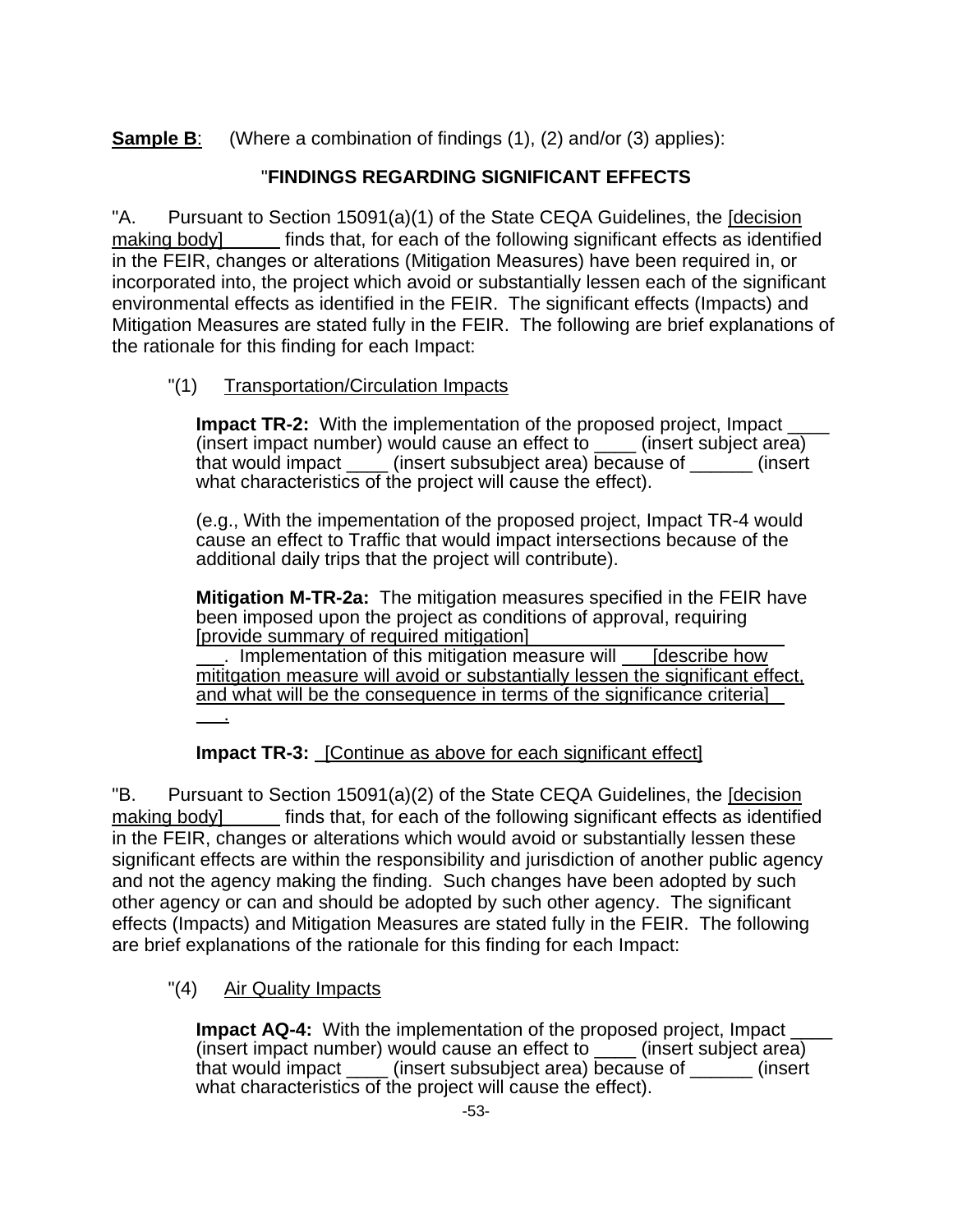**Sample B**: (Where a combination of findings (1), (2) and/or (3) applies):

"**FINDINGS REGARDING SIGNIFICANT EFFECTS**

"A. Pursuant to Section 15091(a)(1) of the State CEQA Guidelines, the [decision making body]______ finds that, for each of the following significant effects as identified in the FEIR, changes or alterations (Mitigation Measures) have been required in, or incorporated into, the project which avoid or substantially lessen each of the significant environmental effects as identified in the FEIR. The significant effects (Impacts) and Mitigation Measures are stated fully in the FEIR. The following are brief explanations of the rationale for this finding for each Impact:

"(1) Transportation/Circulation Impacts

**Impact TR-2:** With the implementation of the proposed project, Impact ____ (insert impact number) would cause an effect to ____ (insert subject area) that would impact ____ (insert subsubject area) because of ______ (insert what characteristics of the project will cause the effect).

(e.g., With the impementation of the proposed project, Impact TR-4 would cause an effect to Traffic that would impact intersections because of the additional daily trips that the project will contribute).

**Mitigation M-TR-2a:** The mitigation measures specified in the FEIR have been imposed upon the project as conditions of approval, requiring [provide summary of required mitigation]___. Implementation of this mitigation measure will ___[describe how mititgation measure will avoid or substantially lessen the significant effect, and what will be the consequence in terms of the significance criteria]___.

**Impact TR-3:** [Continue as above for each significant effect]

"B. Pursuant to Section 15091(a)(2) of the State CEQA Guidelines, the [decision making body]______ finds that, for each of the following significant effects as identified in the FEIR, changes or alterations which would avoid or substantially lessen these significant effects are within the responsibility and jurisdiction of another public agency and not the agency making the finding. Such changes have been adopted by such other agency or can and should be adopted by such other agency. The significant effects (Impacts) and Mitigation Measures are stated fully in the FEIR. The following are brief explanations of the rationale for this finding for each Impact:

"(4) Air Quality Impacts

**Impact AQ-4:** With the implementation of the proposed project, Impact ____ (insert impact number) would cause an effect to ____ (insert subject area) that would impact ____ (insert subsubject area) because of ______ (insert what characteristics of the project will cause the effect).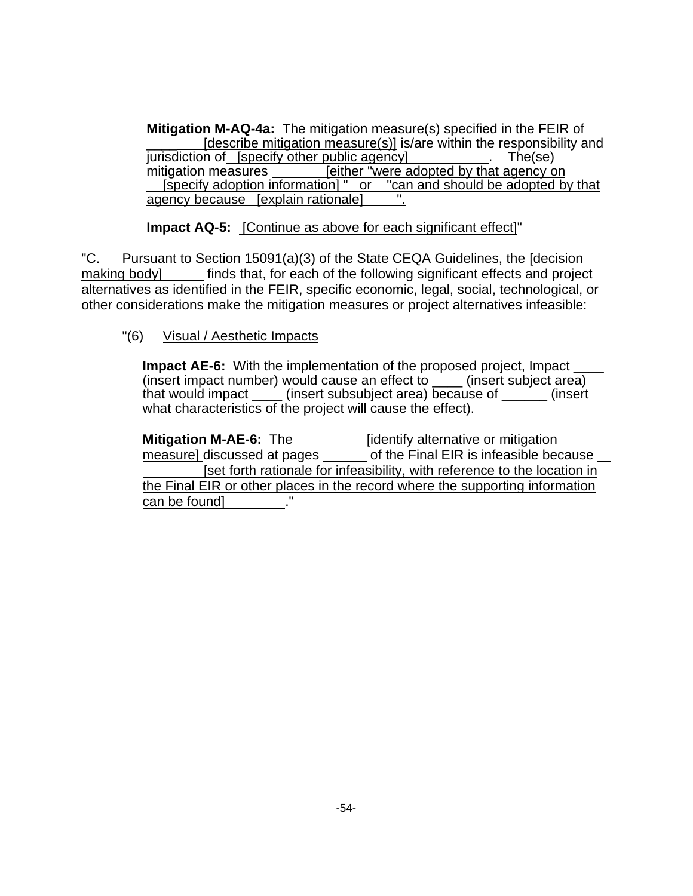**Mitigation M-AQ-4a:** The mitigation measure(s) specified in the FEIR of _______ [describe mitigation measure(s)] is/are within the responsibility and jurisdiction of [specify other public agency] __________. The(se) mitigation measures _______ [either "were adopted by that agency on [specify adoption information] " or "can and should be adopted by that agency because [explain rationale] ".

**Impact AQ-5:** [Continue as above for each significant effect]"

"C. Pursuant to Section 15091(a)(3) of the State CEQA Guidelines, the [decision making body] _____ finds that, for each of the following significant effects and project alternatives as identified in the FEIR, specific economic, legal, social, technological, or other considerations make the mitigation measures or project alternatives infeasible:

"(6) Visual / Aesthetic Impacts

**Impact AE-6:** With the implementation of the proposed project, Impact ____ (insert impact number) would cause an effect to ____ (insert subject area) that would impact ____ (insert subsubject area) because of ______ (insert what characteristics of the project will cause the effect).

**Mitigation M-AE-6:** The _________ [identify alternative or mitigation measure] discussed at pages ______ of the Final EIR is infeasible because ________ [set forth rationale for infeasibility, with reference to the location in the Final EIR or other places in the record where the supporting information can be found] ________."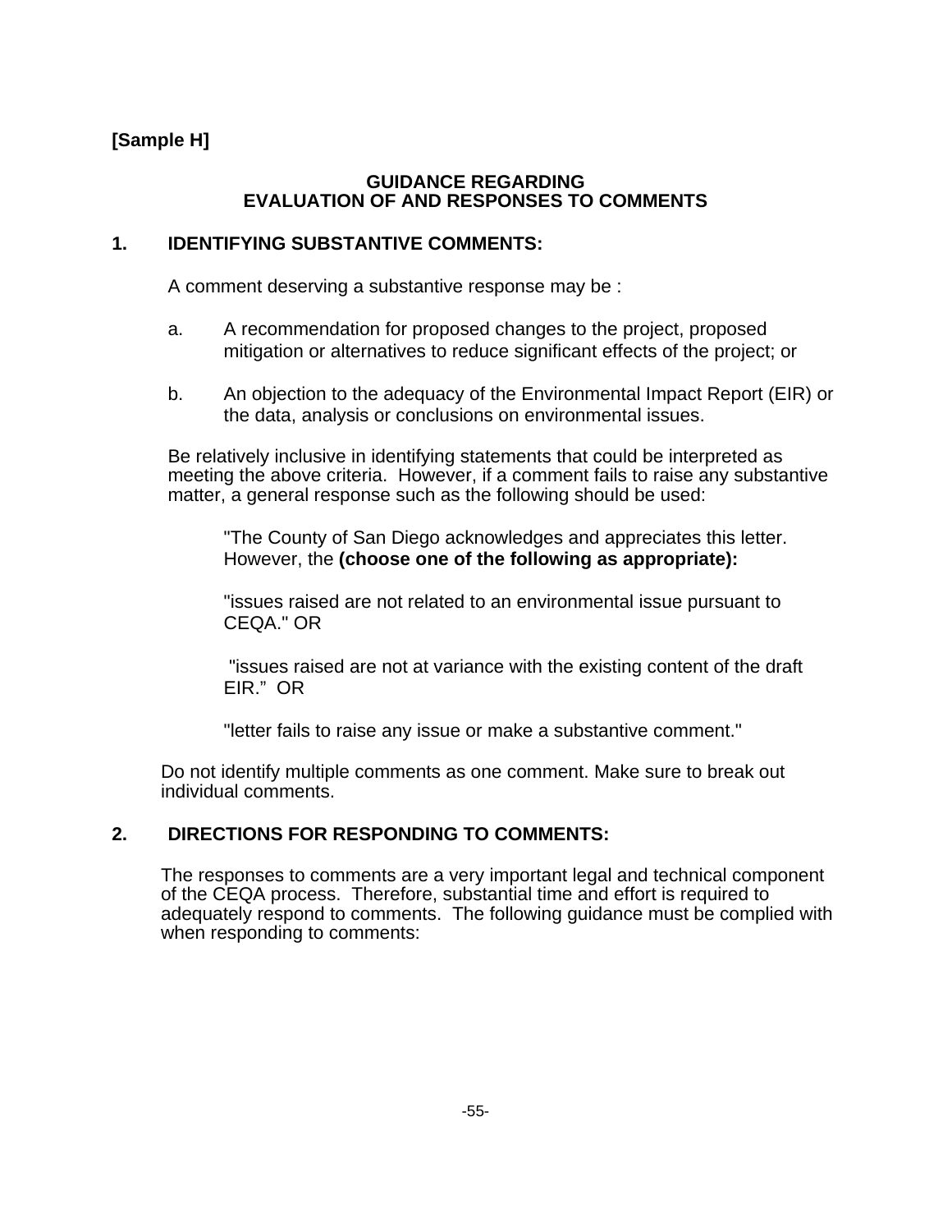**[Sample H]**

## GUIDANCE REGARDING
## EVALUATION OF AND RESPONSES TO COMMENTS

### 1. IDENTIFYING SUBSTANTIVE COMMENTS:

A comment deserving a substantive response may be :

a. A recommendation for proposed changes to the project, proposed mitigation or alternatives to reduce significant effects of the project; or

b. An objection to the adequacy of the Environmental Impact Report (EIR) or the data, analysis or conclusions on environmental issues.

Be relatively inclusive in identifying statements that could be interpreted as meeting the above criteria. However, if a comment fails to raise any substantive matter, a general response such as the following should be used:

> "The County of San Diego acknowledges and appreciates this letter. However, the **(choose one of the following as appropriate):**
>
> "issues raised are not related to an environmental issue pursuant to CEQA." OR
>
> "issues raised are not at variance with the existing content of the draft EIR." OR
>
> "letter fails to raise any issue or make a substantive comment."

Do not identify multiple comments as one comment. Make sure to break out individual comments.

### 2. DIRECTIONS FOR RESPONDING TO COMMENTS:

The responses to comments are a very important legal and technical component of the CEQA process. Therefore, substantial time and effort is required to adequately respond to comments. The following guidance must be complied with when responding to comments: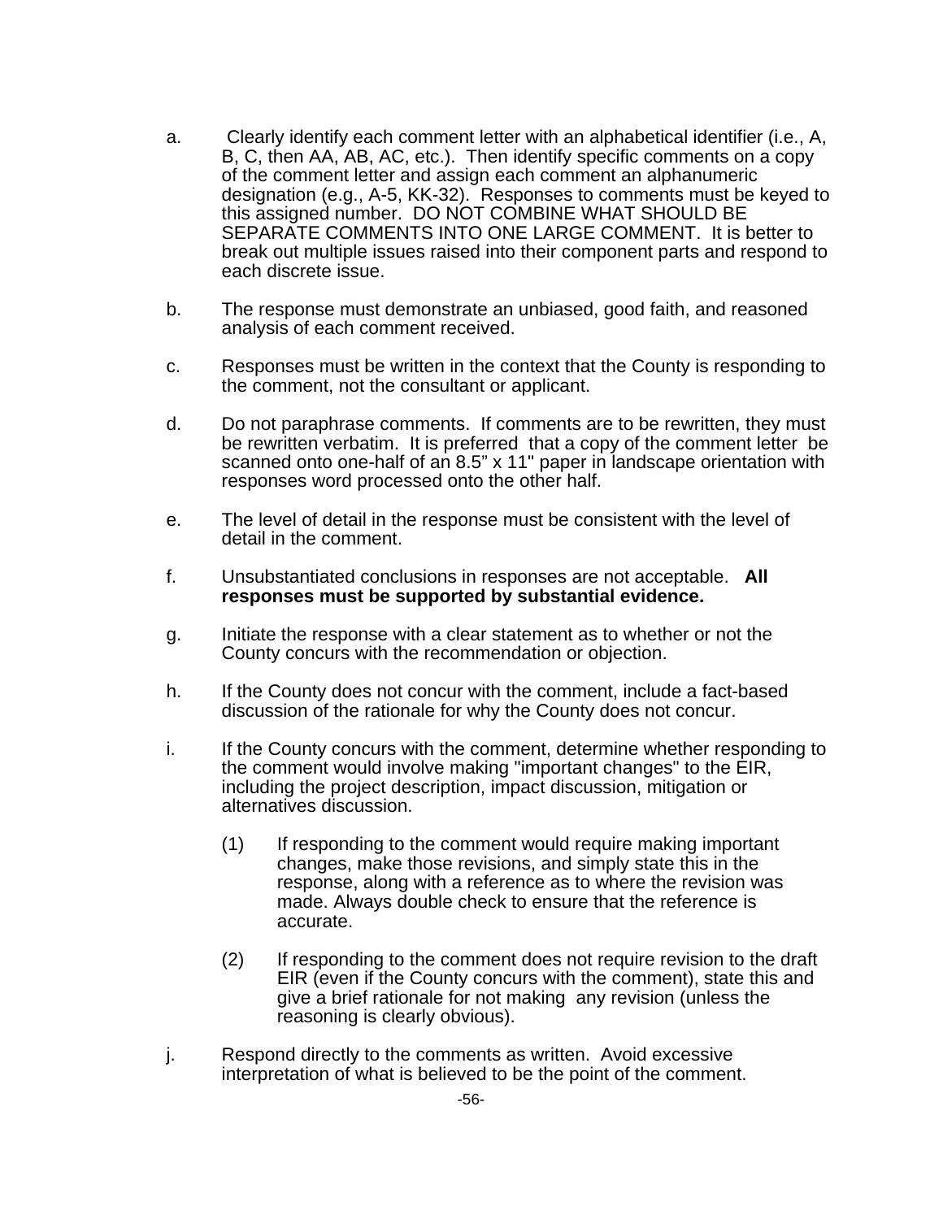a. Clearly identify each comment letter with an alphabetical identifier (i.e., A, B, C, then AA, AB, AC, etc.). Then identify specific comments on a copy of the comment letter and assign each comment an alphanumeric designation (e.g., A-5, KK-32). Responses to comments must be keyed to this assigned number. DO NOT COMBINE WHAT SHOULD BE SEPARATE COMMENTS INTO ONE LARGE COMMENT. It is better to break out multiple issues raised into their component parts and respond to each discrete issue.

b. The response must demonstrate an unbiased, good faith, and reasoned analysis of each comment received.

c. Responses must be written in the context that the County is responding to the comment, not the consultant or applicant.

d. Do not paraphrase comments. If comments are to be rewritten, they must be rewritten verbatim. It is preferred that a copy of the comment letter be scanned onto one-half of an 8.5" x 11" paper in landscape orientation with responses word processed onto the other half.

e. The level of detail in the response must be consistent with the level of detail in the comment.

f. Unsubstantiated conclusions in responses are not acceptable. **All responses must be supported by substantial evidence.**

g. Initiate the response with a clear statement as to whether or not the County concurs with the recommendation or objection.

h. If the County does not concur with the comment, include a fact-based discussion of the rationale for why the County does not concur.

i. If the County concurs with the comment, determine whether responding to the comment would involve making "important changes" to the EIR, including the project description, impact discussion, mitigation or alternatives discussion.

   (1) If responding to the comment would require making important changes, make those revisions, and simply state this in the response, along with a reference as to where the revision was made. Always double check to ensure that the reference is accurate.

   (2) If responding to the comment does not require revision to the draft EIR (even if the County concurs with the comment), state this and give a brief rationale for not making any revision (unless the reasoning is clearly obvious).

j. Respond directly to the comments as written. Avoid excessive interpretation of what is believed to be the point of the comment.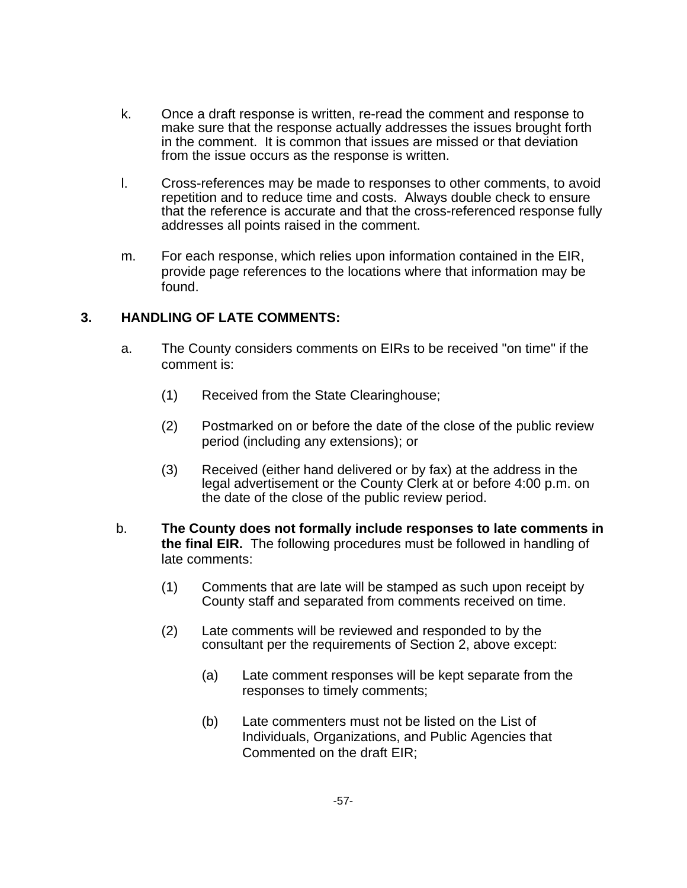k. Once a draft response is written, re-read the comment and response to make sure that the response actually addresses the issues brought forth in the comment. It is common that issues are missed or that deviation from the issue occurs as the response is written.

l. Cross-references may be made to responses to other comments, to avoid repetition and to reduce time and costs. Always double check to ensure that the reference is accurate and that the cross-referenced response fully addresses all points raised in the comment.

m. For each response, which relies upon information contained in the EIR, provide page references to the locations where that information may be found.

## 3. HANDLING OF LATE COMMENTS:

a. The County considers comments on EIRs to be received "on time" if the comment is:

   (1) Received from the State Clearinghouse;

   (2) Postmarked on or before the date of the close of the public review period (including any extensions); or

   (3) Received (either hand delivered or by fax) at the address in the legal advertisement or the County Clerk at or before 4:00 p.m. on the date of the close of the public review period.

b. **The County does not formally include responses to late comments in the final EIR.** The following procedures must be followed in handling of late comments:

   (1) Comments that are late will be stamped as such upon receipt by County staff and separated from comments received on time.

   (2) Late comments will be reviewed and responded to by the consultant per the requirements of Section 2, above except:

      (a) Late comment responses will be kept separate from the responses to timely comments;

      (b) Late commenters must not be listed on the List of Individuals, Organizations, and Public Agencies that Commented on the draft EIR;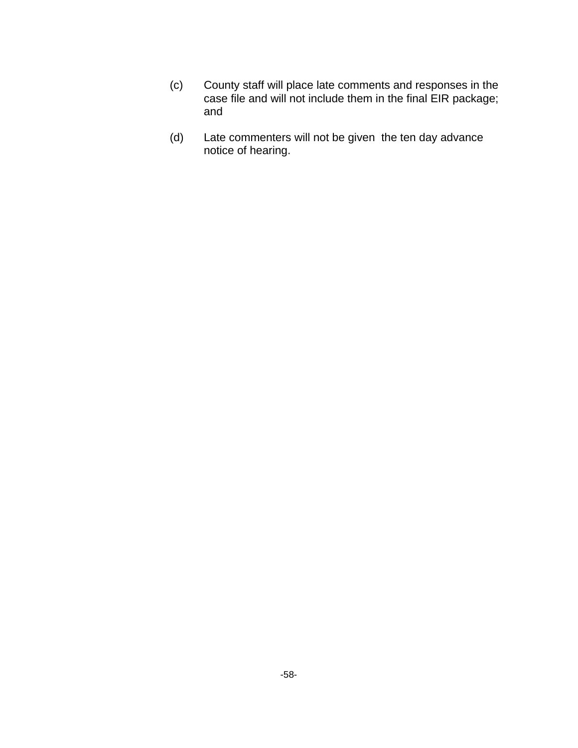(c) County staff will place late comments and responses in the case file and will not include them in the final EIR package; and

(d) Late commenters will not be given the ten day advance notice of hearing.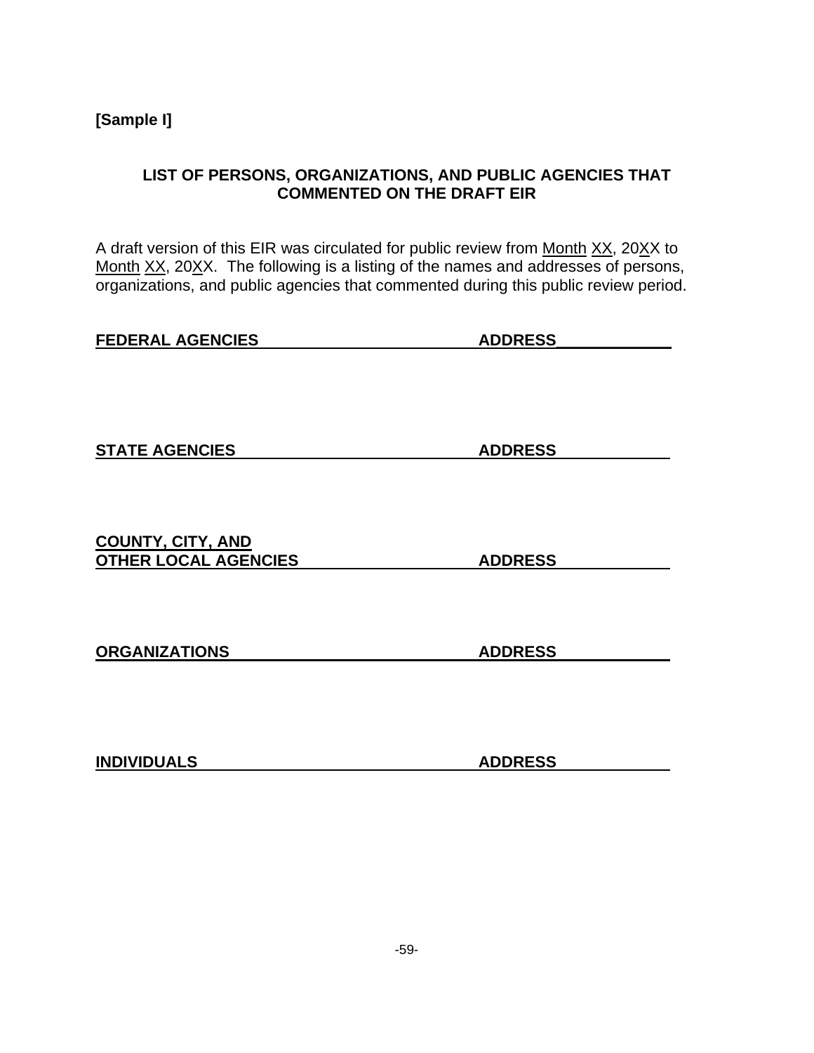**[Sample I]**

## LIST OF PERSONS, ORGANIZATIONS, AND PUBLIC AGENCIES THAT COMMENTED ON THE DRAFT EIR

A draft version of this EIR was circulated for public review from Month XX, 20XX to Month XX, 20XX. The following is a listing of the names and addresses of persons, organizations, and public agencies that commented during this public review period.

| FEDERAL AGENCIES | ADDRESS |
| --- | --- |

| STATE AGENCIES | ADDRESS |
| --- | --- |

| COUNTY, CITY, AND OTHER LOCAL AGENCIES | ADDRESS |
| --- | --- |

| ORGANIZATIONS | ADDRESS |
| --- | --- |

| INDIVIDUALS | ADDRESS |
| --- | --- |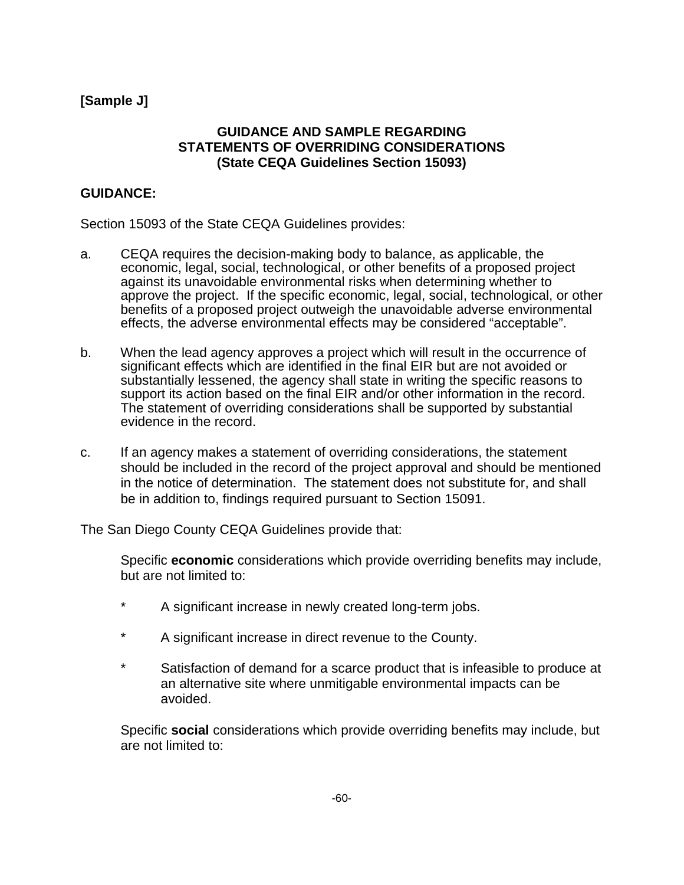**[Sample J]**

## GUIDANCE AND SAMPLE REGARDING STATEMENTS OF OVERRIDING CONSIDERATIONS (State CEQA Guidelines Section 15093)

**GUIDANCE:**

Section 15093 of the State CEQA Guidelines provides:

a. CEQA requires the decision-making body to balance, as applicable, the economic, legal, social, technological, or other benefits of a proposed project against its unavoidable environmental risks when determining whether to approve the project. If the specific economic, legal, social, technological, or other benefits of a proposed project outweigh the unavoidable adverse environmental effects, the adverse environmental effects may be considered "acceptable".

b. When the lead agency approves a project which will result in the occurrence of significant effects which are identified in the final EIR but are not avoided or substantially lessened, the agency shall state in writing the specific reasons to support its action based on the final EIR and/or other information in the record. The statement of overriding considerations shall be supported by substantial evidence in the record.

c. If an agency makes a statement of overriding considerations, the statement should be included in the record of the project approval and should be mentioned in the notice of determination. The statement does not substitute for, and shall be in addition to, findings required pursuant to Section 15091.

The San Diego County CEQA Guidelines provide that:

Specific **economic** considerations which provide overriding benefits may include, but are not limited to:

* A significant increase in newly created long-term jobs.

* A significant increase in direct revenue to the County.

* Satisfaction of demand for a scarce product that is infeasible to produce at an alternative site where unmitigable environmental impacts can be avoided.

Specific **social** considerations which provide overriding benefits may include, but are not limited to: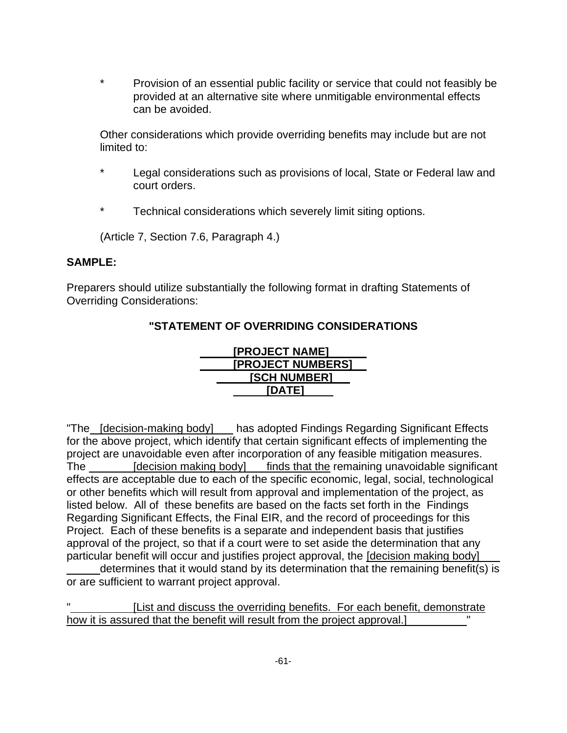* Provision of an essential public facility or service that could not feasibly be provided at an alternative site where unmitigable environmental effects can be avoided.

Other considerations which provide overriding benefits may include but are not limited to:

* Legal considerations such as provisions of local, State or Federal law and court orders.

* Technical considerations which severely limit siting options.

(Article 7, Section 7.6, Paragraph 4.)

**SAMPLE:**

Preparers should utilize substantially the following format in drafting Statements of Overriding Considerations:

**"STATEMENT OF OVERRIDING CONSIDERATIONS**

**[PROJECT NAME]**
**[PROJECT NUMBERS]**
**[SCH NUMBER]**
**[DATE]**

"The [decision-making body] has adopted Findings Regarding Significant Effects for the above project, which identify that certain significant effects of implementing the project are unavoidable even after incorporation of any feasible mitigation measures. The [decision making body] finds that the remaining unavoidable significant effects are acceptable due to each of the specific economic, legal, social, technological or other benefits which will result from approval and implementation of the project, as listed below. All of these benefits are based on the facts set forth in the Findings Regarding Significant Effects, the Final EIR, and the record of proceedings for this Project. Each of these benefits is a separate and independent basis that justifies approval of the project, so that if a court were to set aside the determination that any particular benefit will occur and justifies project approval, the [decision making body] determines that it would stand by its determination that the remaining benefit(s) is or are sufficient to warrant project approval.

" [List and discuss the overriding benefits. For each benefit, demonstrate how it is assured that the benefit will result from the project approval.] "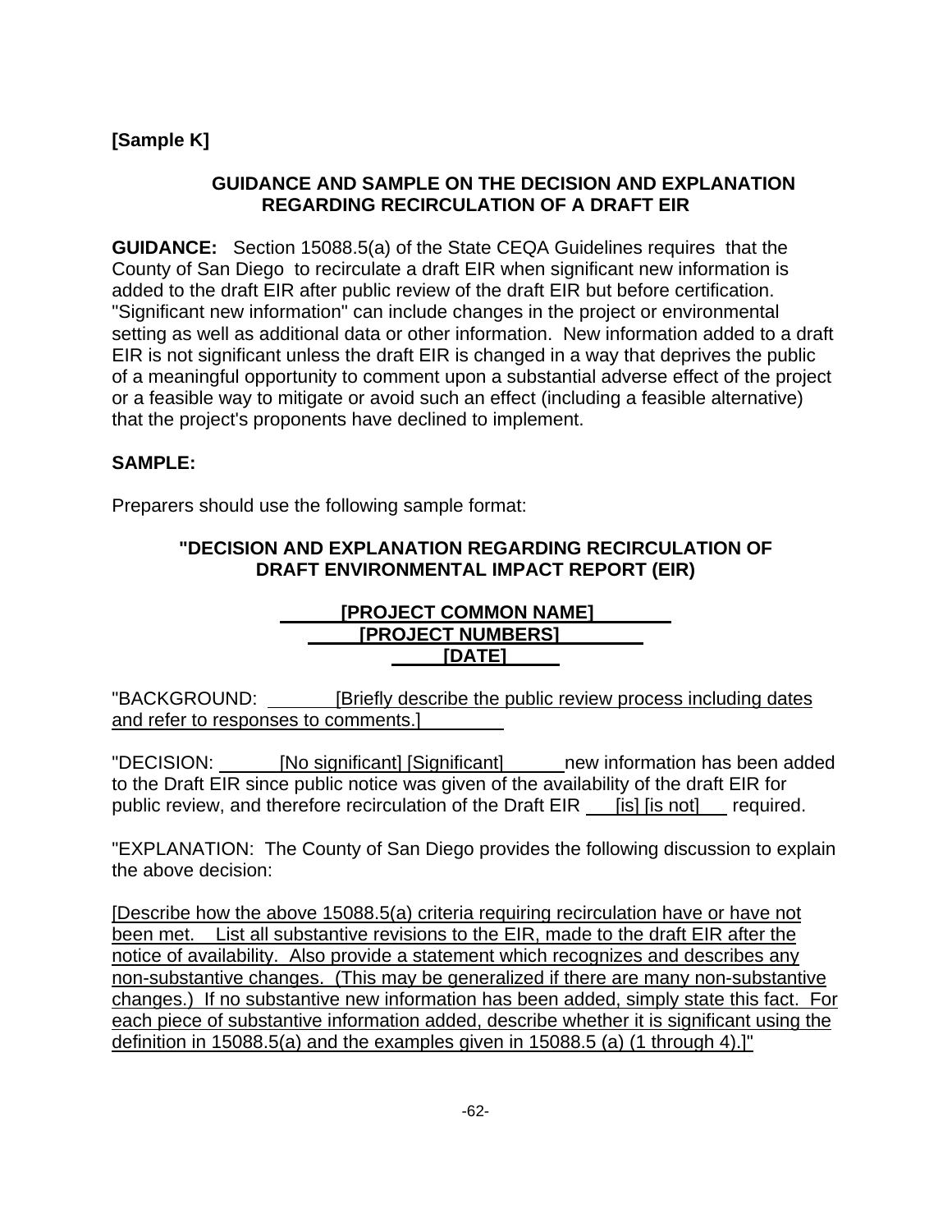**[Sample K]**

## GUIDANCE AND SAMPLE ON THE DECISION AND EXPLANATION REGARDING RECIRCULATION OF A DRAFT EIR

**GUIDANCE:** Section 15088.5(a) of the State CEQA Guidelines requires that the County of San Diego to recirculate a draft EIR when significant new information is added to the draft EIR after public review of the draft EIR but before certification. "Significant new information" can include changes in the project or environmental setting as well as additional data or other information. New information added to a draft EIR is not significant unless the draft EIR is changed in a way that deprives the public of a meaningful opportunity to comment upon a substantial adverse effect of the project or a feasible way to mitigate or avoid such an effect (including a feasible alternative) that the project's proponents have declined to implement.

**SAMPLE:**

Preparers should use the following sample format:

**"DECISION AND EXPLANATION REGARDING RECIRCULATION OF DRAFT ENVIRONMENTAL IMPACT REPORT (EIR)**

**[PROJECT COMMON NAME]**
**[PROJECT NUMBERS]**
**[DATE]**

"BACKGROUND: [Briefly describe the public review process including dates and refer to responses to comments.]

"DECISION: [No significant] [Significant] new information has been added to the Draft EIR since public notice was given of the availability of the draft EIR for public review, and therefore recirculation of the Draft EIR [is] [is not] required.

"EXPLANATION: The County of San Diego provides the following discussion to explain the above decision:

[Describe how the above 15088.5(a) criteria requiring recirculation have or have not been met. List all substantive revisions to the EIR, made to the draft EIR after the notice of availability. Also provide a statement which recognizes and describes any non-substantive changes. (This may be generalized if there are many non-substantive changes.) If no substantive new information has been added, simply state this fact. For each piece of substantive information added, describe whether it is significant using the definition in 15088.5(a) and the examples given in 15088.5 (a) (1 through 4).]"